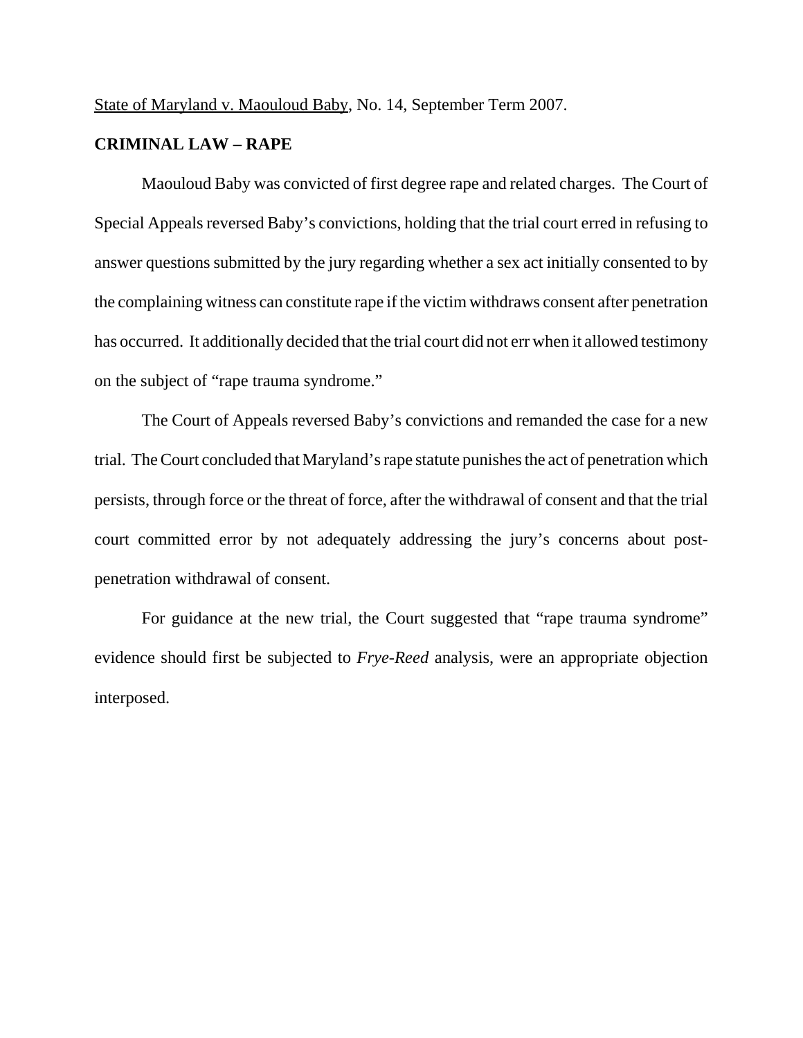State of Maryland v. Maouloud Baby, No. 14, September Term 2007.

**CRIMINAL LAW – RAPE**

Maouloud Baby was convicted of first degree rape and related charges. The Court of Special Appeals reversed Baby's convictions, holding that the trial court erred in refusing to answer questions submitted by the jury regarding whether a sex act initially consented to by the complaining witness can constitute rape if the victim withdraws consent after penetration has occurred. It additionally decided that the trial court did not err when it allowed testimony on the subject of "rape trauma syndrome."

The Court of Appeals reversed Baby's convictions and remanded the case for a new trial. The Court concluded that Maryland's rape statute punishes the act of penetration which persists, through force or the threat of force, after the withdrawal of consent and that the trial court committed error by not adequately addressing the jury's concerns about post-penetration withdrawal of consent.

For guidance at the new trial, the Court suggested that "rape trauma syndrome" evidence should first be subjected to *Frye-Reed* analysis, were an appropriate objection interposed.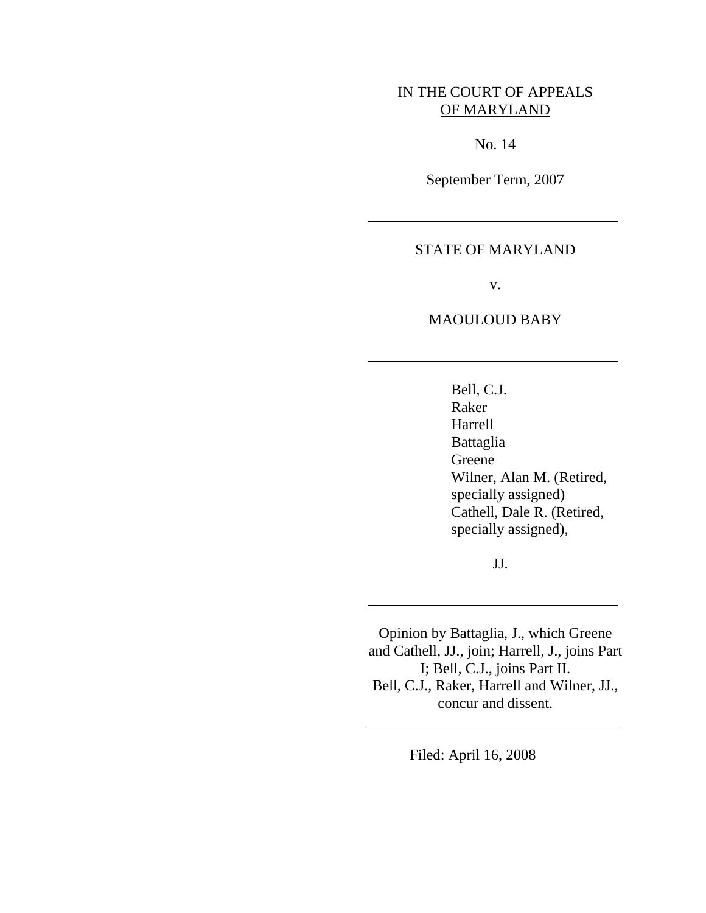IN THE COURT OF APPEALS
OF MARYLAND

No. 14

September Term, 2007

---

STATE OF MARYLAND

v.

MAOULOUD BABY

---

Bell, C.J.
Raker
Harrell
Battaglia
Greene
Wilner, Alan M. (Retired, specially assigned)
Cathell, Dale R. (Retired, specially assigned),

JJ.

---

Opinion by Battaglia, J., which Greene and Cathell, JJ., join; Harrell, J., joins Part I; Bell, C.J., joins Part II.
Bell, C.J., Raker, Harrell and Wilner, JJ., concur and dissent.

---

Filed: April 16, 2008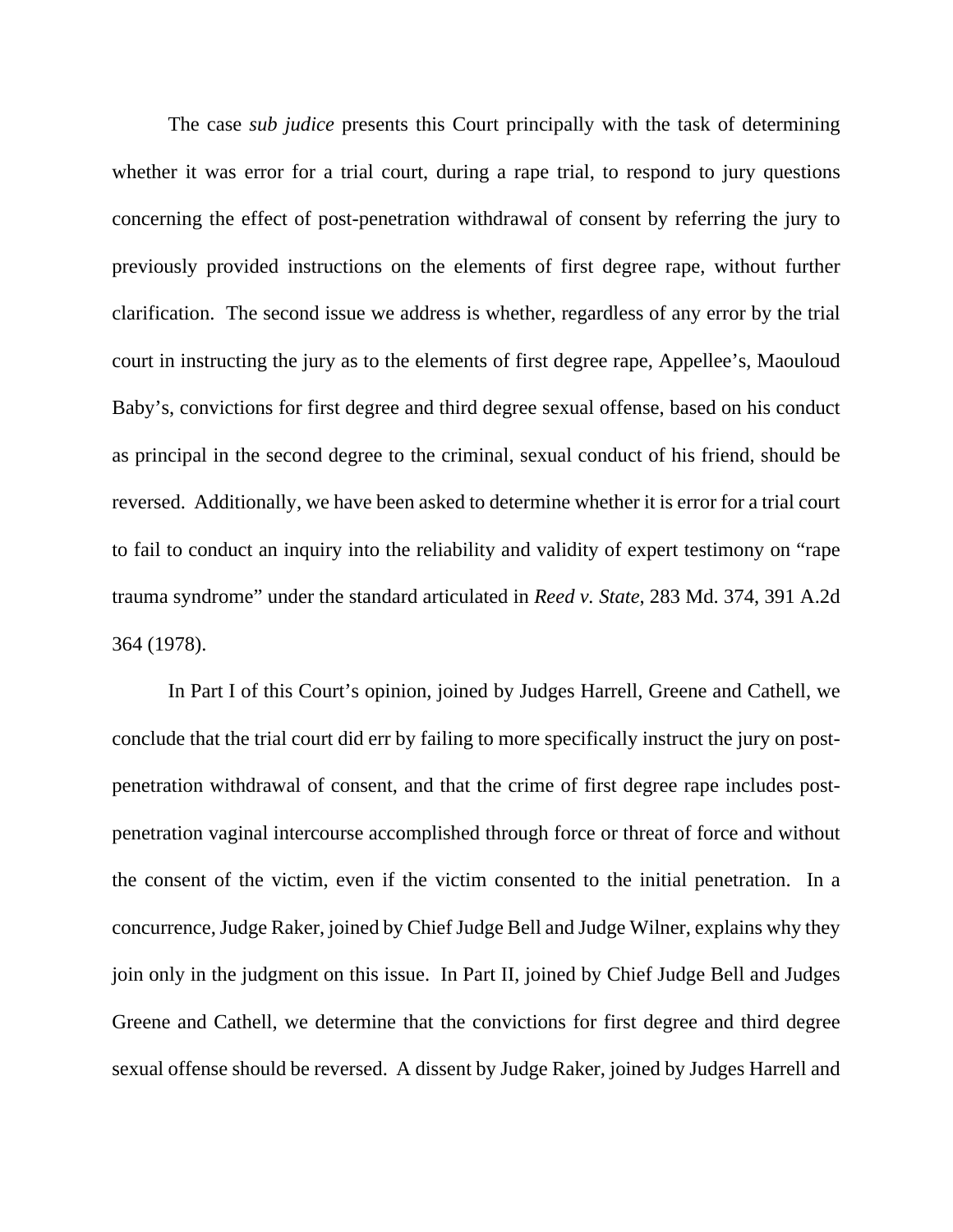The case *sub judice* presents this Court principally with the task of determining whether it was error for a trial court, during a rape trial, to respond to jury questions concerning the effect of post-penetration withdrawal of consent by referring the jury to previously provided instructions on the elements of first degree rape, without further clarification. The second issue we address is whether, regardless of any error by the trial court in instructing the jury as to the elements of first degree rape, Appellee's, Maouloud Baby's, convictions for first degree and third degree sexual offense, based on his conduct as principal in the second degree to the criminal, sexual conduct of his friend, should be reversed. Additionally, we have been asked to determine whether it is error for a trial court to fail to conduct an inquiry into the reliability and validity of expert testimony on "rape trauma syndrome" under the standard articulated in *Reed v. State*, 283 Md. 374, 391 A.2d 364 (1978).

In Part I of this Court's opinion, joined by Judges Harrell, Greene and Cathell, we conclude that the trial court did err by failing to more specifically instruct the jury on post-penetration withdrawal of consent, and that the crime of first degree rape includes post-penetration vaginal intercourse accomplished through force or threat of force and without the consent of the victim, even if the victim consented to the initial penetration. In a concurrence, Judge Raker, joined by Chief Judge Bell and Judge Wilner, explains why they join only in the judgment on this issue. In Part II, joined by Chief Judge Bell and Judges Greene and Cathell, we determine that the convictions for first degree and third degree sexual offense should be reversed. A dissent by Judge Raker, joined by Judges Harrell and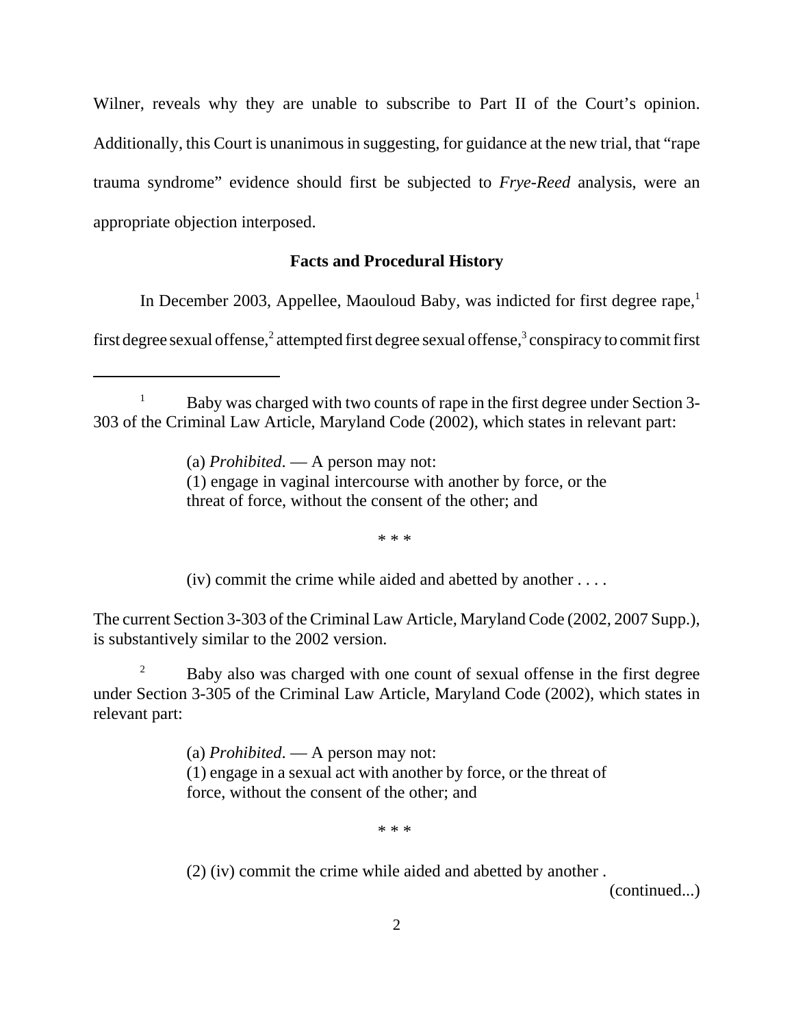Wilner, reveals why they are unable to subscribe to Part II of the Court's opinion. Additionally, this Court is unanimous in suggesting, for guidance at the new trial, that "rape trauma syndrome" evidence should first be subjected to *Frye-Reed* analysis, were an appropriate objection interposed.

**Facts and Procedural History**

In December 2003, Appellee, Maouloud Baby, was indicted for first degree rape,[1] first degree sexual offense,[2] attempted first degree sexual offense,[3] conspiracy to commit first

---

[1] Baby was charged with two counts of rape in the first degree under Section 3-303 of the Criminal Law Article, Maryland Code (2002), which states in relevant part:

> (a) *Prohibited*. — A person may not:
> (1) engage in vaginal intercourse with another by force, or the threat of force, without the consent of the other; and
>
> \* \* \*
>
> (iv) commit the crime while aided and abetted by another . . . .

The current Section 3-303 of the Criminal Law Article, Maryland Code (2002, 2007 Supp.), is substantively similar to the 2002 version.

[2] Baby also was charged with one count of sexual offense in the first degree under Section 3-305 of the Criminal Law Article, Maryland Code (2002), which states in relevant part:

> (a) *Prohibited*. — A person may not:
> (1) engage in a sexual act with another by force, or the threat of force, without the consent of the other; and
>
> \* \* \*
>
> (2) (iv) commit the crime while aided and abetted by another .

(continued...)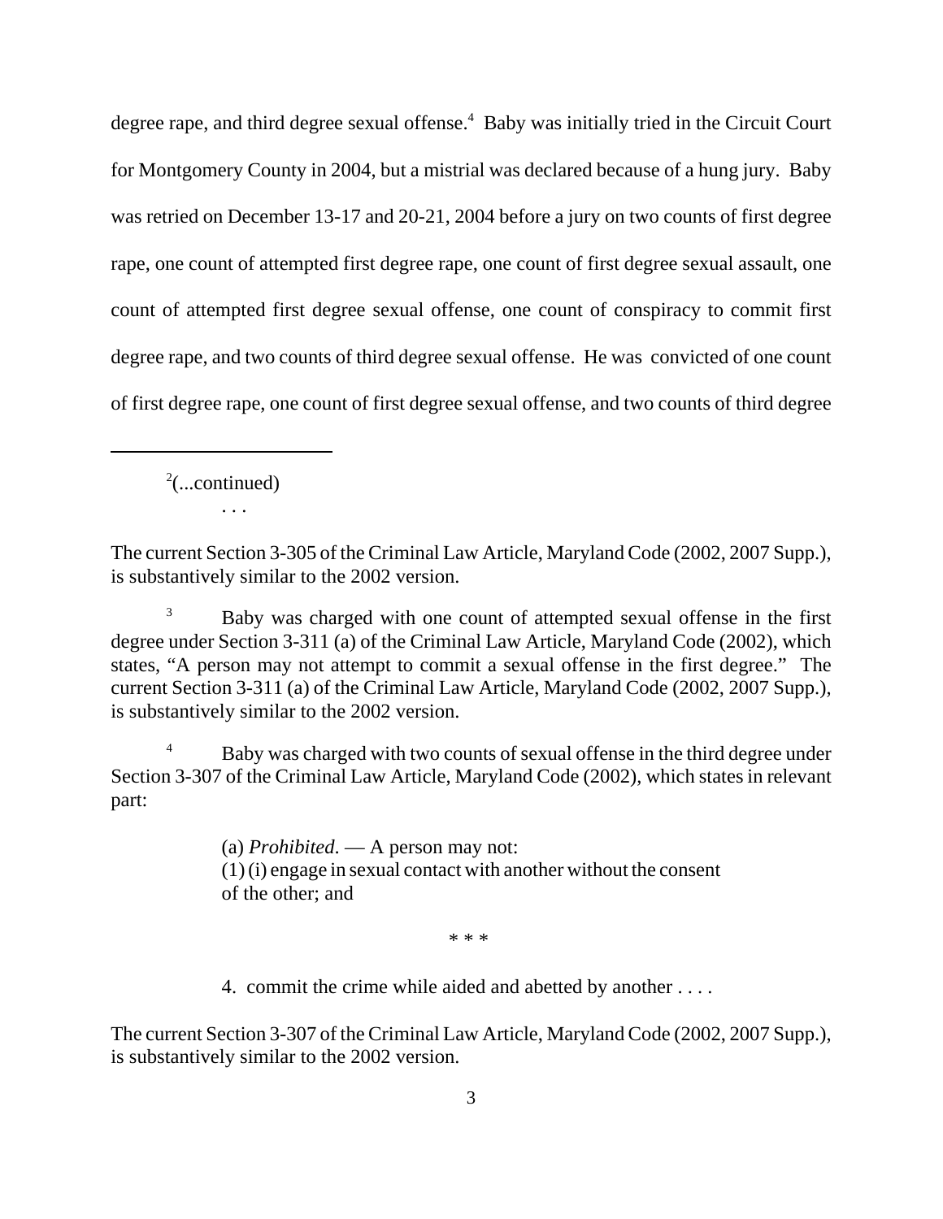degree rape, and third degree sexual offense.[4] Baby was initially tried in the Circuit Court for Montgomery County in 2004, but a mistrial was declared because of a hung jury. Baby was retried on December 13-17 and 20-21, 2004 before a jury on two counts of first degree rape, one count of attempted first degree rape, one count of first degree sexual assault, one count of attempted first degree sexual offense, one count of conspiracy to commit first degree rape, and two counts of third degree sexual offense. He was convicted of one count of first degree rape, one count of first degree sexual offense, and two counts of third degree

---

[2](...continued)

. . .

The current Section 3-305 of the Criminal Law Article, Maryland Code (2002, 2007 Supp.), is substantively similar to the 2002 version.

[3] Baby was charged with one count of attempted sexual offense in the first degree under Section 3-311 (a) of the Criminal Law Article, Maryland Code (2002), which states, "A person may not attempt to commit a sexual offense in the first degree." The current Section 3-311 (a) of the Criminal Law Article, Maryland Code (2002, 2007 Supp.), is substantively similar to the 2002 version.

[4] Baby was charged with two counts of sexual offense in the third degree under Section 3-307 of the Criminal Law Article, Maryland Code (2002), which states in relevant part:

> (a) *Prohibited*. — A person may not:
> (1) (i) engage in sexual contact with another without the consent of the other; and
>
> * * *
>
> 4. commit the crime while aided and abetted by another . . . .

The current Section 3-307 of the Criminal Law Article, Maryland Code (2002, 2007 Supp.), is substantively similar to the 2002 version.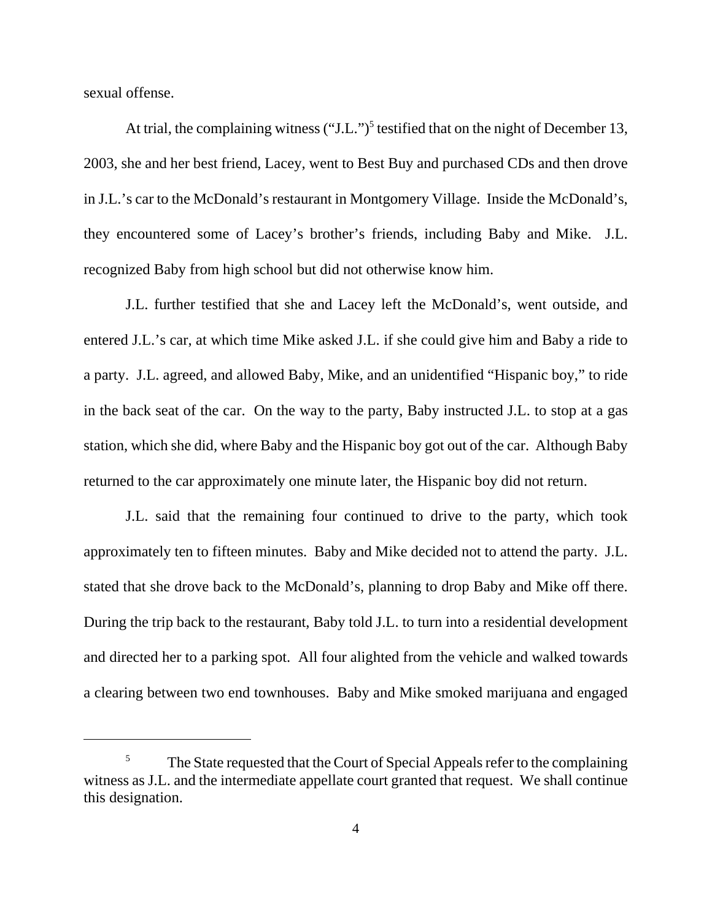sexual offense.

At trial, the complaining witness ("J.L.")[5] testified that on the night of December 13, 2003, she and her best friend, Lacey, went to Best Buy and purchased CDs and then drove in J.L.'s car to the McDonald's restaurant in Montgomery Village. Inside the McDonald's, they encountered some of Lacey's brother's friends, including Baby and Mike. J.L. recognized Baby from high school but did not otherwise know him.

J.L. further testified that she and Lacey left the McDonald's, went outside, and entered J.L.'s car, at which time Mike asked J.L. if she could give him and Baby a ride to a party. J.L. agreed, and allowed Baby, Mike, and an unidentified "Hispanic boy," to ride in the back seat of the car. On the way to the party, Baby instructed J.L. to stop at a gas station, which she did, where Baby and the Hispanic boy got out of the car. Although Baby returned to the car approximately one minute later, the Hispanic boy did not return.

J.L. said that the remaining four continued to drive to the party, which took approximately ten to fifteen minutes. Baby and Mike decided not to attend the party. J.L. stated that she drove back to the McDonald's, planning to drop Baby and Mike off there. During the trip back to the restaurant, Baby told J.L. to turn into a residential development and directed her to a parking spot. All four alighted from the vehicle and walked towards a clearing between two end townhouses. Baby and Mike smoked marijuana and engaged

---

[5] The State requested that the Court of Special Appeals refer to the complaining witness as J.L. and the intermediate appellate court granted that request. We shall continue this designation.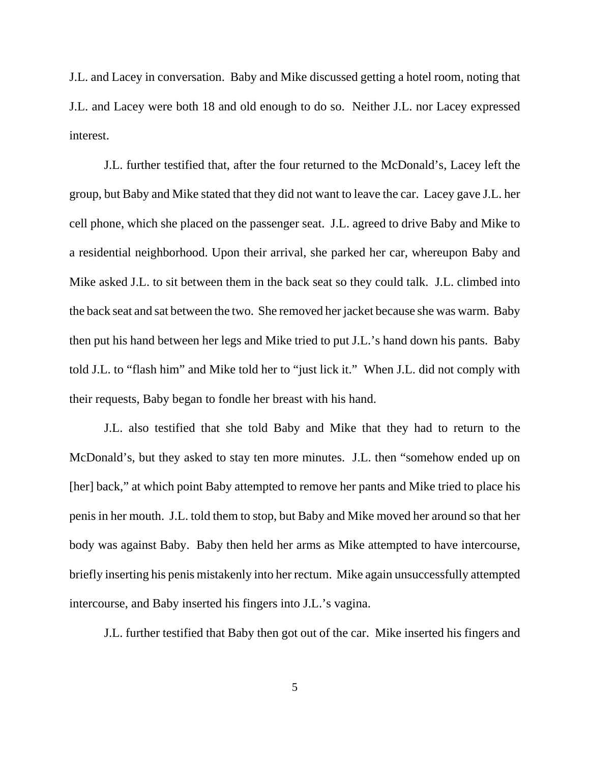J.L. and Lacey in conversation. Baby and Mike discussed getting a hotel room, noting that J.L. and Lacey were both 18 and old enough to do so. Neither J.L. nor Lacey expressed interest.

J.L. further testified that, after the four returned to the McDonald's, Lacey left the group, but Baby and Mike stated that they did not want to leave the car. Lacey gave J.L. her cell phone, which she placed on the passenger seat. J.L. agreed to drive Baby and Mike to a residential neighborhood. Upon their arrival, she parked her car, whereupon Baby and Mike asked J.L. to sit between them in the back seat so they could talk. J.L. climbed into the back seat and sat between the two. She removed her jacket because she was warm. Baby then put his hand between her legs and Mike tried to put J.L.'s hand down his pants. Baby told J.L. to "flash him" and Mike told her to "just lick it." When J.L. did not comply with their requests, Baby began to fondle her breast with his hand.

J.L. also testified that she told Baby and Mike that they had to return to the McDonald's, but they asked to stay ten more minutes. J.L. then "somehow ended up on [her] back," at which point Baby attempted to remove her pants and Mike tried to place his penis in her mouth. J.L. told them to stop, but Baby and Mike moved her around so that her body was against Baby. Baby then held her arms as Mike attempted to have intercourse, briefly inserting his penis mistakenly into her rectum. Mike again unsuccessfully attempted intercourse, and Baby inserted his fingers into J.L.'s vagina.

J.L. further testified that Baby then got out of the car. Mike inserted his fingers and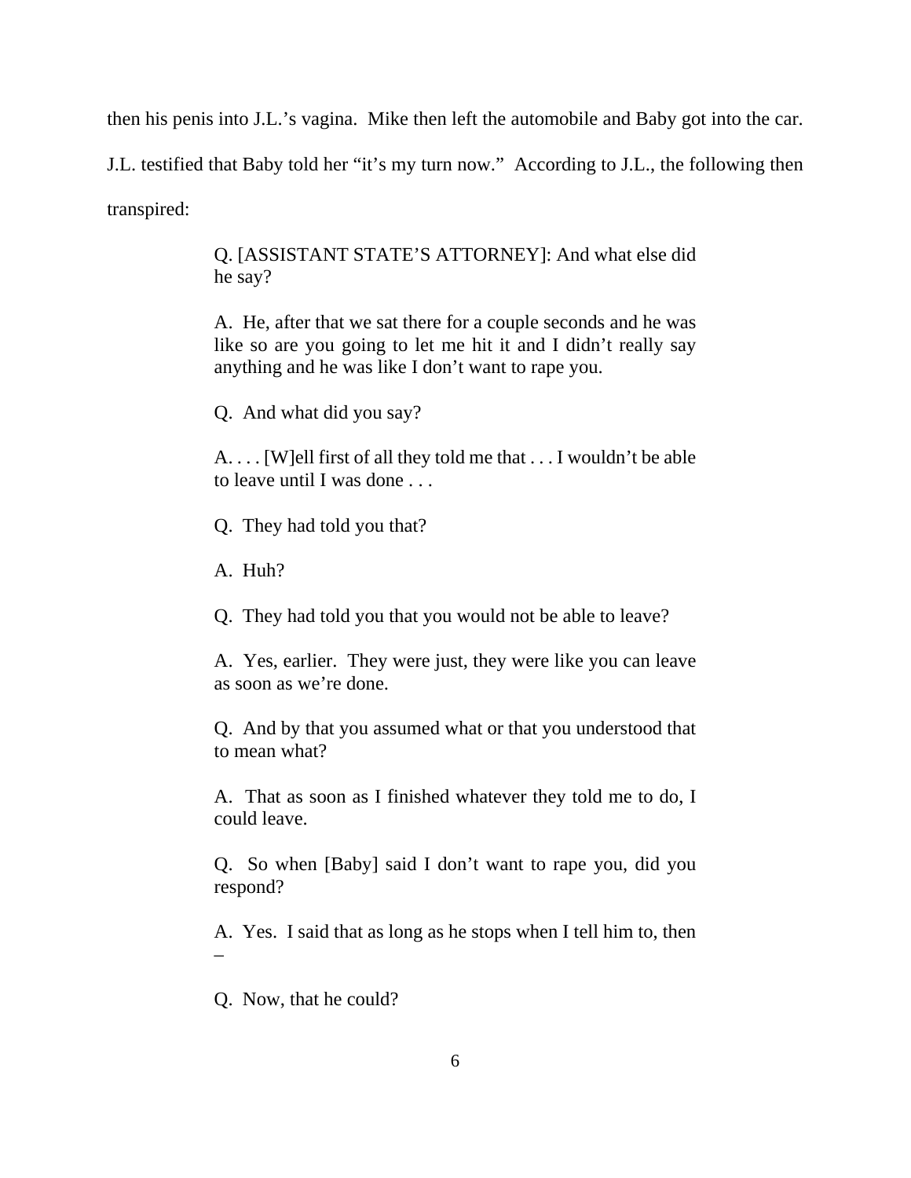then his penis into J.L.'s vagina. Mike then left the automobile and Baby got into the car. J.L. testified that Baby told her "it's my turn now." According to J.L., the following then transpired:

> Q. [ASSISTANT STATE'S ATTORNEY]: And what else did he say?
>
> A. He, after that we sat there for a couple seconds and he was like so are you going to let me hit it and I didn't really say anything and he was like I don't want to rape you.
>
> Q. And what did you say?
>
> A. . . . [W]ell first of all they told me that . . . I wouldn't be able to leave until I was done . . .
>
> Q. They had told you that?
>
> A. Huh?
>
> Q. They had told you that you would not be able to leave?
>
> A. Yes, earlier. They were just, they were like you can leave as soon as we're done.
>
> Q. And by that you assumed what or that you understood that to mean what?
>
> A. That as soon as I finished whatever they told me to do, I could leave.
>
> Q. So when [Baby] said I don't want to rape you, did you respond?
>
> A. Yes. I said that as long as he stops when I tell him to, then –
>
> Q. Now, that he could?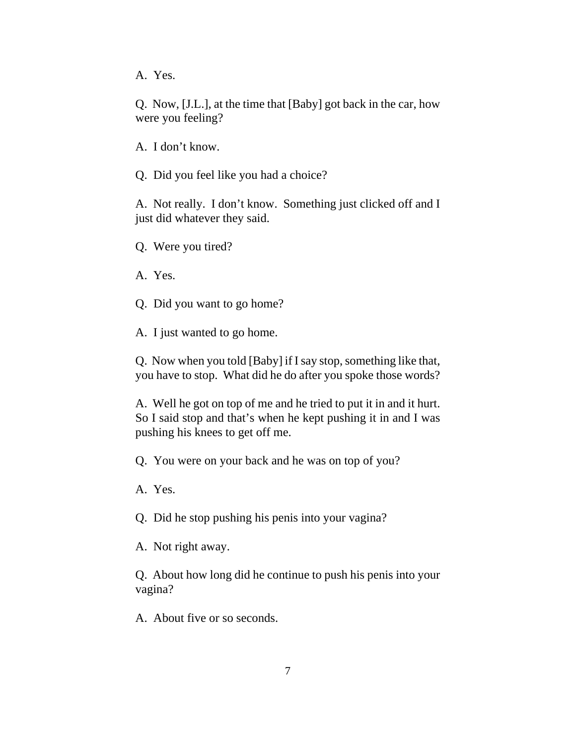A. Yes.

Q. Now, [J.L.], at the time that [Baby] got back in the car, how were you feeling?

A. I don't know.

Q. Did you feel like you had a choice?

A. Not really. I don't know. Something just clicked off and I just did whatever they said.

Q. Were you tired?

A. Yes.

Q. Did you want to go home?

A. I just wanted to go home.

Q. Now when you told [Baby] if I say stop, something like that, you have to stop. What did he do after you spoke those words?

A. Well he got on top of me and he tried to put it in and it hurt. So I said stop and that's when he kept pushing it in and I was pushing his knees to get off me.

Q. You were on your back and he was on top of you?

A. Yes.

Q. Did he stop pushing his penis into your vagina?

A. Not right away.

Q. About how long did he continue to push his penis into your vagina?

A. About five or so seconds.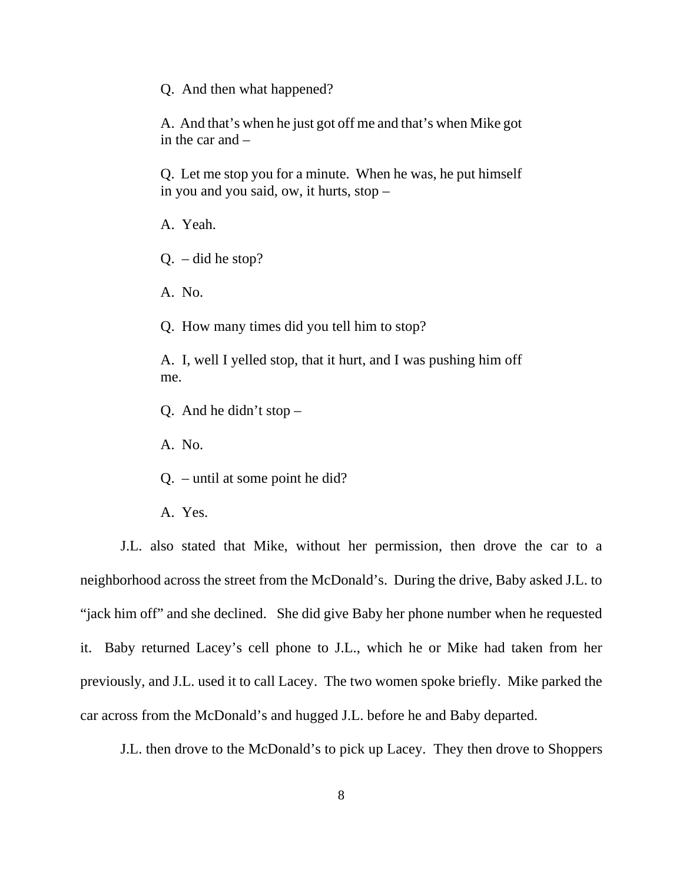> Q. And then what happened?
>
> A. And that's when he just got off me and that's when Mike got in the car and –
>
> Q. Let me stop you for a minute. When he was, he put himself in you and you said, ow, it hurts, stop –
>
> A. Yeah.
>
> Q. – did he stop?
>
> A. No.
>
> Q. How many times did you tell him to stop?
>
> A. I, well I yelled stop, that it hurt, and I was pushing him off me.
>
> Q. And he didn't stop –
>
> A. No.
>
> Q. – until at some point he did?
>
> A. Yes.

J.L. also stated that Mike, without her permission, then drove the car to a neighborhood across the street from the McDonald's. During the drive, Baby asked J.L. to "jack him off" and she declined. She did give Baby her phone number when he requested it. Baby returned Lacey's cell phone to J.L., which he or Mike had taken from her previously, and J.L. used it to call Lacey. The two women spoke briefly. Mike parked the car across from the McDonald's and hugged J.L. before he and Baby departed.

J.L. then drove to the McDonald's to pick up Lacey. They then drove to Shoppers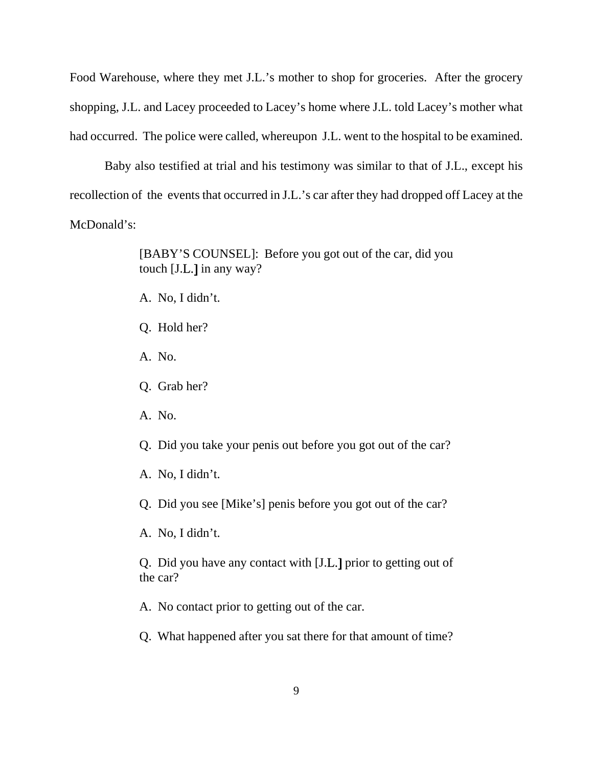Food Warehouse, where they met J.L.'s mother to shop for groceries. After the grocery shopping, J.L. and Lacey proceeded to Lacey's home where J.L. told Lacey's mother what had occurred. The police were called, whereupon J.L. went to the hospital to be examined.

Baby also testified at trial and his testimony was similar to that of J.L., except his recollection of the events that occurred in J.L.'s car after they had dropped off Lacey at the McDonald's:

> [BABY'S COUNSEL]: Before you got out of the car, did you touch [J.L.] in any way?
>
> A. No, I didn't.
>
> Q. Hold her?
>
> A. No.
>
> Q. Grab her?
>
> A. No.
>
> Q. Did you take your penis out before you got out of the car?
>
> A. No, I didn't.
>
> Q. Did you see [Mike's] penis before you got out of the car?
>
> A. No, I didn't.
>
> Q. Did you have any contact with [J.L.] prior to getting out of the car?
>
> A. No contact prior to getting out of the car.
>
> Q. What happened after you sat there for that amount of time?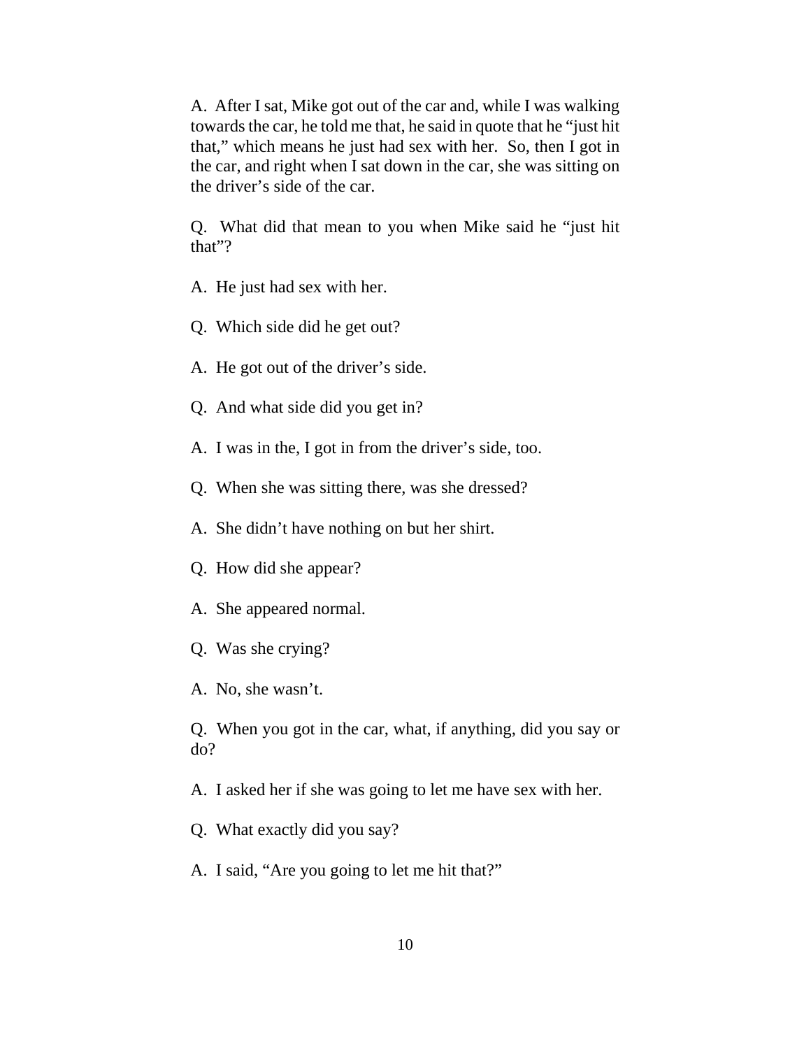A. After I sat, Mike got out of the car and, while I was walking towards the car, he told me that, he said in quote that he "just hit that," which means he just had sex with her. So, then I got in the car, and right when I sat down in the car, she was sitting on the driver's side of the car.

Q. What did that mean to you when Mike said he "just hit that"?

A. He just had sex with her.

Q. Which side did he get out?

A. He got out of the driver's side.

Q. And what side did you get in?

A. I was in the, I got in from the driver's side, too.

Q. When she was sitting there, was she dressed?

A. She didn't have nothing on but her shirt.

Q. How did she appear?

A. She appeared normal.

Q. Was she crying?

A. No, she wasn't.

Q. When you got in the car, what, if anything, did you say or do?

A. I asked her if she was going to let me have sex with her.

Q. What exactly did you say?

A. I said, "Are you going to let me hit that?"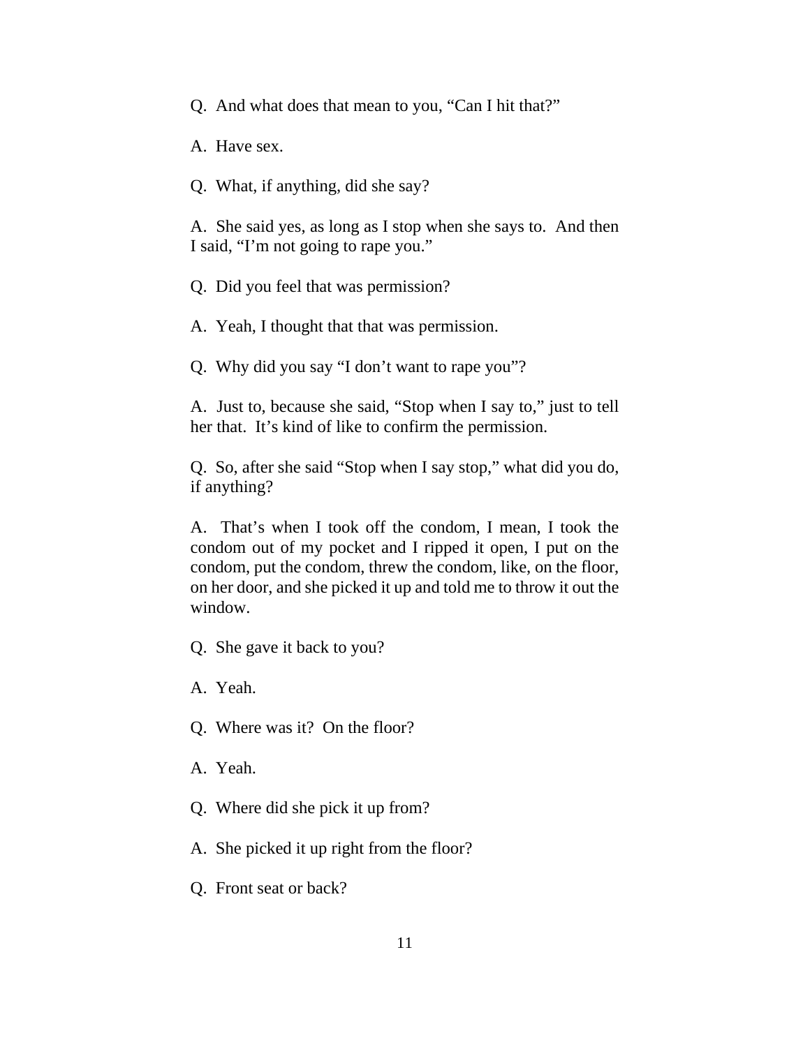Q. And what does that mean to you, "Can I hit that?"

A. Have sex.

Q. What, if anything, did she say?

A. She said yes, as long as I stop when she says to. And then I said, "I'm not going to rape you."

Q. Did you feel that was permission?

A. Yeah, I thought that that was permission.

Q. Why did you say "I don't want to rape you"?

A. Just to, because she said, "Stop when I say to," just to tell her that. It's kind of like to confirm the permission.

Q. So, after she said "Stop when I say stop," what did you do, if anything?

A. That's when I took off the condom, I mean, I took the condom out of my pocket and I ripped it open, I put on the condom, put the condom, threw the condom, like, on the floor, on her door, and she picked it up and told me to throw it out the window.

Q. She gave it back to you?

A. Yeah.

Q. Where was it? On the floor?

A. Yeah.

Q. Where did she pick it up from?

A. She picked it up right from the floor?

Q. Front seat or back?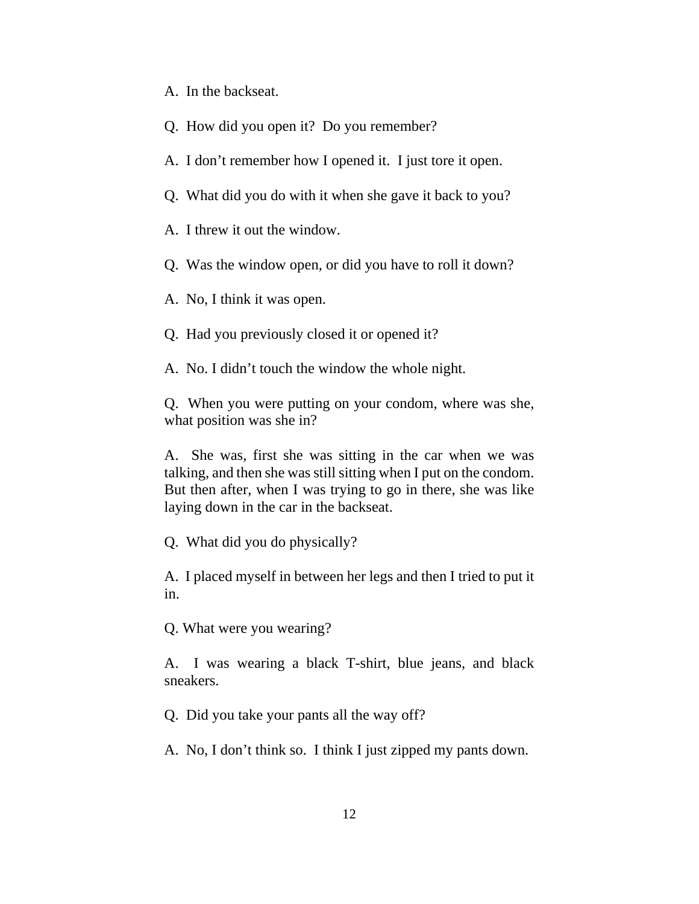A. In the backseat.

Q. How did you open it? Do you remember?

A. I don't remember how I opened it. I just tore it open.

Q. What did you do with it when she gave it back to you?

A. I threw it out the window.

Q. Was the window open, or did you have to roll it down?

A. No, I think it was open.

Q. Had you previously closed it or opened it?

A. No. I didn't touch the window the whole night.

Q. When you were putting on your condom, where was she, what position was she in?

A. She was, first she was sitting in the car when we was talking, and then she was still sitting when I put on the condom. But then after, when I was trying to go in there, she was like laying down in the car in the backseat.

Q. What did you do physically?

A. I placed myself in between her legs and then I tried to put it in.

Q. What were you wearing?

A. I was wearing a black T-shirt, blue jeans, and black sneakers.

Q. Did you take your pants all the way off?

A. No, I don't think so. I think I just zipped my pants down.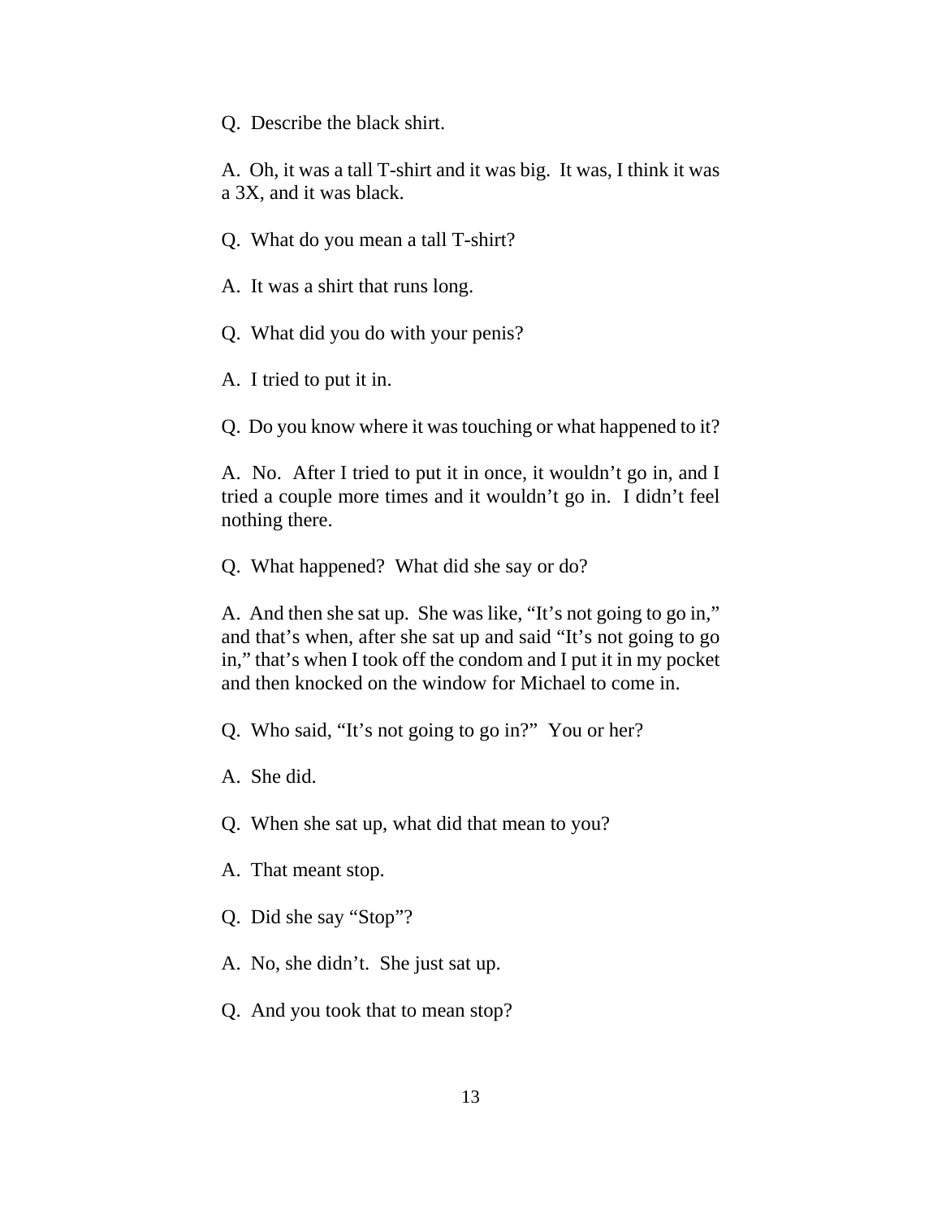Q. Describe the black shirt.

A. Oh, it was a tall T-shirt and it was big. It was, I think it was a 3X, and it was black.

Q. What do you mean a tall T-shirt?

A. It was a shirt that runs long.

Q. What did you do with your penis?

A. I tried to put it in.

Q. Do you know where it was touching or what happened to it?

A. No. After I tried to put it in once, it wouldn't go in, and I tried a couple more times and it wouldn't go in. I didn't feel nothing there.

Q. What happened? What did she say or do?

A. And then she sat up. She was like, "It's not going to go in," and that's when, after she sat up and said "It's not going to go in," that's when I took off the condom and I put it in my pocket and then knocked on the window for Michael to come in.

Q. Who said, "It's not going to go in?" You or her?

A. She did.

Q. When she sat up, what did that mean to you?

A. That meant stop.

Q. Did she say "Stop"?

A. No, she didn't. She just sat up.

Q. And you took that to mean stop?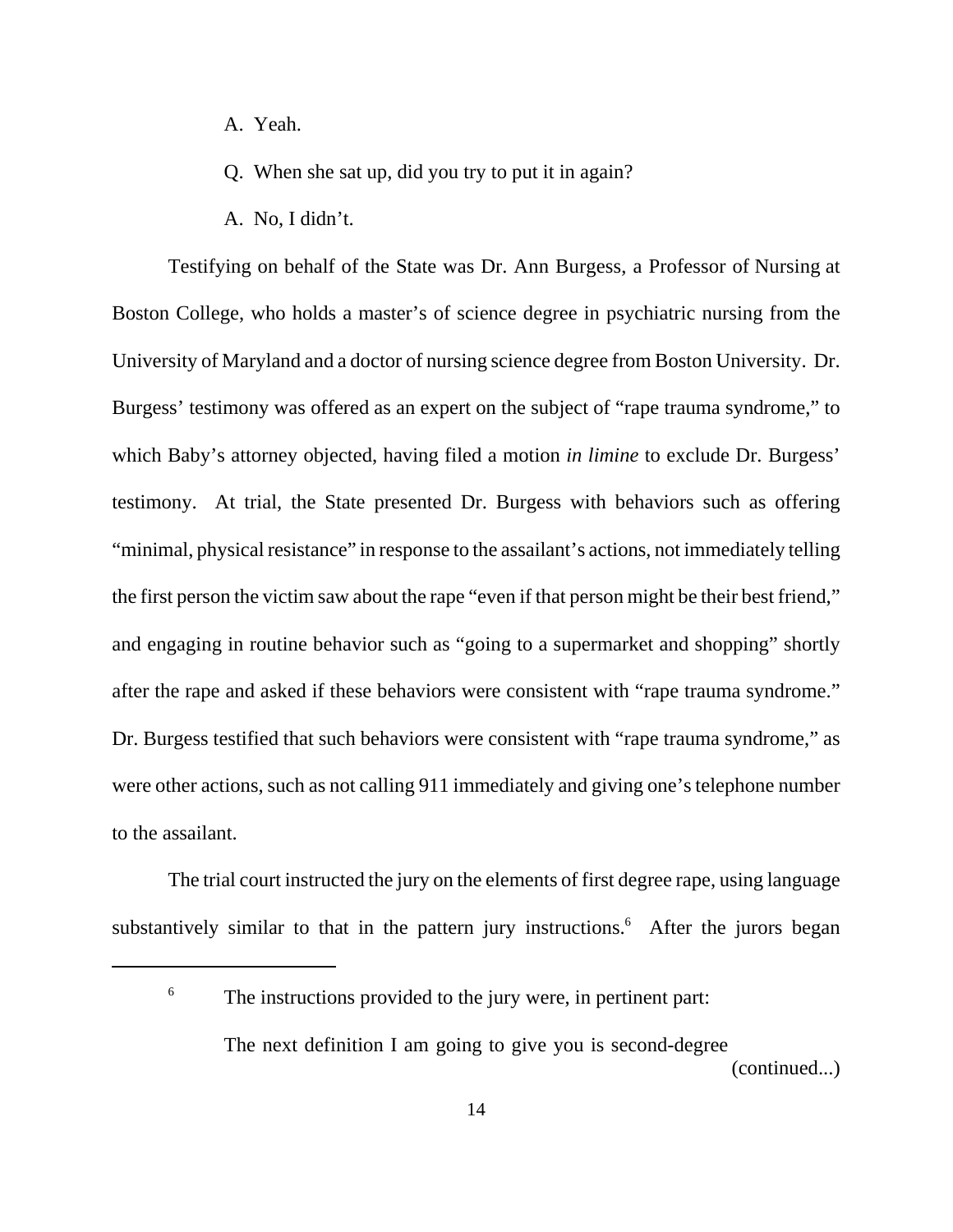A. Yeah.

Q. When she sat up, did you try to put it in again?

A. No, I didn't.

Testifying on behalf of the State was Dr. Ann Burgess, a Professor of Nursing at Boston College, who holds a master's of science degree in psychiatric nursing from the University of Maryland and a doctor of nursing science degree from Boston University. Dr. Burgess' testimony was offered as an expert on the subject of "rape trauma syndrome," to which Baby's attorney objected, having filed a motion *in limine* to exclude Dr. Burgess' testimony. At trial, the State presented Dr. Burgess with behaviors such as offering "minimal, physical resistance" in response to the assailant's actions, not immediately telling the first person the victim saw about the rape "even if that person might be their best friend," and engaging in routine behavior such as "going to a supermarket and shopping" shortly after the rape and asked if these behaviors were consistent with "rape trauma syndrome." Dr. Burgess testified that such behaviors were consistent with "rape trauma syndrome," as were other actions, such as not calling 911 immediately and giving one's telephone number to the assailant.

The trial court instructed the jury on the elements of first degree rape, using language substantively similar to that in the pattern jury instructions.[6] After the jurors began

---

[6] The instructions provided to the jury were, in pertinent part:

The next definition I am going to give you is second-degree

(continued...)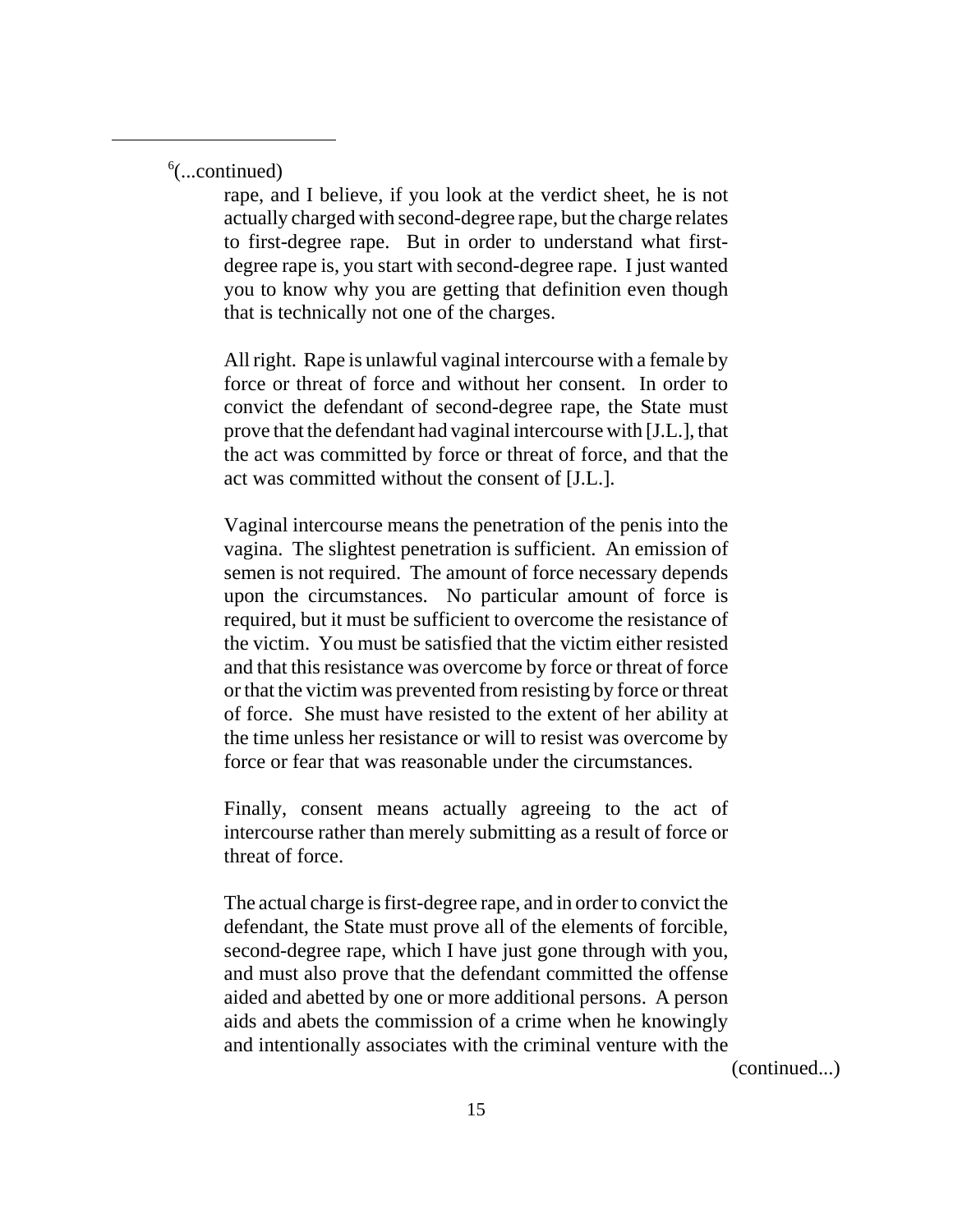[6](...continued)

> rape, and I believe, if you look at the verdict sheet, he is not actually charged with second-degree rape, but the charge relates to first-degree rape. But in order to understand what first-degree rape is, you start with second-degree rape. I just wanted you to know why you are getting that definition even though that is technically not one of the charges.
>
> All right. Rape is unlawful vaginal intercourse with a female by force or threat of force and without her consent. In order to convict the defendant of second-degree rape, the State must prove that the defendant had vaginal intercourse with [J.L.], that the act was committed by force or threat of force, and that the act was committed without the consent of [J.L.].
>
> Vaginal intercourse means the penetration of the penis into the vagina. The slightest penetration is sufficient. An emission of semen is not required. The amount of force necessary depends upon the circumstances. No particular amount of force is required, but it must be sufficient to overcome the resistance of the victim. You must be satisfied that the victim either resisted and that this resistance was overcome by force or threat of force or that the victim was prevented from resisting by force or threat of force. She must have resisted to the extent of her ability at the time unless her resistance or will to resist was overcome by force or fear that was reasonable under the circumstances.
>
> Finally, consent means actually agreeing to the act of intercourse rather than merely submitting as a result of force or threat of force.
>
> The actual charge is first-degree rape, and in order to convict the defendant, the State must prove all of the elements of forcible, second-degree rape, which I have just gone through with you, and must also prove that the defendant committed the offense aided and abetted by one or more additional persons. A person aids and abets the commission of a crime when he knowingly and intentionally associates with the criminal venture with the

(continued...)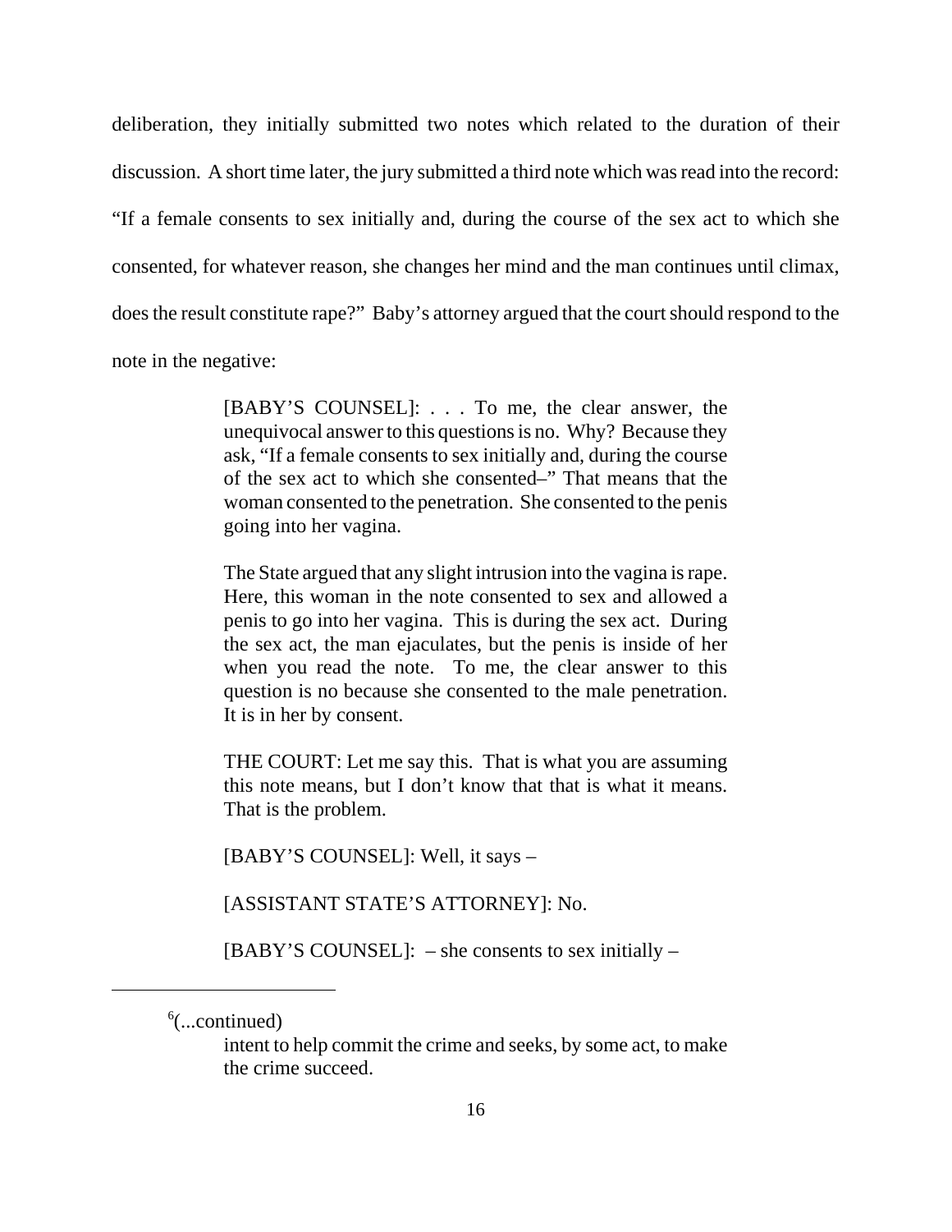deliberation, they initially submitted two notes which related to the duration of their discussion. A short time later, the jury submitted a third note which was read into the record: "If a female consents to sex initially and, during the course of the sex act to which she consented, for whatever reason, she changes her mind and the man continues until climax, does the result constitute rape?" Baby's attorney argued that the court should respond to the note in the negative:

> [BABY'S COUNSEL]: . . . To me, the clear answer, the unequivocal answer to this questions is no. Why? Because they ask, "If a female consents to sex initially and, during the course of the sex act to which she consented–" That means that the woman consented to the penetration. She consented to the penis going into her vagina.
>
> The State argued that any slight intrusion into the vagina is rape. Here, this woman in the note consented to sex and allowed a penis to go into her vagina. This is during the sex act. During the sex act, the man ejaculates, but the penis is inside of her when you read the note. To me, the clear answer to this question is no because she consented to the male penetration. It is in her by consent.
>
> THE COURT: Let me say this. That is what you are assuming this note means, but I don't know that that is what it means. That is the problem.
>
> [BABY'S COUNSEL]: Well, it says –
>
> [ASSISTANT STATE'S ATTORNEY]: No.
>
> [BABY'S COUNSEL]: – she consents to sex initially –

---

[6](...continued)

> intent to help commit the crime and seeks, by some act, to make the crime succeed.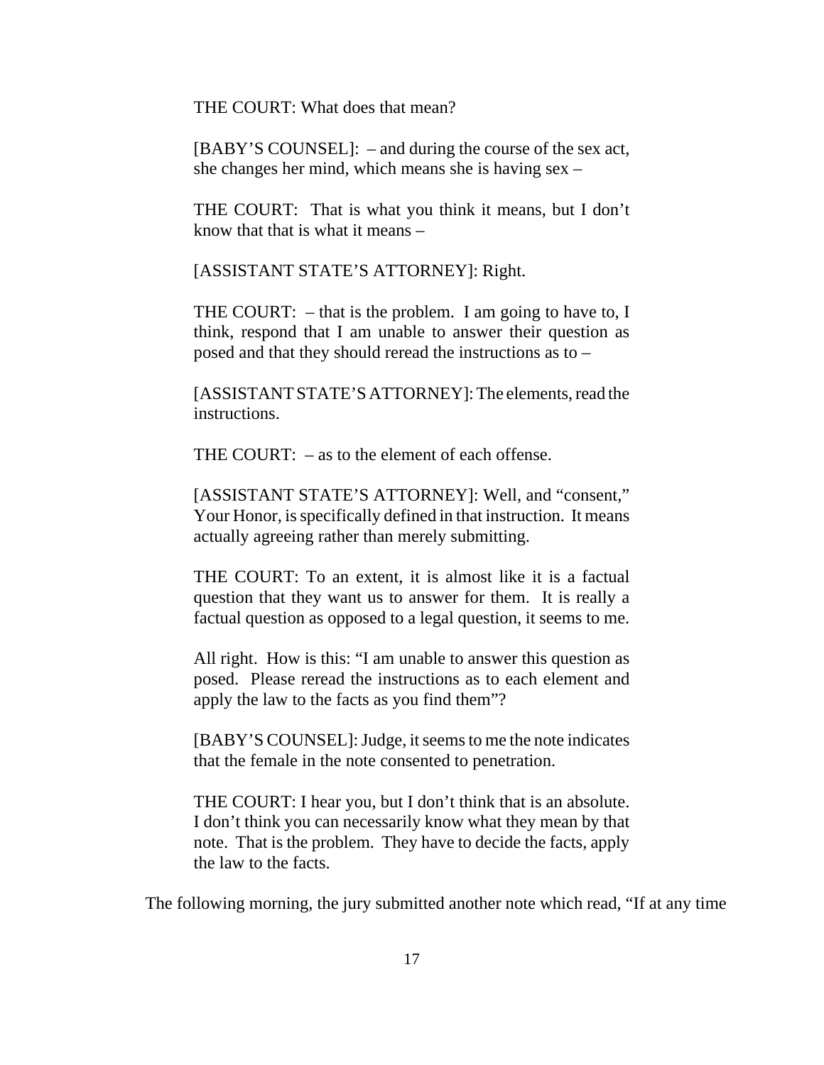> THE COURT: What does that mean?
>
> [BABY'S COUNSEL]: – and during the course of the sex act, she changes her mind, which means she is having sex –
>
> THE COURT: That is what you think it means, but I don't know that that is what it means –
>
> [ASSISTANT STATE'S ATTORNEY]: Right.
>
> THE COURT: – that is the problem. I am going to have to, I think, respond that I am unable to answer their question as posed and that they should reread the instructions as to –
>
> [ASSISTANT STATE'S ATTORNEY]: The elements, read the instructions.
>
> THE COURT: – as to the element of each offense.
>
> [ASSISTANT STATE'S ATTORNEY]: Well, and "consent," Your Honor, is specifically defined in that instruction. It means actually agreeing rather than merely submitting.
>
> THE COURT: To an extent, it is almost like it is a factual question that they want us to answer for them. It is really a factual question as opposed to a legal question, it seems to me.
>
> All right. How is this: "I am unable to answer this question as posed. Please reread the instructions as to each element and apply the law to the facts as you find them"?
>
> [BABY'S COUNSEL]: Judge, it seems to me the note indicates that the female in the note consented to penetration.
>
> THE COURT: I hear you, but I don't think that is an absolute. I don't think you can necessarily know what they mean by that note. That is the problem. They have to decide the facts, apply the law to the facts.

The following morning, the jury submitted another note which read, "If at any time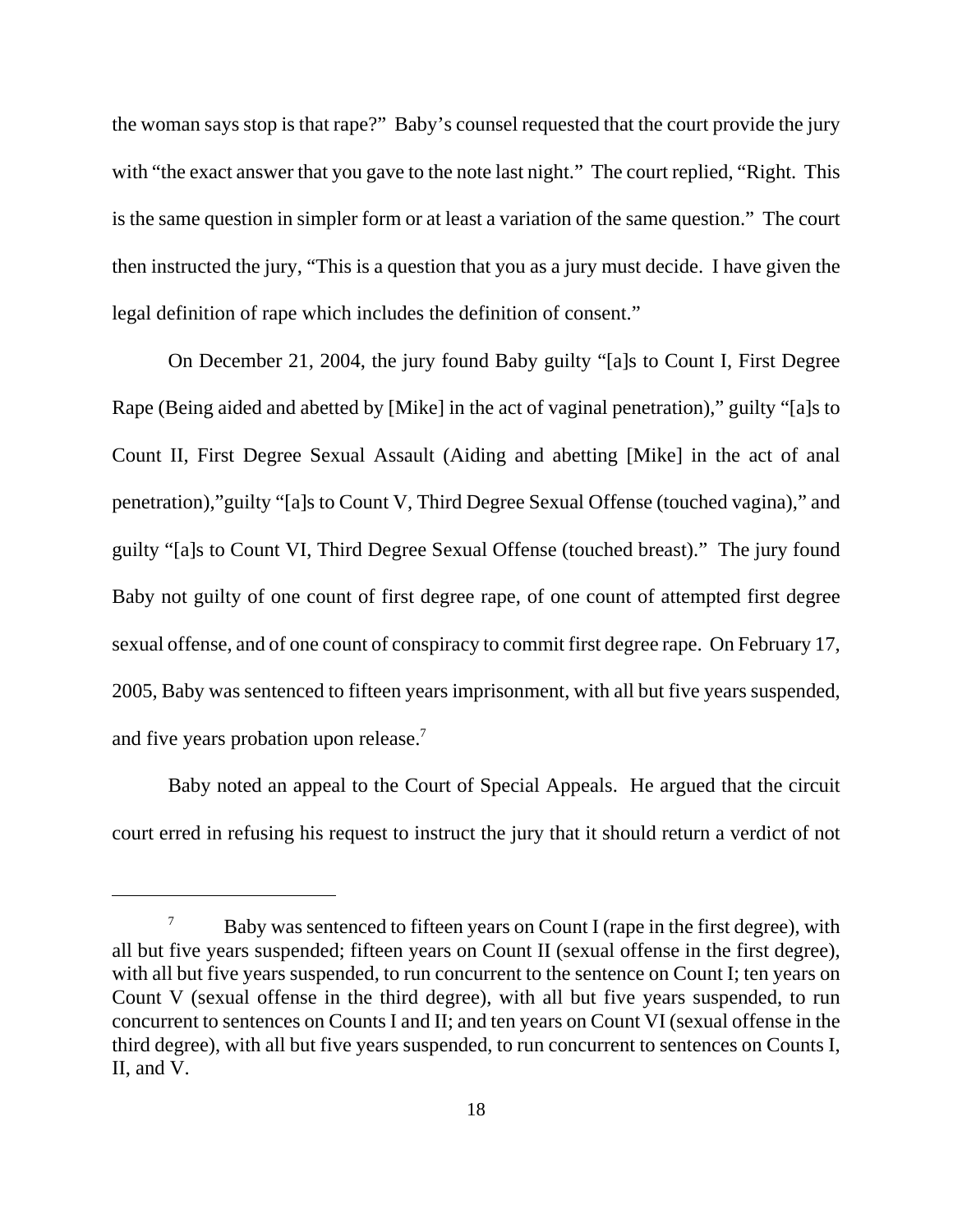the woman says stop is that rape?" Baby's counsel requested that the court provide the jury with "the exact answer that you gave to the note last night." The court replied, "Right. This is the same question in simpler form or at least a variation of the same question." The court then instructed the jury, "This is a question that you as a jury must decide. I have given the legal definition of rape which includes the definition of consent."

On December 21, 2004, the jury found Baby guilty "[a]s to Count I, First Degree Rape (Being aided and abetted by [Mike] in the act of vaginal penetration)," guilty "[a]s to Count II, First Degree Sexual Assault (Aiding and abetting [Mike] in the act of anal penetration),"guilty "[a]s to Count V, Third Degree Sexual Offense (touched vagina)," and guilty "[a]s to Count VI, Third Degree Sexual Offense (touched breast)." The jury found Baby not guilty of one count of first degree rape, of one count of attempted first degree sexual offense, and of one count of conspiracy to commit first degree rape. On February 17, 2005, Baby was sentenced to fifteen years imprisonment, with all but five years suspended, and five years probation upon release.[7]

Baby noted an appeal to the Court of Special Appeals. He argued that the circuit court erred in refusing his request to instruct the jury that it should return a verdict of not

---

[7] Baby was sentenced to fifteen years on Count I (rape in the first degree), with all but five years suspended; fifteen years on Count II (sexual offense in the first degree), with all but five years suspended, to run concurrent to the sentence on Count I; ten years on Count V (sexual offense in the third degree), with all but five years suspended, to run concurrent to sentences on Counts I and II; and ten years on Count VI (sexual offense in the third degree), with all but five years suspended, to run concurrent to sentences on Counts I, II, and V.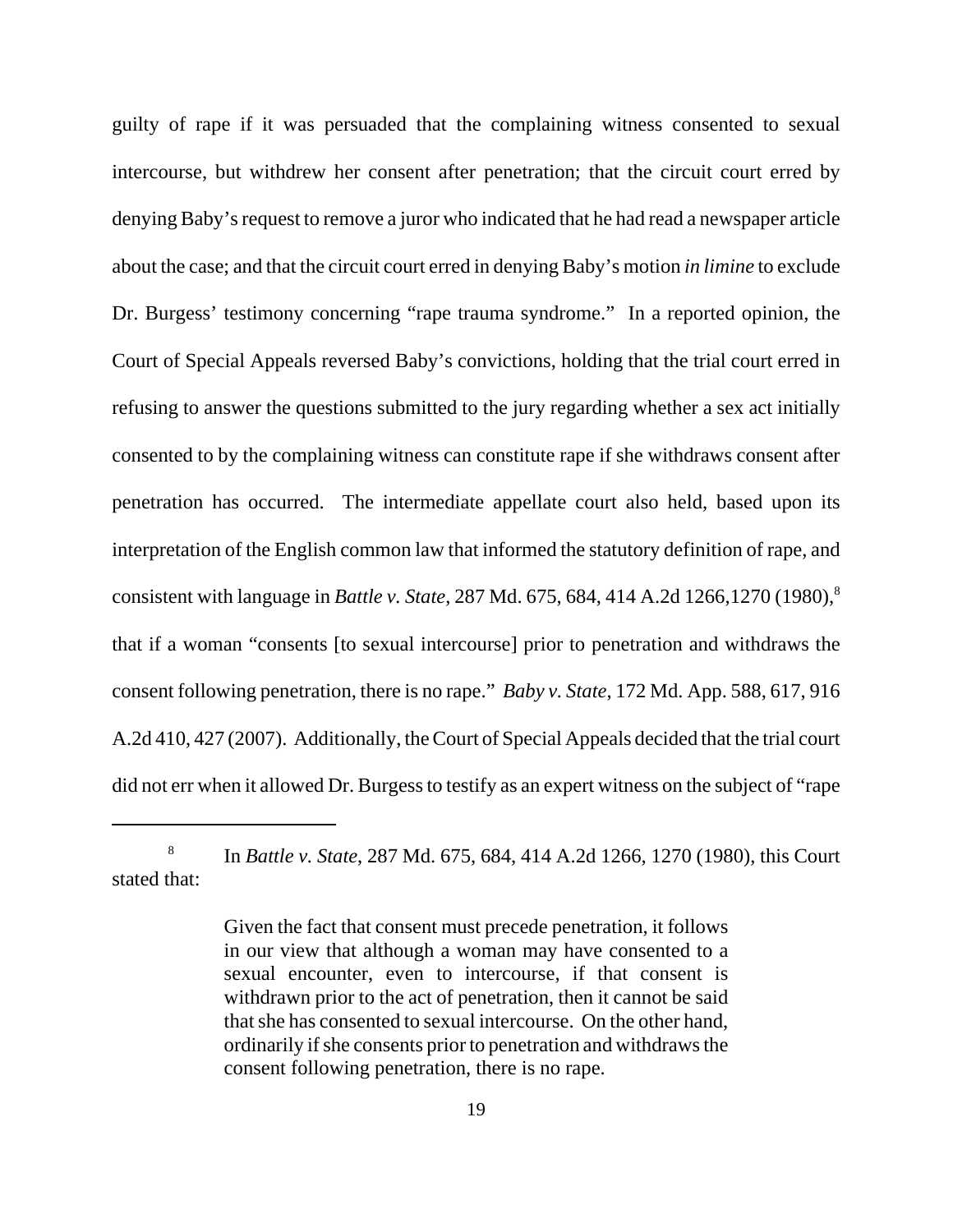guilty of rape if it was persuaded that the complaining witness consented to sexual intercourse, but withdrew her consent after penetration; that the circuit court erred by denying Baby's request to remove a juror who indicated that he had read a newspaper article about the case; and that the circuit court erred in denying Baby's motion *in limine* to exclude Dr. Burgess' testimony concerning "rape trauma syndrome." In a reported opinion, the Court of Special Appeals reversed Baby's convictions, holding that the trial court erred in refusing to answer the questions submitted to the jury regarding whether a sex act initially consented to by the complaining witness can constitute rape if she withdraws consent after penetration has occurred. The intermediate appellate court also held, based upon its interpretation of the English common law that informed the statutory definition of rape, and consistent with language in *Battle v. State*, 287 Md. 675, 684, 414 A.2d 1266,1270 (1980),[8] that if a woman "consents [to sexual intercourse] prior to penetration and withdraws the consent following penetration, there is no rape." *Baby v. State*, 172 Md. App. 588, 617, 916 A.2d 410, 427 (2007). Additionally, the Court of Special Appeals decided that the trial court did not err when it allowed Dr. Burgess to testify as an expert witness on the subject of "rape

---

[8] In *Battle v. State*, 287 Md. 675, 684, 414 A.2d 1266, 1270 (1980), this Court stated that:

> Given the fact that consent must precede penetration, it follows in our view that although a woman may have consented to a sexual encounter, even to intercourse, if that consent is withdrawn prior to the act of penetration, then it cannot be said that she has consented to sexual intercourse. On the other hand, ordinarily if she consents prior to penetration and withdraws the consent following penetration, there is no rape.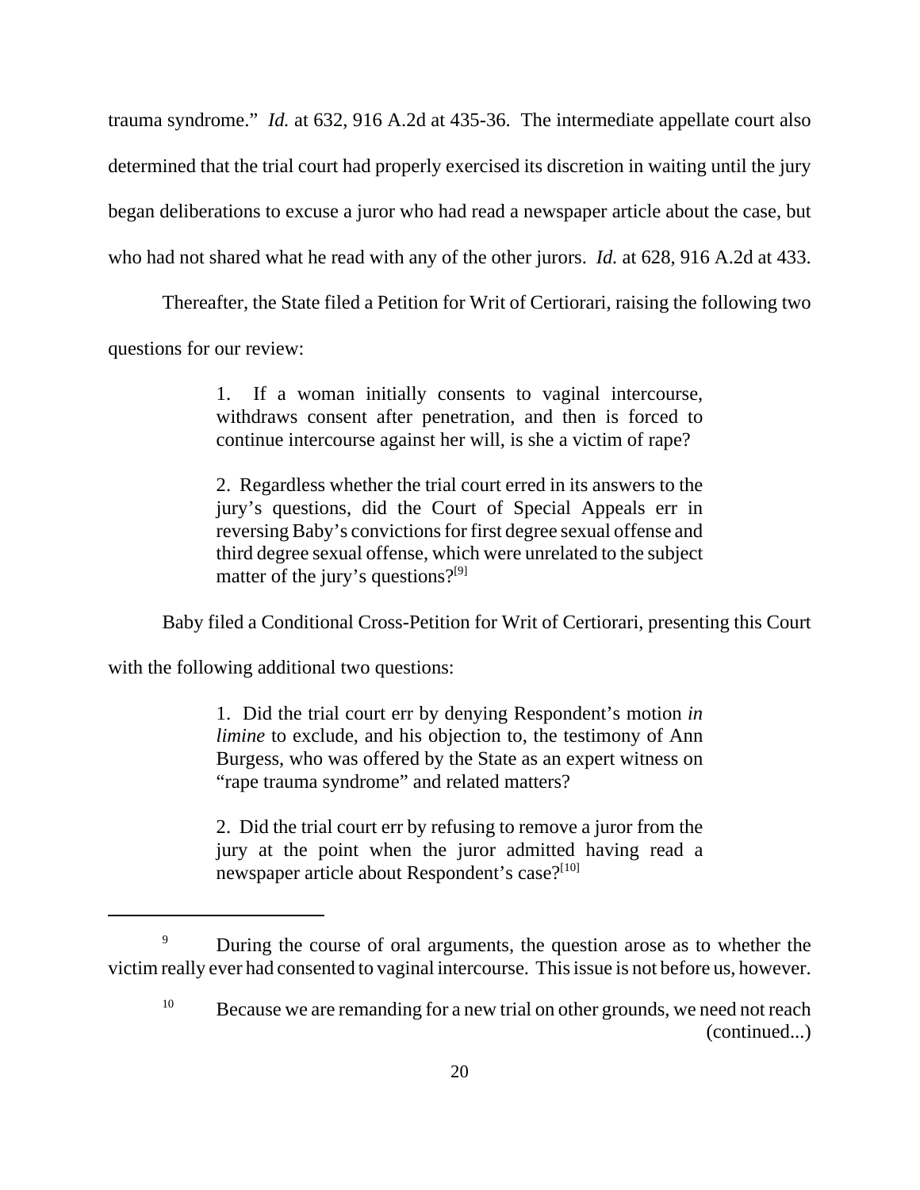trauma syndrome." *Id.* at 632, 916 A.2d at 435-36. The intermediate appellate court also determined that the trial court had properly exercised its discretion in waiting until the jury began deliberations to excuse a juror who had read a newspaper article about the case, but who had not shared what he read with any of the other jurors. *Id.* at 628, 916 A.2d at 433.

Thereafter, the State filed a Petition for Writ of Certiorari, raising the following two questions for our review:

> 1. If a woman initially consents to vaginal intercourse, withdraws consent after penetration, and then is forced to continue intercourse against her will, is she a victim of rape?
>
> 2. Regardless whether the trial court erred in its answers to the jury's questions, did the Court of Special Appeals err in reversing Baby's convictions for first degree sexual offense and third degree sexual offense, which were unrelated to the subject matter of the jury's questions?[9]

Baby filed a Conditional Cross-Petition for Writ of Certiorari, presenting this Court with the following additional two questions:

> 1. Did the trial court err by denying Respondent's motion *in limine* to exclude, and his objection to, the testimony of Ann Burgess, who was offered by the State as an expert witness on "rape trauma syndrome" and related matters?
>
> 2. Did the trial court err by refusing to remove a juror from the jury at the point when the juror admitted having read a newspaper article about Respondent's case?[10]

---

[9] During the course of oral arguments, the question arose as to whether the victim really ever had consented to vaginal intercourse. This issue is not before us, however.

[10] Because we are remanding for a new trial on other grounds, we need not reach (continued...)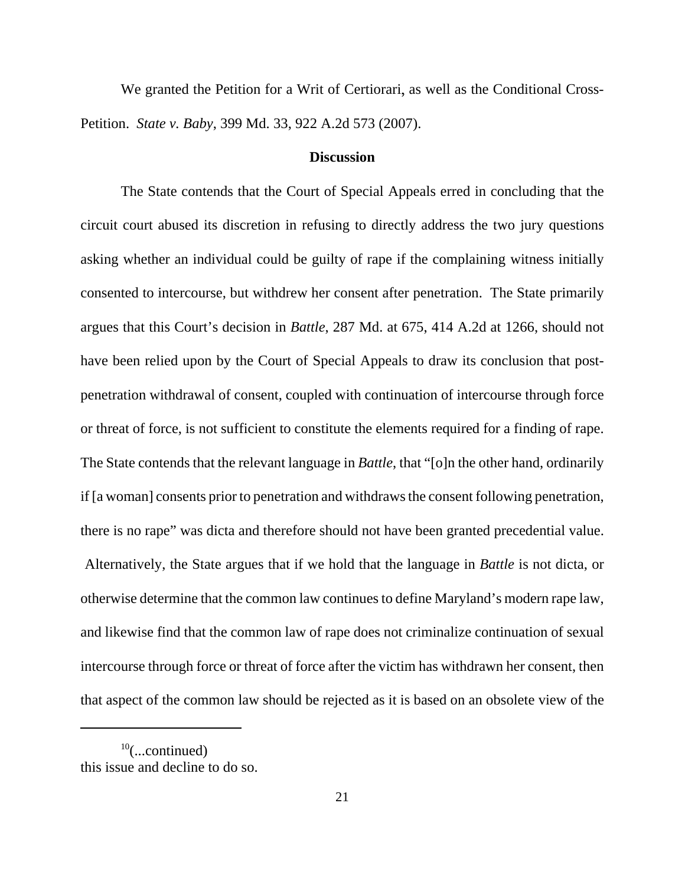We granted the Petition for a Writ of Certiorari, as well as the Conditional Cross-Petition. *State v. Baby*, 399 Md. 33, 922 A.2d 573 (2007).

**Discussion**

The State contends that the Court of Special Appeals erred in concluding that the circuit court abused its discretion in refusing to directly address the two jury questions asking whether an individual could be guilty of rape if the complaining witness initially consented to intercourse, but withdrew her consent after penetration. The State primarily argues that this Court's decision in *Battle*, 287 Md. at 675, 414 A.2d at 1266, should not have been relied upon by the Court of Special Appeals to draw its conclusion that post-penetration withdrawal of consent, coupled with continuation of intercourse through force or threat of force, is not sufficient to constitute the elements required for a finding of rape. The State contends that the relevant language in *Battle*, that "[o]n the other hand, ordinarily if [a woman] consents prior to penetration and withdraws the consent following penetration, there is no rape" was dicta and therefore should not have been granted precedential value. Alternatively, the State argues that if we hold that the language in *Battle* is not dicta, or otherwise determine that the common law continues to define Maryland's modern rape law, and likewise find that the common law of rape does not criminalize continuation of sexual intercourse through force or threat of force after the victim has withdrawn her consent, then that aspect of the common law should be rejected as it is based on an obsolete view of the

[10](...continued)
this issue and decline to do so.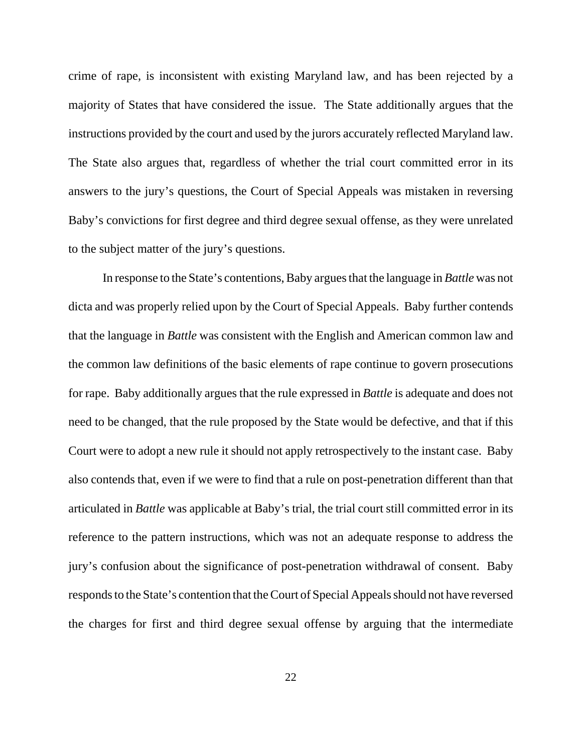crime of rape, is inconsistent with existing Maryland law, and has been rejected by a majority of States that have considered the issue. The State additionally argues that the instructions provided by the court and used by the jurors accurately reflected Maryland law. The State also argues that, regardless of whether the trial court committed error in its answers to the jury's questions, the Court of Special Appeals was mistaken in reversing Baby's convictions for first degree and third degree sexual offense, as they were unrelated to the subject matter of the jury's questions.

In response to the State's contentions, Baby argues that the language in *Battle* was not dicta and was properly relied upon by the Court of Special Appeals. Baby further contends that the language in *Battle* was consistent with the English and American common law and the common law definitions of the basic elements of rape continue to govern prosecutions for rape. Baby additionally argues that the rule expressed in *Battle* is adequate and does not need to be changed, that the rule proposed by the State would be defective, and that if this Court were to adopt a new rule it should not apply retrospectively to the instant case. Baby also contends that, even if we were to find that a rule on post-penetration different than that articulated in *Battle* was applicable at Baby's trial, the trial court still committed error in its reference to the pattern instructions, which was not an adequate response to address the jury's confusion about the significance of post-penetration withdrawal of consent. Baby responds to the State's contention that the Court of Special Appeals should not have reversed the charges for first and third degree sexual offense by arguing that the intermediate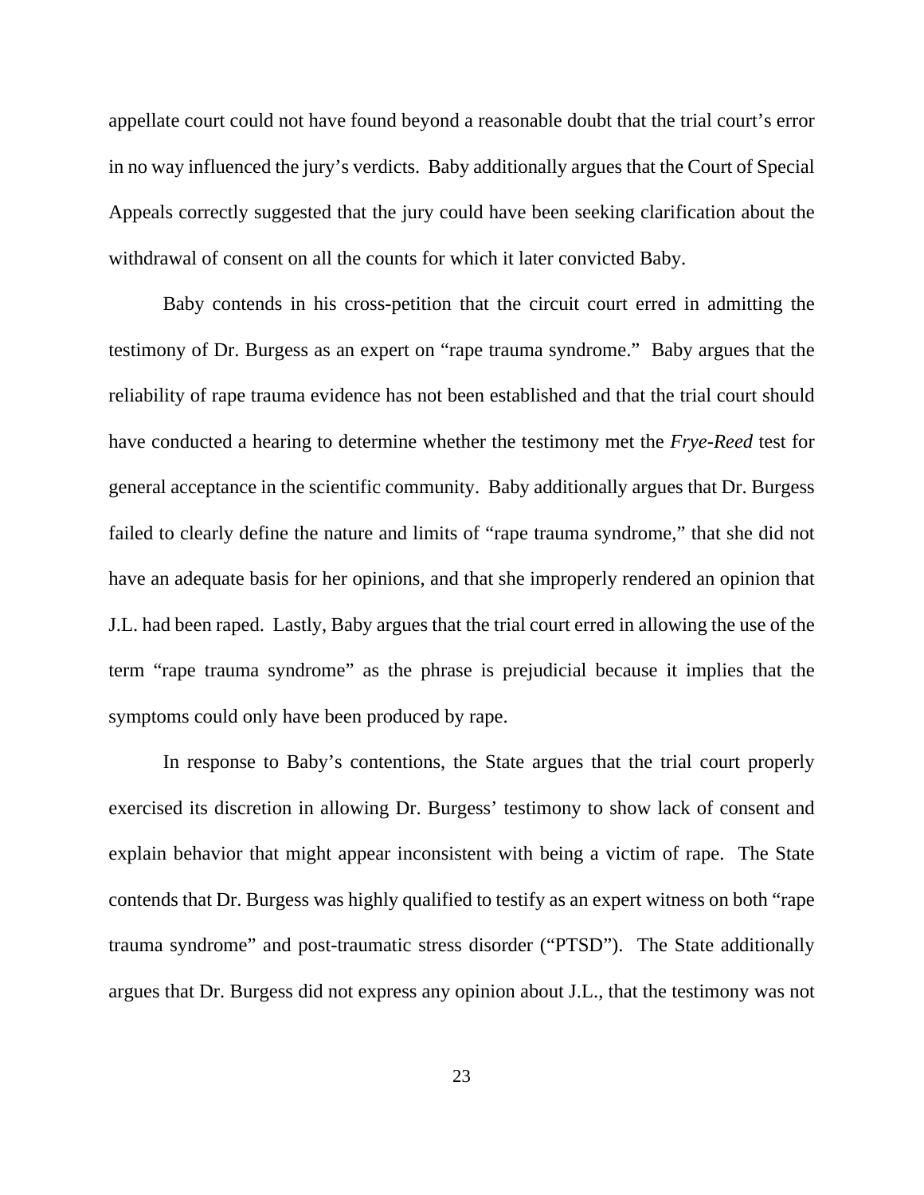appellate court could not have found beyond a reasonable doubt that the trial court's error in no way influenced the jury's verdicts. Baby additionally argues that the Court of Special Appeals correctly suggested that the jury could have been seeking clarification about the withdrawal of consent on all the counts for which it later convicted Baby.

Baby contends in his cross-petition that the circuit court erred in admitting the testimony of Dr. Burgess as an expert on "rape trauma syndrome." Baby argues that the reliability of rape trauma evidence has not been established and that the trial court should have conducted a hearing to determine whether the testimony met the *Frye-Reed* test for general acceptance in the scientific community. Baby additionally argues that Dr. Burgess failed to clearly define the nature and limits of "rape trauma syndrome," that she did not have an adequate basis for her opinions, and that she improperly rendered an opinion that J.L. had been raped. Lastly, Baby argues that the trial court erred in allowing the use of the term "rape trauma syndrome" as the phrase is prejudicial because it implies that the symptoms could only have been produced by rape.

In response to Baby's contentions, the State argues that the trial court properly exercised its discretion in allowing Dr. Burgess' testimony to show lack of consent and explain behavior that might appear inconsistent with being a victim of rape. The State contends that Dr. Burgess was highly qualified to testify as an expert witness on both "rape trauma syndrome" and post-traumatic stress disorder ("PTSD"). The State additionally argues that Dr. Burgess did not express any opinion about J.L., that the testimony was not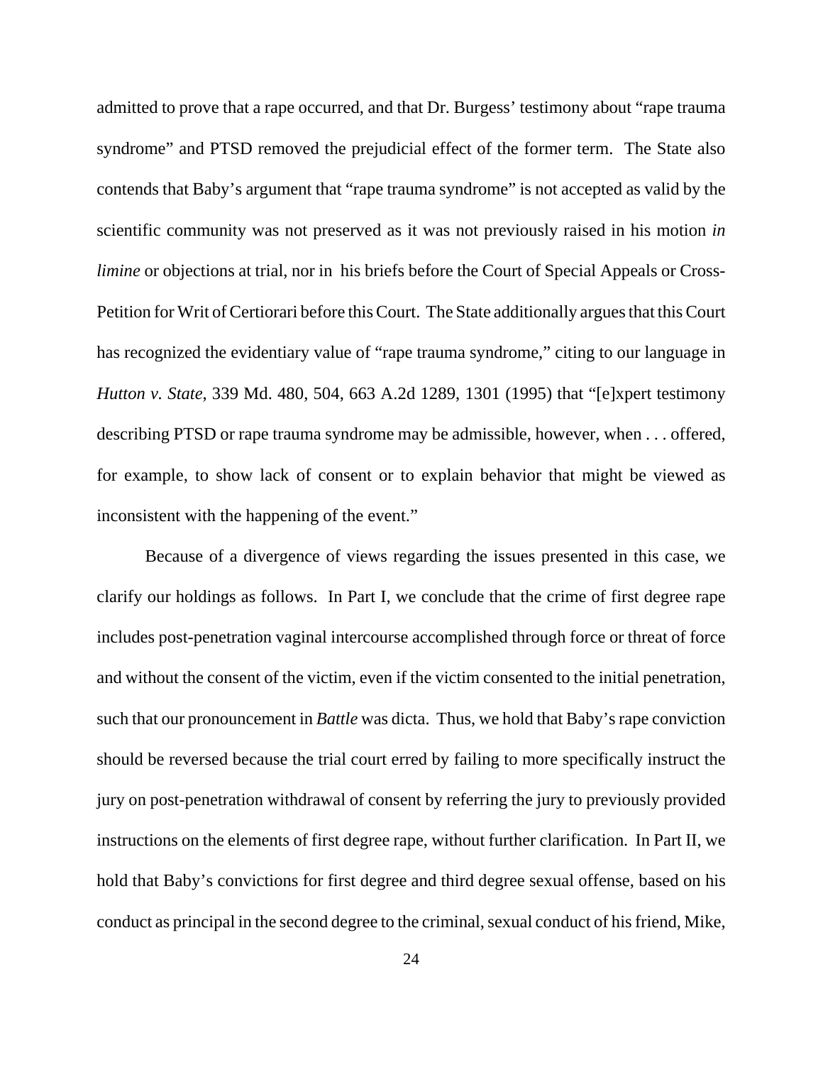admitted to prove that a rape occurred, and that Dr. Burgess' testimony about "rape trauma syndrome" and PTSD removed the prejudicial effect of the former term. The State also contends that Baby's argument that "rape trauma syndrome" is not accepted as valid by the scientific community was not preserved as it was not previously raised in his motion *in limine* or objections at trial, nor in his briefs before the Court of Special Appeals or Cross-Petition for Writ of Certiorari before this Court. The State additionally argues that this Court has recognized the evidentiary value of "rape trauma syndrome," citing to our language in *Hutton v. State*, 339 Md. 480, 504, 663 A.2d 1289, 1301 (1995) that "[e]xpert testimony describing PTSD or rape trauma syndrome may be admissible, however, when . . . offered, for example, to show lack of consent or to explain behavior that might be viewed as inconsistent with the happening of the event."

Because of a divergence of views regarding the issues presented in this case, we clarify our holdings as follows. In Part I, we conclude that the crime of first degree rape includes post-penetration vaginal intercourse accomplished through force or threat of force and without the consent of the victim, even if the victim consented to the initial penetration, such that our pronouncement in *Battle* was dicta. Thus, we hold that Baby's rape conviction should be reversed because the trial court erred by failing to more specifically instruct the jury on post-penetration withdrawal of consent by referring the jury to previously provided instructions on the elements of first degree rape, without further clarification. In Part II, we hold that Baby's convictions for first degree and third degree sexual offense, based on his conduct as principal in the second degree to the criminal, sexual conduct of his friend, Mike,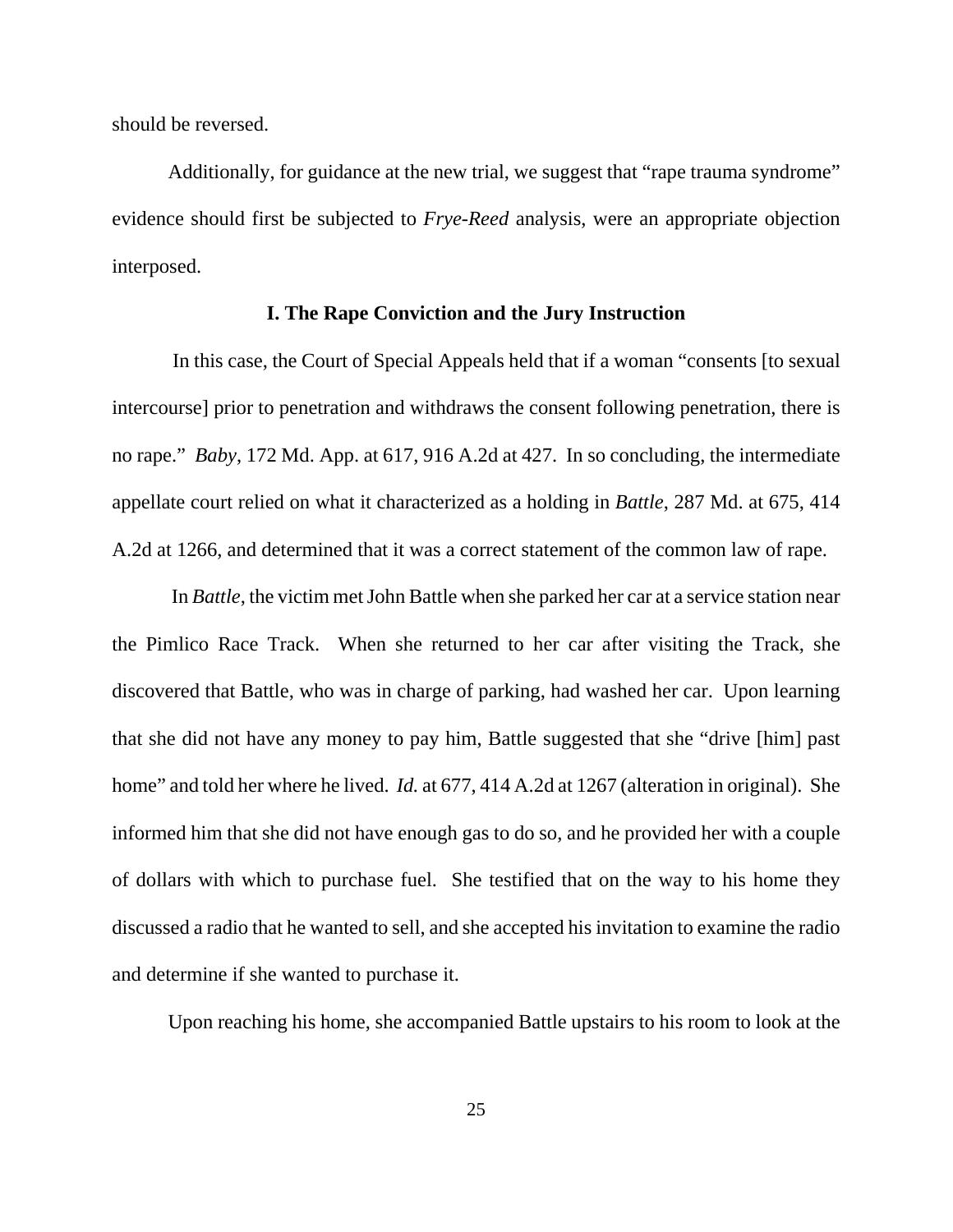should be reversed.

Additionally, for guidance at the new trial, we suggest that "rape trauma syndrome" evidence should first be subjected to *Frye-Reed* analysis, were an appropriate objection interposed.

### I. The Rape Conviction and the Jury Instruction

In this case, the Court of Special Appeals held that if a woman "consents [to sexual intercourse] prior to penetration and withdraws the consent following penetration, there is no rape." *Baby*, 172 Md. App. at 617, 916 A.2d at 427. In so concluding, the intermediate appellate court relied on what it characterized as a holding in *Battle*, 287 Md. at 675, 414 A.2d at 1266, and determined that it was a correct statement of the common law of rape.

In *Battle*, the victim met John Battle when she parked her car at a service station near the Pimlico Race Track. When she returned to her car after visiting the Track, she discovered that Battle, who was in charge of parking, had washed her car. Upon learning that she did not have any money to pay him, Battle suggested that she "drive [him] past home" and told her where he lived. *Id.* at 677, 414 A.2d at 1267 (alteration in original). She informed him that she did not have enough gas to do so, and he provided her with a couple of dollars with which to purchase fuel. She testified that on the way to his home they discussed a radio that he wanted to sell, and she accepted his invitation to examine the radio and determine if she wanted to purchase it.

Upon reaching his home, she accompanied Battle upstairs to his room to look at the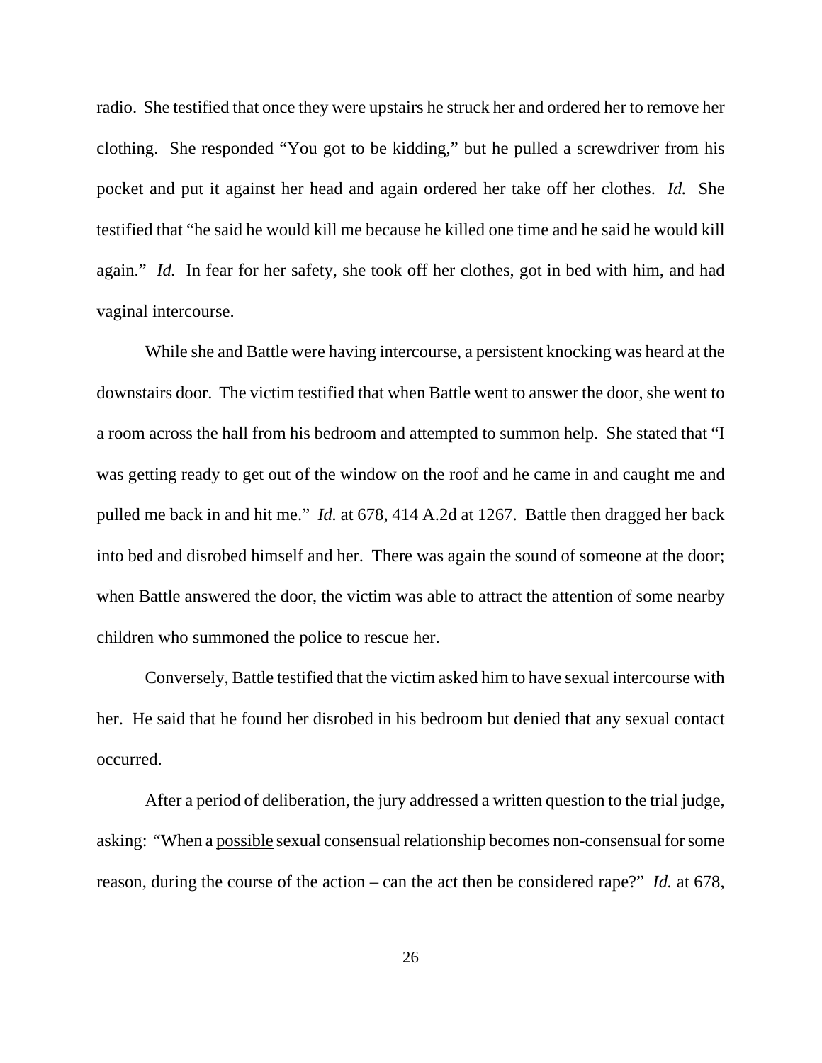radio. She testified that once they were upstairs he struck her and ordered her to remove her clothing. She responded "You got to be kidding," but he pulled a screwdriver from his pocket and put it against her head and again ordered her take off her clothes. *Id.* She testified that "he said he would kill me because he killed one time and he said he would kill again." *Id.* In fear for her safety, she took off her clothes, got in bed with him, and had vaginal intercourse.

While she and Battle were having intercourse, a persistent knocking was heard at the downstairs door. The victim testified that when Battle went to answer the door, she went to a room across the hall from his bedroom and attempted to summon help. She stated that "I was getting ready to get out of the window on the roof and he came in and caught me and pulled me back in and hit me." *Id.* at 678, 414 A.2d at 1267. Battle then dragged her back into bed and disrobed himself and her. There was again the sound of someone at the door; when Battle answered the door, the victim was able to attract the attention of some nearby children who summoned the police to rescue her.

Conversely, Battle testified that the victim asked him to have sexual intercourse with her. He said that he found her disrobed in his bedroom but denied that any sexual contact occurred.

After a period of deliberation, the jury addressed a written question to the trial judge, asking: "When a <u>possible</u> sexual consensual relationship becomes non-consensual for some reason, during the course of the action – can the act then be considered rape?" *Id.* at 678,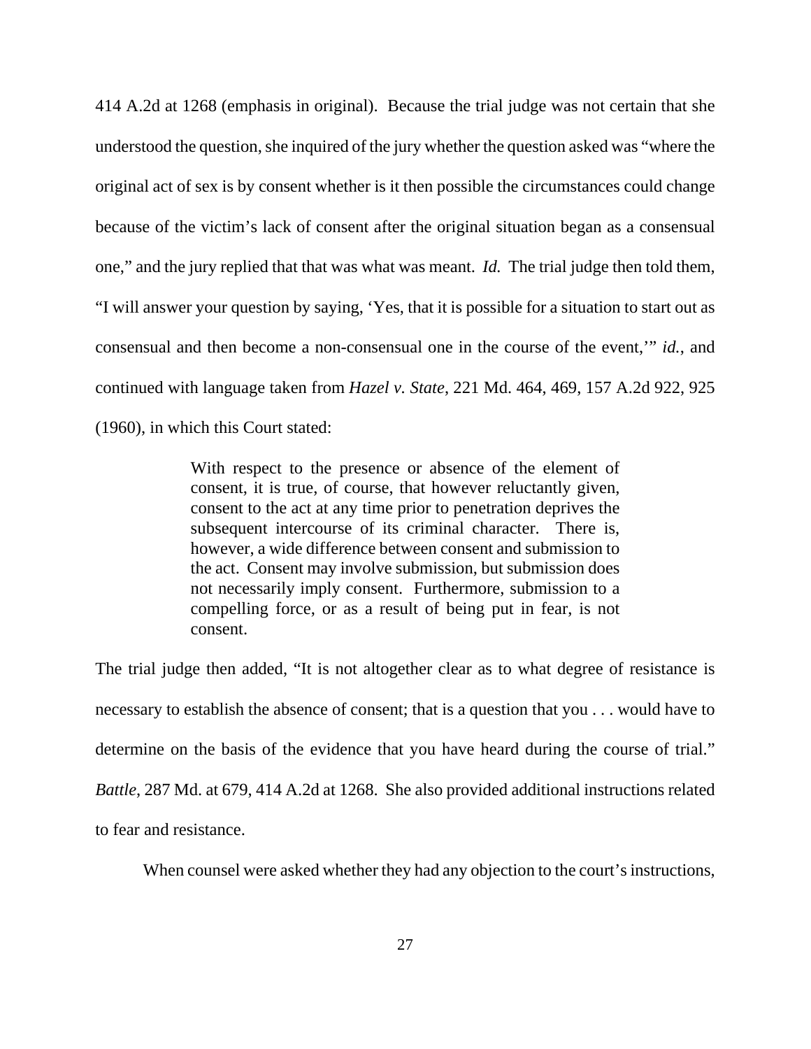414 A.2d at 1268 (emphasis in original). Because the trial judge was not certain that she understood the question, she inquired of the jury whether the question asked was "where the original act of sex is by consent whether is it then possible the circumstances could change because of the victim's lack of consent after the original situation began as a consensual one," and the jury replied that that was what was meant. *Id.* The trial judge then told them, "I will answer your question by saying, 'Yes, that it is possible for a situation to start out as consensual and then become a non-consensual one in the course of the event,'" *id.*, and continued with language taken from *Hazel v. State*, 221 Md. 464, 469, 157 A.2d 922, 925 (1960), in which this Court stated:

> With respect to the presence or absence of the element of consent, it is true, of course, that however reluctantly given, consent to the act at any time prior to penetration deprives the subsequent intercourse of its criminal character. There is, however, a wide difference between consent and submission to the act. Consent may involve submission, but submission does not necessarily imply consent. Furthermore, submission to a compelling force, or as a result of being put in fear, is not consent.

The trial judge then added, "It is not altogether clear as to what degree of resistance is necessary to establish the absence of consent; that is a question that you . . . would have to determine on the basis of the evidence that you have heard during the course of trial." *Battle*, 287 Md. at 679, 414 A.2d at 1268. She also provided additional instructions related to fear and resistance.

When counsel were asked whether they had any objection to the court's instructions,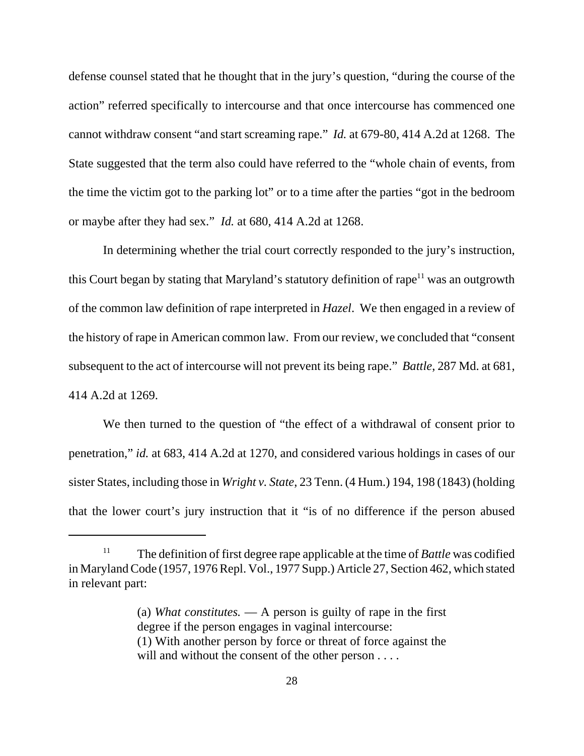defense counsel stated that he thought that in the jury's question, "during the course of the action" referred specifically to intercourse and that once intercourse has commenced one cannot withdraw consent "and start screaming rape." *Id.* at 679-80, 414 A.2d at 1268. The State suggested that the term also could have referred to the "whole chain of events, from the time the victim got to the parking lot" or to a time after the parties "got in the bedroom or maybe after they had sex." *Id.* at 680, 414 A.2d at 1268.

In determining whether the trial court correctly responded to the jury's instruction, this Court began by stating that Maryland's statutory definition of rape[11] was an outgrowth of the common law definition of rape interpreted in *Hazel*. We then engaged in a review of the history of rape in American common law. From our review, we concluded that "consent subsequent to the act of intercourse will not prevent its being rape." *Battle*, 287 Md. at 681, 414 A.2d at 1269.

We then turned to the question of "the effect of a withdrawal of consent prior to penetration," *id.* at 683, 414 A.2d at 1270, and considered various holdings in cases of our sister States, including those in *Wright v. State*, 23 Tenn. (4 Hum.) 194, 198 (1843) (holding that the lower court's jury instruction that it "is of no difference if the person abused

---

[11] The definition of first degree rape applicable at the time of *Battle* was codified in Maryland Code (1957, 1976 Repl. Vol., 1977 Supp.) Article 27, Section 462, which stated in relevant part:

> (a) *What constitutes.* — A person is guilty of rape in the first degree if the person engages in vaginal intercourse:
> (1) With another person by force or threat of force against the will and without the consent of the other person . . . .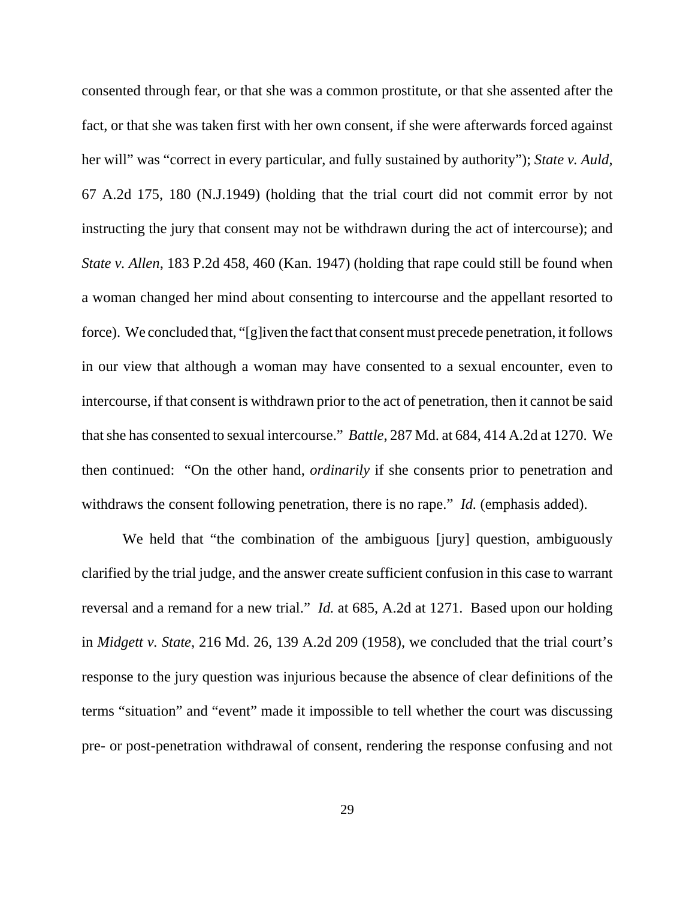consented through fear, or that she was a common prostitute, or that she assented after the fact, or that she was taken first with her own consent, if she were afterwards forced against her will" was "correct in every particular, and fully sustained by authority"); *State v. Auld*, 67 A.2d 175, 180 (N.J.1949) (holding that the trial court did not commit error by not instructing the jury that consent may not be withdrawn during the act of intercourse); and *State v. Allen*, 183 P.2d 458, 460 (Kan. 1947) (holding that rape could still be found when a woman changed her mind about consenting to intercourse and the appellant resorted to force). We concluded that, "[g]iven the fact that consent must precede penetration, it follows in our view that although a woman may have consented to a sexual encounter, even to intercourse, if that consent is withdrawn prior to the act of penetration, then it cannot be said that she has consented to sexual intercourse." *Battle*, 287 Md. at 684, 414 A.2d at 1270. We then continued: "On the other hand, *ordinarily* if she consents prior to penetration and withdraws the consent following penetration, there is no rape." *Id.* (emphasis added).

We held that "the combination of the ambiguous [jury] question, ambiguously clarified by the trial judge, and the answer create sufficient confusion in this case to warrant reversal and a remand for a new trial." *Id.* at 685, A.2d at 1271. Based upon our holding in *Midgett v. State*, 216 Md. 26, 139 A.2d 209 (1958), we concluded that the trial court's response to the jury question was injurious because the absence of clear definitions of the terms "situation" and "event" made it impossible to tell whether the court was discussing pre- or post-penetration withdrawal of consent, rendering the response confusing and not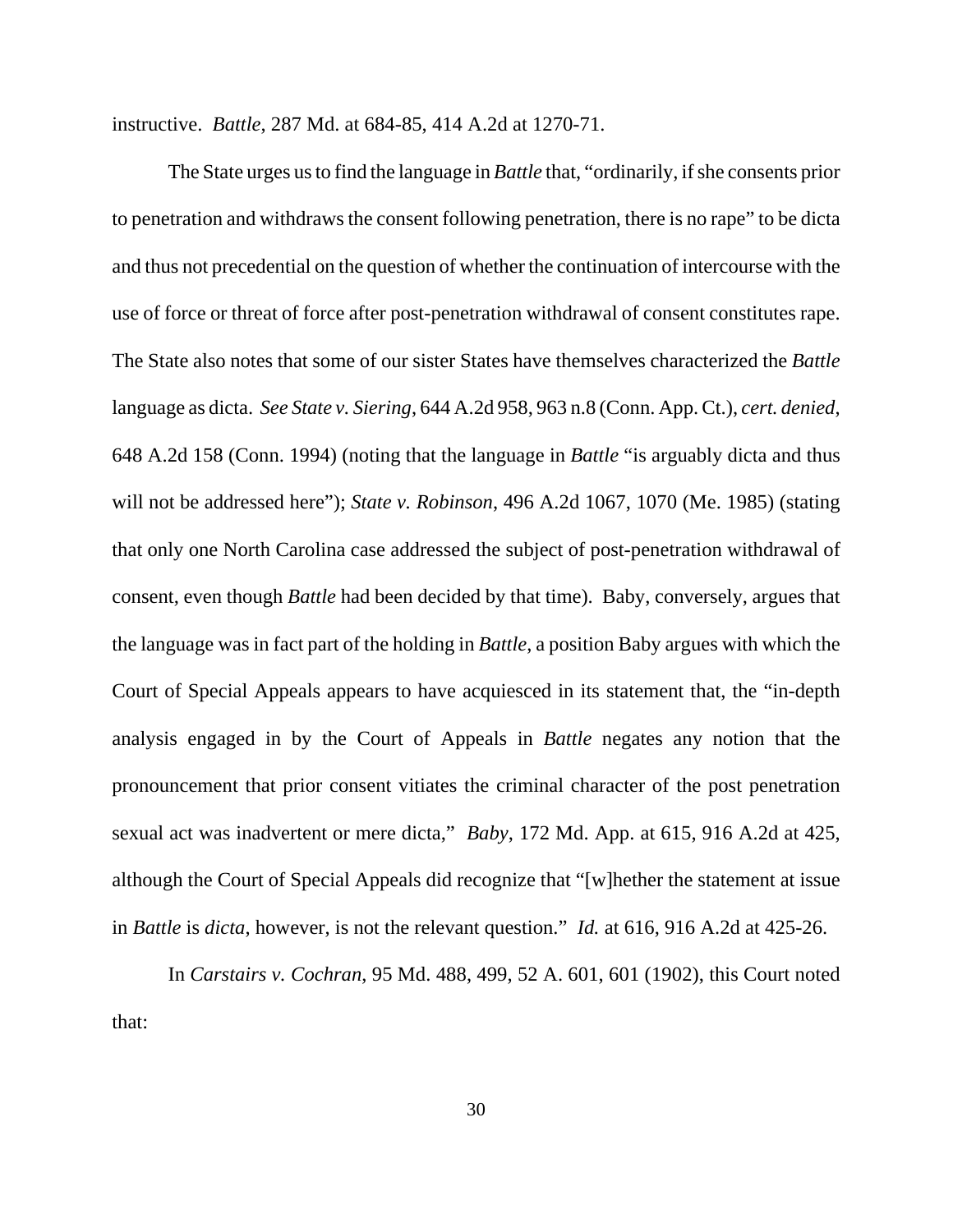instructive. *Battle*, 287 Md. at 684-85, 414 A.2d at 1270-71.

The State urges us to find the language in *Battle* that, "ordinarily, if she consents prior to penetration and withdraws the consent following penetration, there is no rape" to be dicta and thus not precedential on the question of whether the continuation of intercourse with the use of force or threat of force after post-penetration withdrawal of consent constitutes rape. The State also notes that some of our sister States have themselves characterized the *Battle* language as dicta. *See State v. Siering*, 644 A.2d 958, 963 n.8 (Conn. App. Ct.), *cert. denied*, 648 A.2d 158 (Conn. 1994) (noting that the language in *Battle* "is arguably dicta and thus will not be addressed here"); *State v. Robinson*, 496 A.2d 1067, 1070 (Me. 1985) (stating that only one North Carolina case addressed the subject of post-penetration withdrawal of consent, even though *Battle* had been decided by that time). Baby, conversely, argues that the language was in fact part of the holding in *Battle*, a position Baby argues with which the Court of Special Appeals appears to have acquiesced in its statement that, the "in-depth analysis engaged in by the Court of Appeals in *Battle* negates any notion that the pronouncement that prior consent vitiates the criminal character of the post penetration sexual act was inadvertent or mere dicta," *Baby*, 172 Md. App. at 615, 916 A.2d at 425, although the Court of Special Appeals did recognize that "[w]hether the statement at issue in *Battle* is *dicta*, however, is not the relevant question." *Id.* at 616, 916 A.2d at 425-26.

In *Carstairs v. Cochran*, 95 Md. 488, 499, 52 A. 601, 601 (1902), this Court noted that: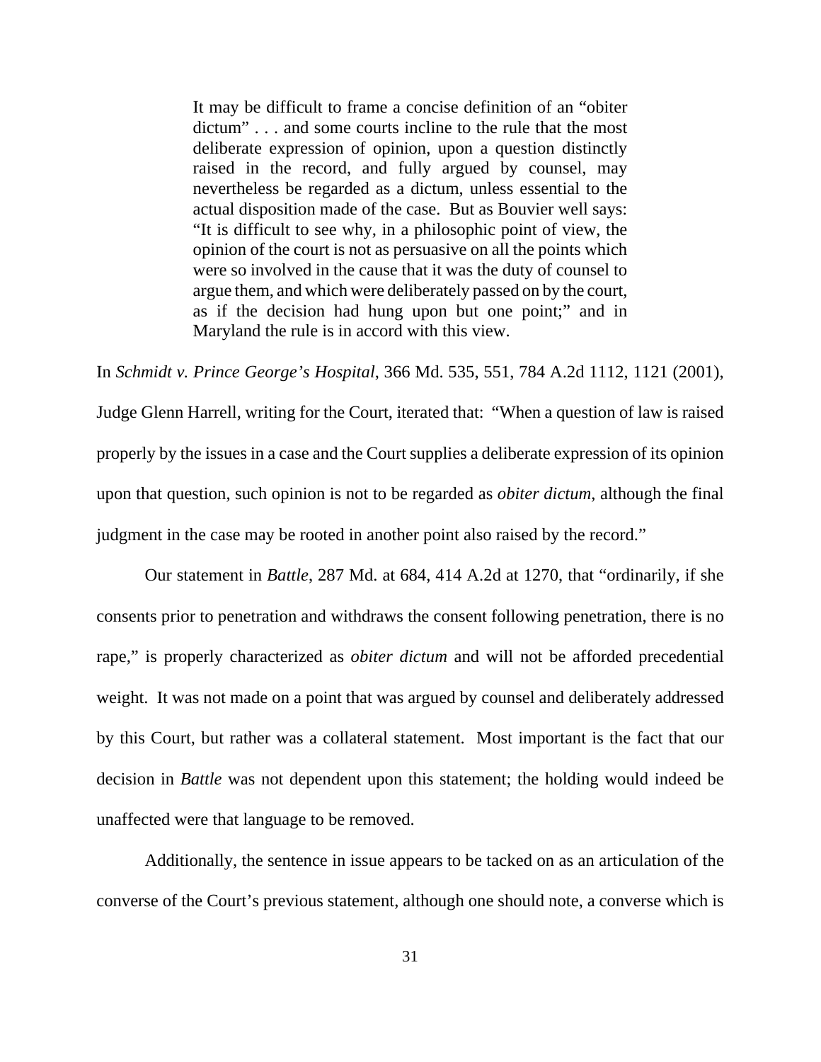> It may be difficult to frame a concise definition of an "obiter dictum" . . . and some courts incline to the rule that the most deliberate expression of opinion, upon a question distinctly raised in the record, and fully argued by counsel, may nevertheless be regarded as a dictum, unless essential to the actual disposition made of the case. But as Bouvier well says: "It is difficult to see why, in a philosophic point of view, the opinion of the court is not as persuasive on all the points which were so involved in the cause that it was the duty of counsel to argue them, and which were deliberately passed on by the court, as if the decision had hung upon but one point;" and in Maryland the rule is in accord with this view.

In *Schmidt v. Prince George's Hospital*, 366 Md. 535, 551, 784 A.2d 1112, 1121 (2001), Judge Glenn Harrell, writing for the Court, iterated that: "When a question of law is raised properly by the issues in a case and the Court supplies a deliberate expression of its opinion upon that question, such opinion is not to be regarded as *obiter dictum*, although the final judgment in the case may be rooted in another point also raised by the record."

Our statement in *Battle*, 287 Md. at 684, 414 A.2d at 1270, that "ordinarily, if she consents prior to penetration and withdraws the consent following penetration, there is no rape," is properly characterized as *obiter dictum* and will not be afforded precedential weight. It was not made on a point that was argued by counsel and deliberately addressed by this Court, but rather was a collateral statement. Most important is the fact that our decision in *Battle* was not dependent upon this statement; the holding would indeed be unaffected were that language to be removed.

Additionally, the sentence in issue appears to be tacked on as an articulation of the converse of the Court's previous statement, although one should note, a converse which is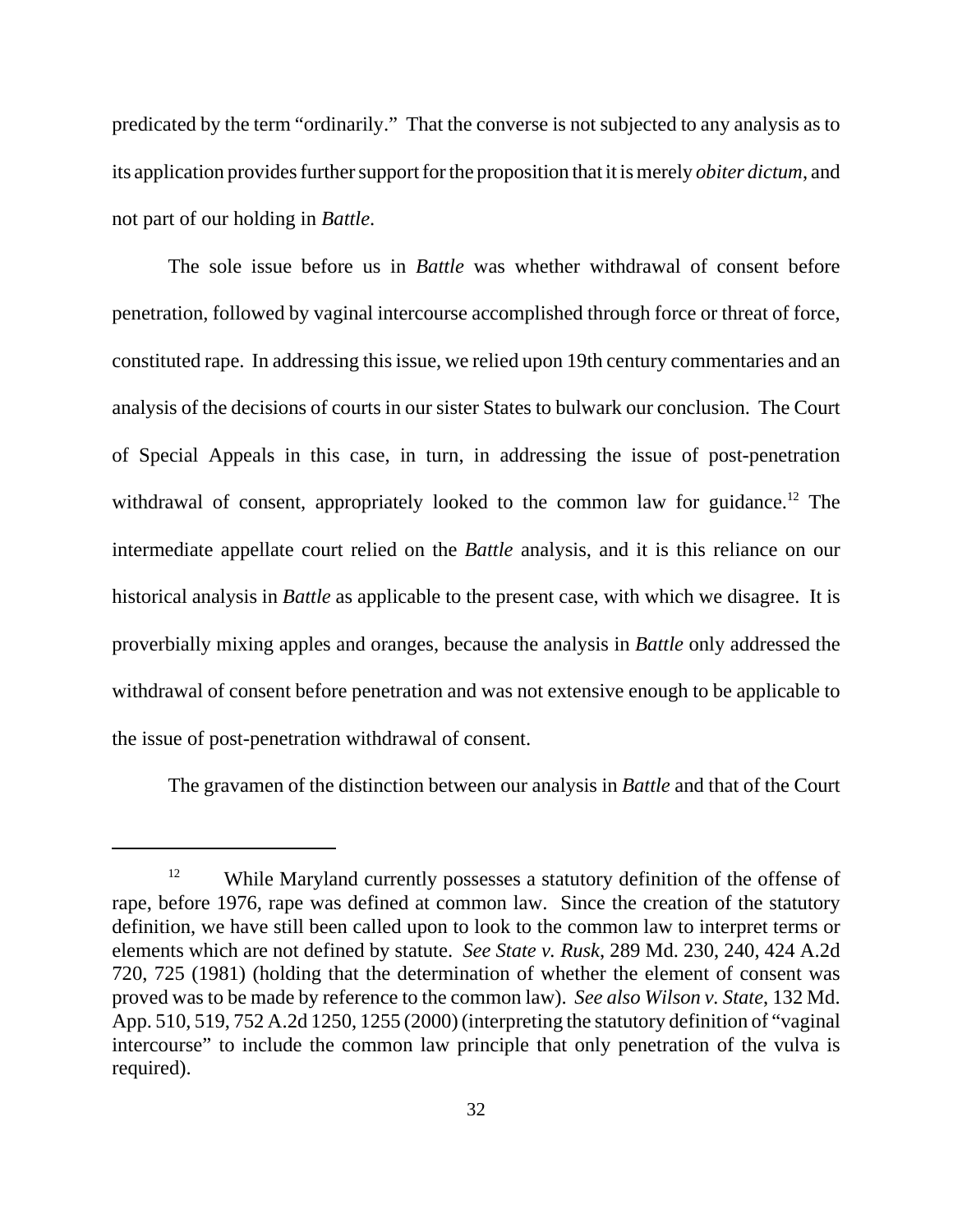predicated by the term "ordinarily." That the converse is not subjected to any analysis as to its application provides further support for the proposition that it is merely *obiter dictum*, and not part of our holding in *Battle*.

The sole issue before us in *Battle* was whether withdrawal of consent before penetration, followed by vaginal intercourse accomplished through force or threat of force, constituted rape. In addressing this issue, we relied upon 19th century commentaries and an analysis of the decisions of courts in our sister States to bulwark our conclusion. The Court of Special Appeals in this case, in turn, in addressing the issue of post-penetration withdrawal of consent, appropriately looked to the common law for guidance.[12] The intermediate appellate court relied on the *Battle* analysis, and it is this reliance on our historical analysis in *Battle* as applicable to the present case, with which we disagree. It is proverbially mixing apples and oranges, because the analysis in *Battle* only addressed the withdrawal of consent before penetration and was not extensive enough to be applicable to the issue of post-penetration withdrawal of consent.

The gravamen of the distinction between our analysis in *Battle* and that of the Court

---

[12] While Maryland currently possesses a statutory definition of the offense of rape, before 1976, rape was defined at common law. Since the creation of the statutory definition, we have still been called upon to look to the common law to interpret terms or elements which are not defined by statute. *See State v. Rusk*, 289 Md. 230, 240, 424 A.2d 720, 725 (1981) (holding that the determination of whether the element of consent was proved was to be made by reference to the common law). *See also Wilson v. State*, 132 Md. App. 510, 519, 752 A.2d 1250, 1255 (2000) (interpreting the statutory definition of "vaginal intercourse" to include the common law principle that only penetration of the vulva is required).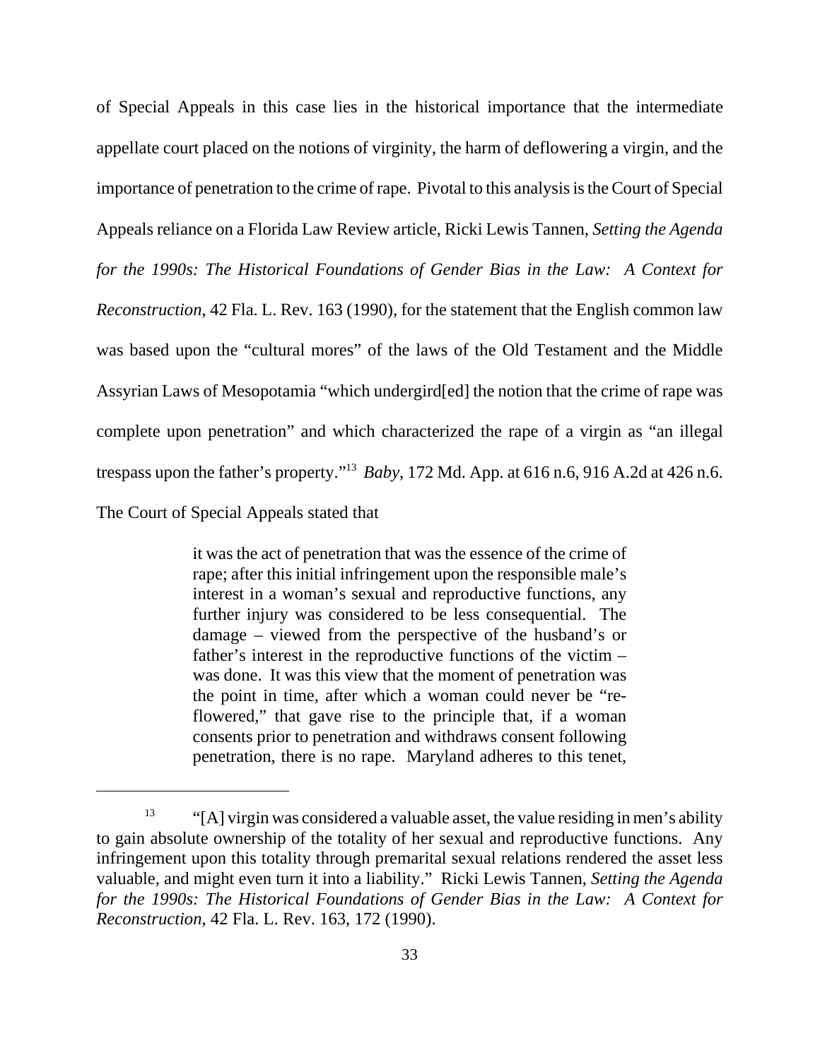of Special Appeals in this case lies in the historical importance that the intermediate appellate court placed on the notions of virginity, the harm of deflowering a virgin, and the importance of penetration to the crime of rape. Pivotal to this analysis is the Court of Special Appeals reliance on a Florida Law Review article, Ricki Lewis Tannen, *Setting the Agenda for the 1990s: The Historical Foundations of Gender Bias in the Law: A Context for Reconstruction*, 42 Fla. L. Rev. 163 (1990), for the statement that the English common law was based upon the "cultural mores" of the laws of the Old Testament and the Middle Assyrian Laws of Mesopotamia "which undergird[ed] the notion that the crime of rape was complete upon penetration" and which characterized the rape of a virgin as "an illegal trespass upon the father's property."[13] *Baby*, 172 Md. App. at 616 n.6, 916 A.2d at 426 n.6. The Court of Special Appeals stated that

> it was the act of penetration that was the essence of the crime of rape; after this initial infringement upon the responsible male's interest in a woman's sexual and reproductive functions, any further injury was considered to be less consequential. The damage – viewed from the perspective of the husband's or father's interest in the reproductive functions of the victim – was done. It was this view that the moment of penetration was the point in time, after which a woman could never be "re-flowered," that gave rise to the principle that, if a woman consents prior to penetration and withdraws consent following penetration, there is no rape. Maryland adheres to this tenet,

---

[13] "[A] virgin was considered a valuable asset, the value residing in men's ability to gain absolute ownership of the totality of her sexual and reproductive functions. Any infringement upon this totality through premarital sexual relations rendered the asset less valuable, and might even turn it into a liability." Ricki Lewis Tannen, *Setting the Agenda for the 1990s: The Historical Foundations of Gender Bias in the Law: A Context for Reconstruction*, 42 Fla. L. Rev. 163, 172 (1990).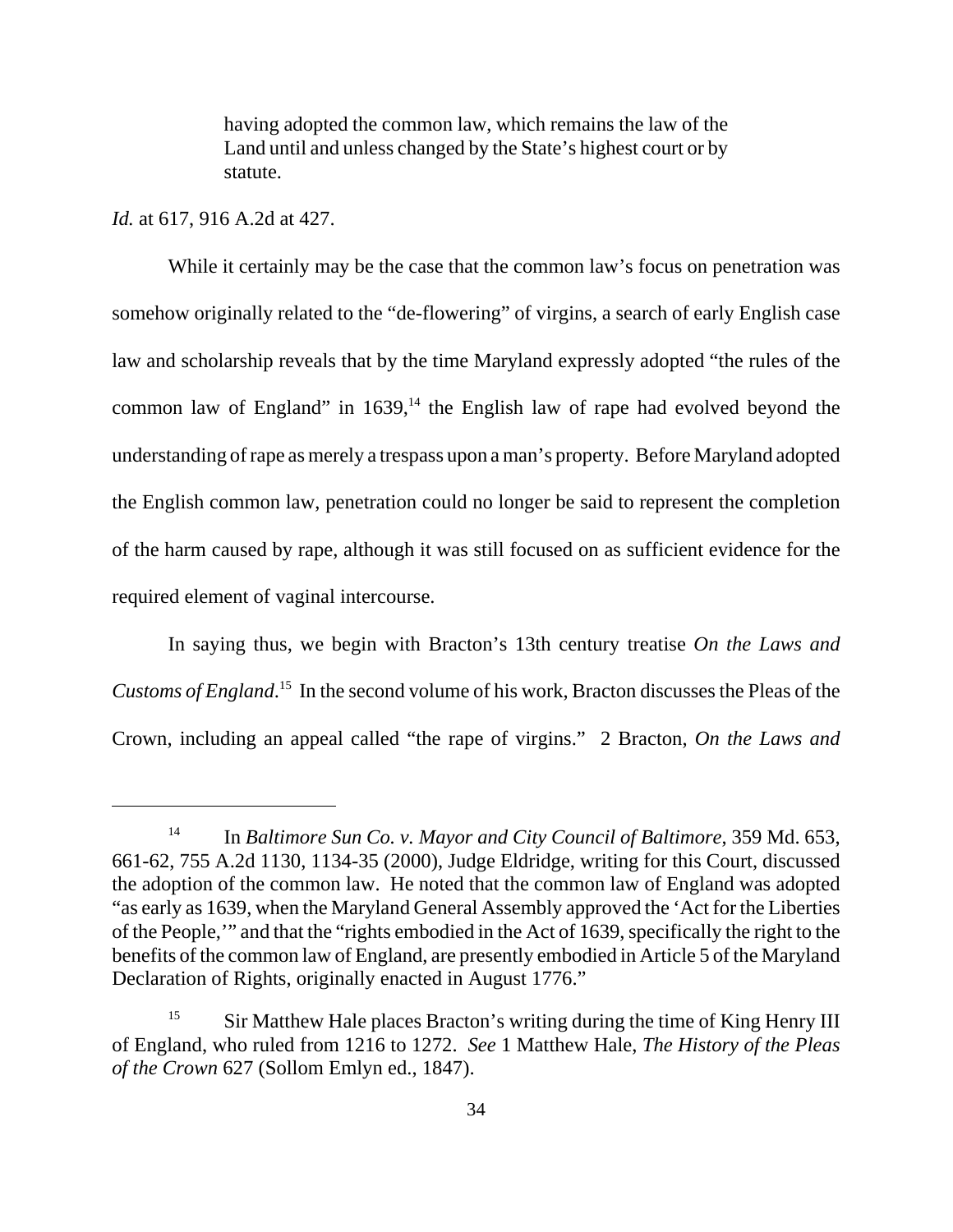> having adopted the common law, which remains the law of the Land until and unless changed by the State's highest court or by statute.

*Id.* at 617, 916 A.2d at 427.

While it certainly may be the case that the common law's focus on penetration was somehow originally related to the "de-flowering" of virgins, a search of early English case law and scholarship reveals that by the time Maryland expressly adopted "the rules of the common law of England" in 1639,[14] the English law of rape had evolved beyond the understanding of rape as merely a trespass upon a man's property. Before Maryland adopted the English common law, penetration could no longer be said to represent the completion of the harm caused by rape, although it was still focused on as sufficient evidence for the required element of vaginal intercourse.

In saying thus, we begin with Bracton's 13th century treatise *On the Laws and Customs of England*.[15] In the second volume of his work, Bracton discusses the Pleas of the Crown, including an appeal called "the rape of virgins." 2 Bracton, *On the Laws and*

---

[14] In *Baltimore Sun Co. v. Mayor and City Council of Baltimore*, 359 Md. 653, 661-62, 755 A.2d 1130, 1134-35 (2000), Judge Eldridge, writing for this Court, discussed the adoption of the common law. He noted that the common law of England was adopted "as early as 1639, when the Maryland General Assembly approved the 'Act for the Liberties of the People,'" and that the "rights embodied in the Act of 1639, specifically the right to the benefits of the common law of England, are presently embodied in Article 5 of the Maryland Declaration of Rights, originally enacted in August 1776."

[15] Sir Matthew Hale places Bracton's writing during the time of King Henry III of England, who ruled from 1216 to 1272. *See* 1 Matthew Hale, *The History of the Pleas of the Crown* 627 (Sollom Emlyn ed., 1847).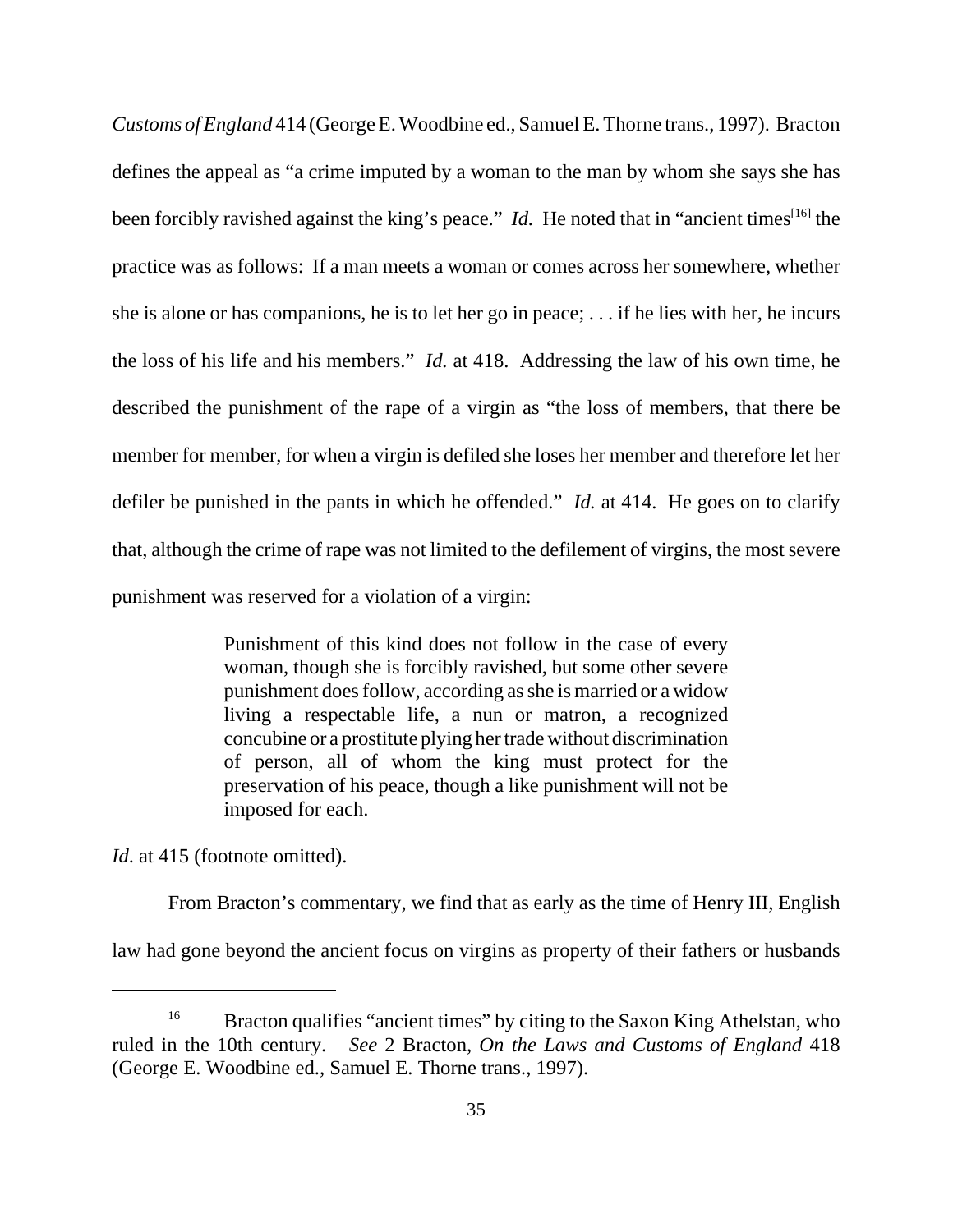*Customs of England* 414 (George E. Woodbine ed., Samuel E. Thorne trans., 1997). Bracton defines the appeal as "a crime imputed by a woman to the man by whom she says she has been forcibly ravished against the king's peace." *Id.* He noted that in "ancient times[16] the practice was as follows: If a man meets a woman or comes across her somewhere, whether she is alone or has companions, he is to let her go in peace; . . . if he lies with her, he incurs the loss of his life and his members." *Id.* at 418. Addressing the law of his own time, he described the punishment of the rape of a virgin as "the loss of members, that there be member for member, for when a virgin is defiled she loses her member and therefore let her defiler be punished in the pants in which he offended." *Id.* at 414. He goes on to clarify that, although the crime of rape was not limited to the defilement of virgins, the most severe punishment was reserved for a violation of a virgin:

> Punishment of this kind does not follow in the case of every woman, though she is forcibly ravished, but some other severe punishment does follow, according as she is married or a widow living a respectable life, a nun or matron, a recognized concubine or a prostitute plying her trade without discrimination of person, all of whom the king must protect for the preservation of his peace, though a like punishment will not be imposed for each.

*Id*. at 415 (footnote omitted).

From Bracton's commentary, we find that as early as the time of Henry III, English law had gone beyond the ancient focus on virgins as property of their fathers or husbands

---

[16] Bracton qualifies "ancient times" by citing to the Saxon King Athelstan, who ruled in the 10th century. *See* 2 Bracton, *On the Laws and Customs of England* 418 (George E. Woodbine ed., Samuel E. Thorne trans., 1997).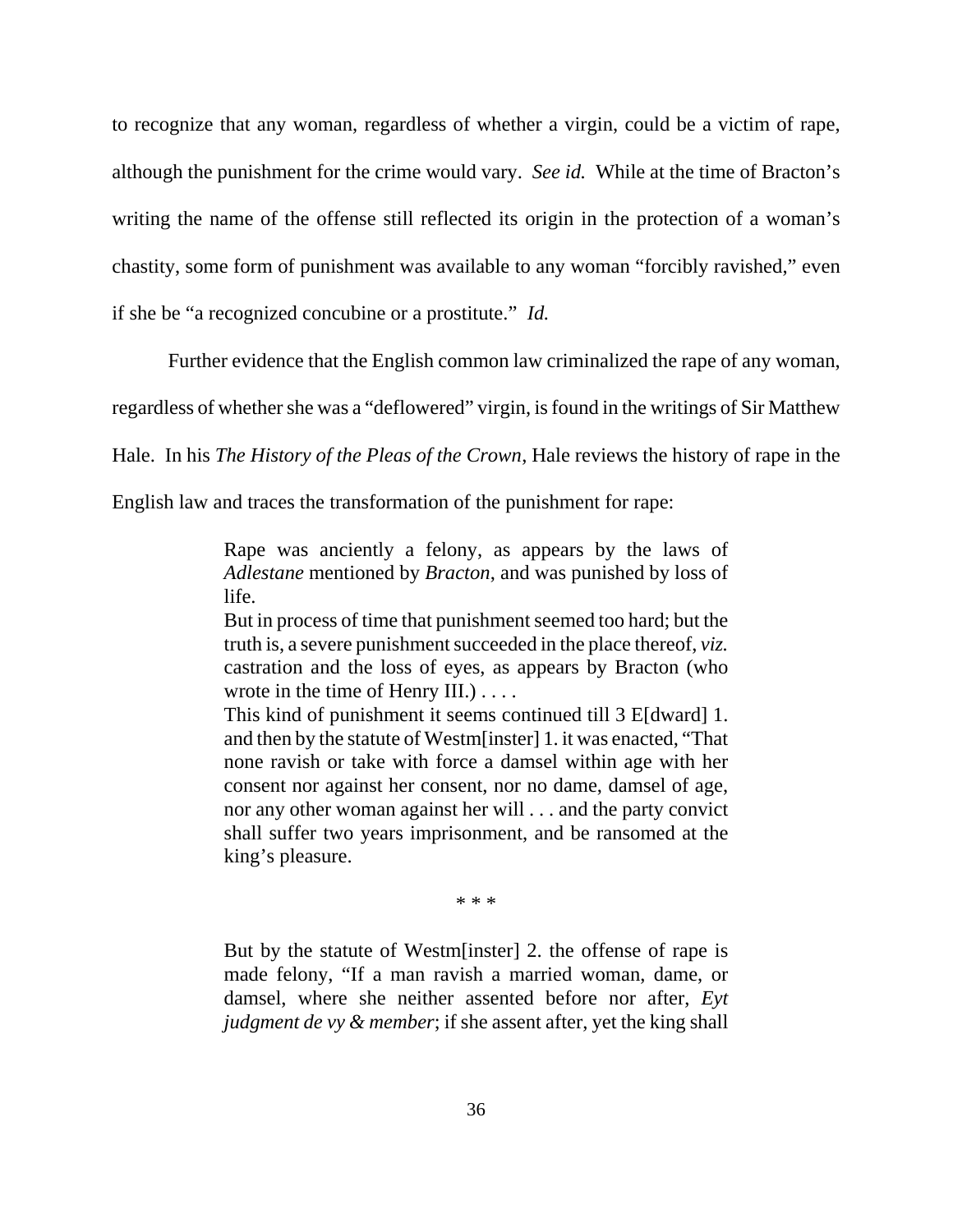to recognize that any woman, regardless of whether a virgin, could be a victim of rape, although the punishment for the crime would vary. *See id.* While at the time of Bracton's writing the name of the offense still reflected its origin in the protection of a woman's chastity, some form of punishment was available to any woman "forcibly ravished," even if she be "a recognized concubine or a prostitute." *Id.*

Further evidence that the English common law criminalized the rape of any woman, regardless of whether she was a "deflowered" virgin, is found in the writings of Sir Matthew Hale. In his *The History of the Pleas of the Crown*, Hale reviews the history of rape in the English law and traces the transformation of the punishment for rape:

> Rape was anciently a felony, as appears by the laws of *Adlestane* mentioned by *Bracton*, and was punished by loss of life.
>
> But in process of time that punishment seemed too hard; but the truth is, a severe punishment succeeded in the place thereof, *viz.* castration and the loss of eyes, as appears by Bracton (who wrote in the time of Henry III.) . . . .
>
> This kind of punishment it seems continued till 3 E[dward] 1. and then by the statute of Westm[inster] 1. it was enacted, "That none ravish or take with force a damsel within age with her consent nor against her consent, nor no dame, damsel of age, nor any other woman against her will . . . and the party convict shall suffer two years imprisonment, and be ransomed at the king's pleasure.
>
> \* \* \*
>
> But by the statute of Westm[inster] 2. the offense of rape is made felony, "If a man ravish a married woman, dame, or damsel, where she neither assented before nor after, *Eyt judgment de vy & member*; if she assent after, yet the king shall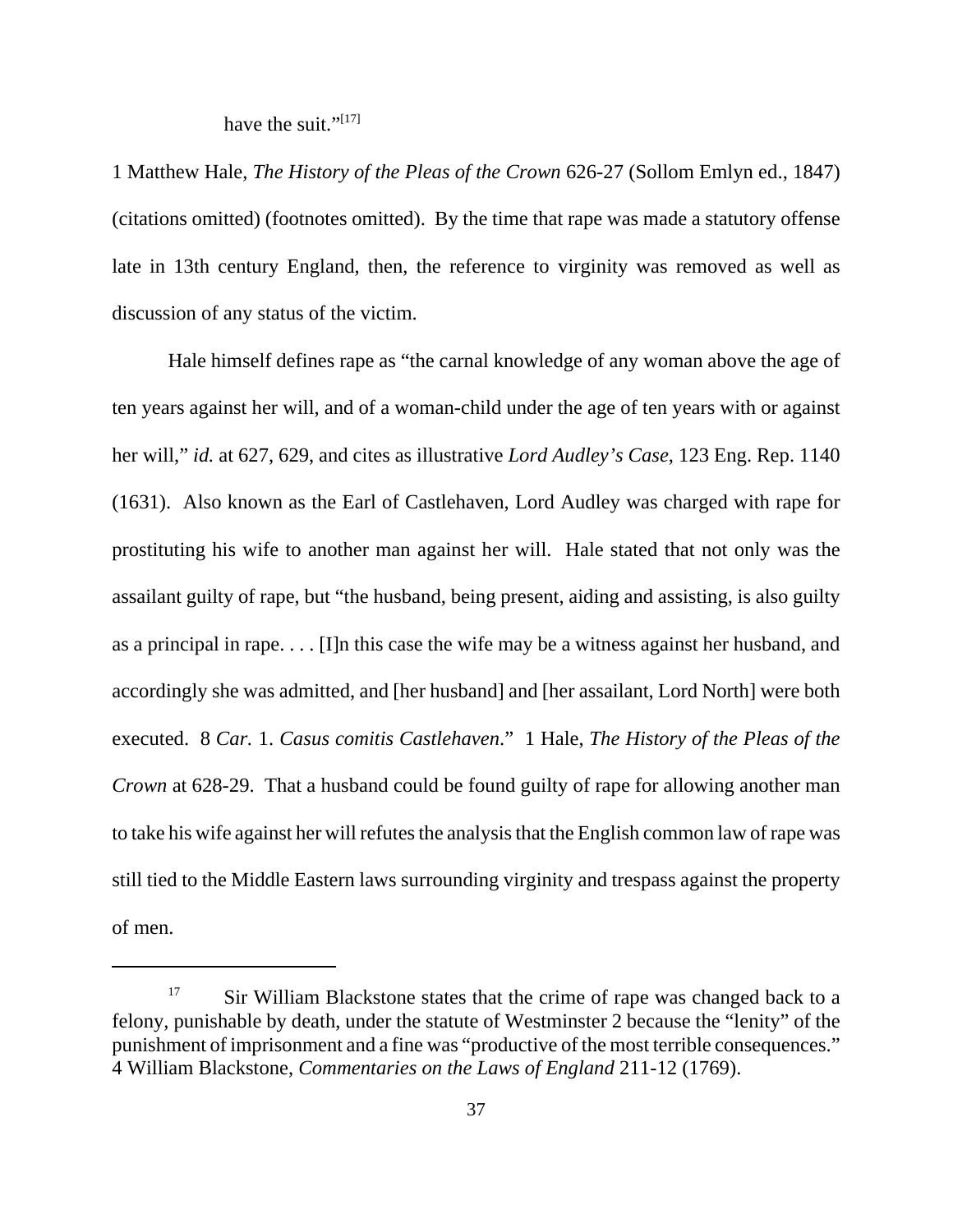have the suit."[17]

1 Matthew Hale, *The History of the Pleas of the Crown* 626-27 (Sollom Emlyn ed., 1847) (citations omitted) (footnotes omitted). By the time that rape was made a statutory offense late in 13th century England, then, the reference to virginity was removed as well as discussion of any status of the victim.

Hale himself defines rape as "the carnal knowledge of any woman above the age of ten years against her will, and of a woman-child under the age of ten years with or against her will," *id.* at 627, 629, and cites as illustrative *Lord Audley's Case*, 123 Eng. Rep. 1140 (1631). Also known as the Earl of Castlehaven, Lord Audley was charged with rape for prostituting his wife to another man against her will. Hale stated that not only was the assailant guilty of rape, but "the husband, being present, aiding and assisting, is also guilty as a principal in rape. . . . [I]n this case the wife may be a witness against her husband, and accordingly she was admitted, and [her husband] and [her assailant, Lord North] were both executed. 8 *Car.* 1. *Casus comitis Castlehaven*." 1 Hale, *The History of the Pleas of the Crown* at 628-29. That a husband could be found guilty of rape for allowing another man to take his wife against her will refutes the analysis that the English common law of rape was still tied to the Middle Eastern laws surrounding virginity and trespass against the property of men.

---

[17] Sir William Blackstone states that the crime of rape was changed back to a felony, punishable by death, under the statute of Westminster 2 because the "lenity" of the punishment of imprisonment and a fine was "productive of the most terrible consequences." 4 William Blackstone, *Commentaries on the Laws of England* 211-12 (1769).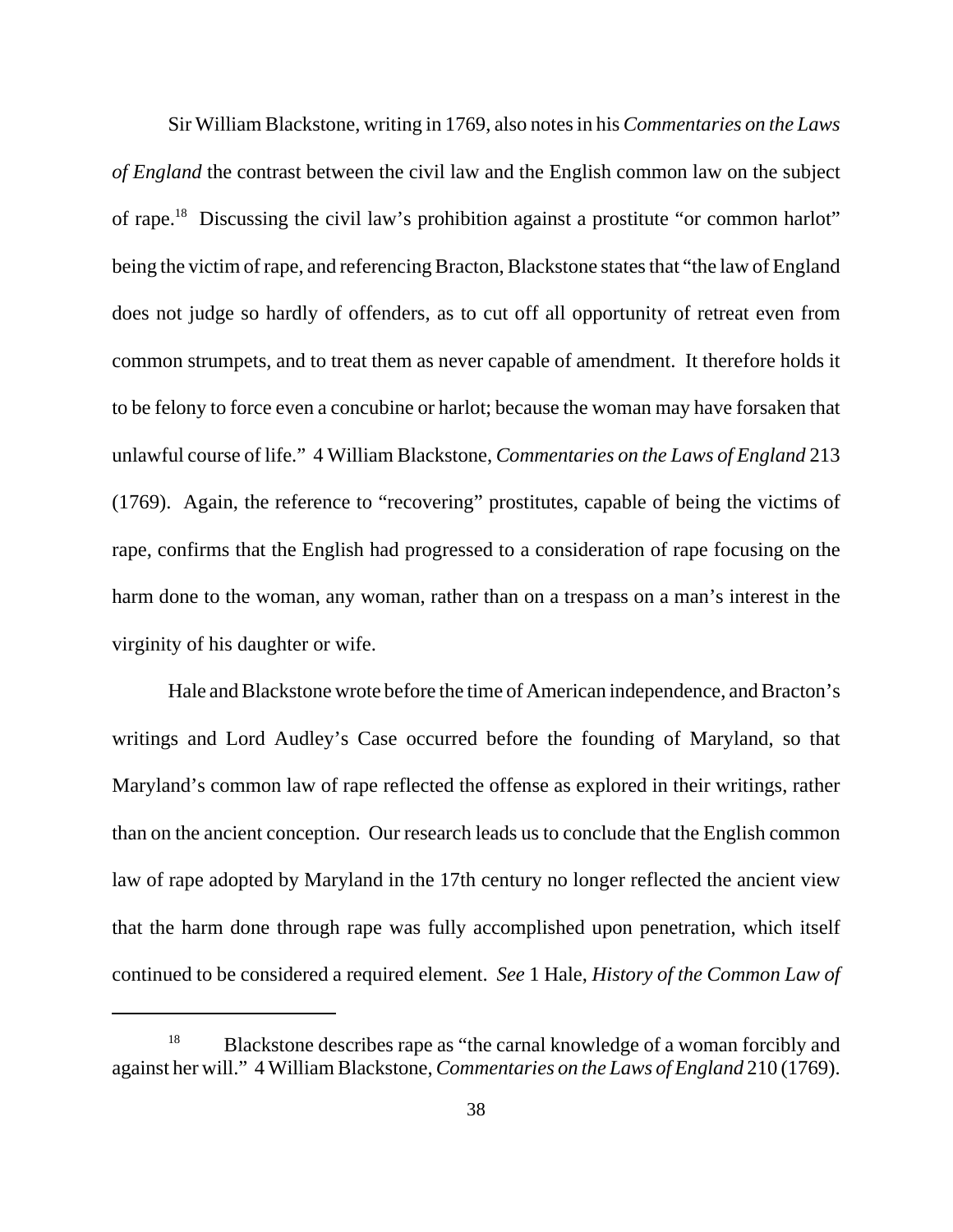Sir William Blackstone, writing in 1769, also notes in his *Commentaries on the Laws of England* the contrast between the civil law and the English common law on the subject of rape.[18] Discussing the civil law's prohibition against a prostitute "or common harlot" being the victim of rape, and referencing Bracton, Blackstone states that "the law of England does not judge so hardly of offenders, as to cut off all opportunity of retreat even from common strumpets, and to treat them as never capable of amendment. It therefore holds it to be felony to force even a concubine or harlot; because the woman may have forsaken that unlawful course of life." 4 William Blackstone, *Commentaries on the Laws of England* 213 (1769). Again, the reference to "recovering" prostitutes, capable of being the victims of rape, confirms that the English had progressed to a consideration of rape focusing on the harm done to the woman, any woman, rather than on a trespass on a man's interest in the virginity of his daughter or wife.

Hale and Blackstone wrote before the time of American independence, and Bracton's writings and Lord Audley's Case occurred before the founding of Maryland, so that Maryland's common law of rape reflected the offense as explored in their writings, rather than on the ancient conception. Our research leads us to conclude that the English common law of rape adopted by Maryland in the 17th century no longer reflected the ancient view that the harm done through rape was fully accomplished upon penetration, which itself continued to be considered a required element. *See* 1 Hale, *History of the Common Law of*

---

[18] Blackstone describes rape as "the carnal knowledge of a woman forcibly and against her will." 4 William Blackstone, *Commentaries on the Laws of England* 210 (1769).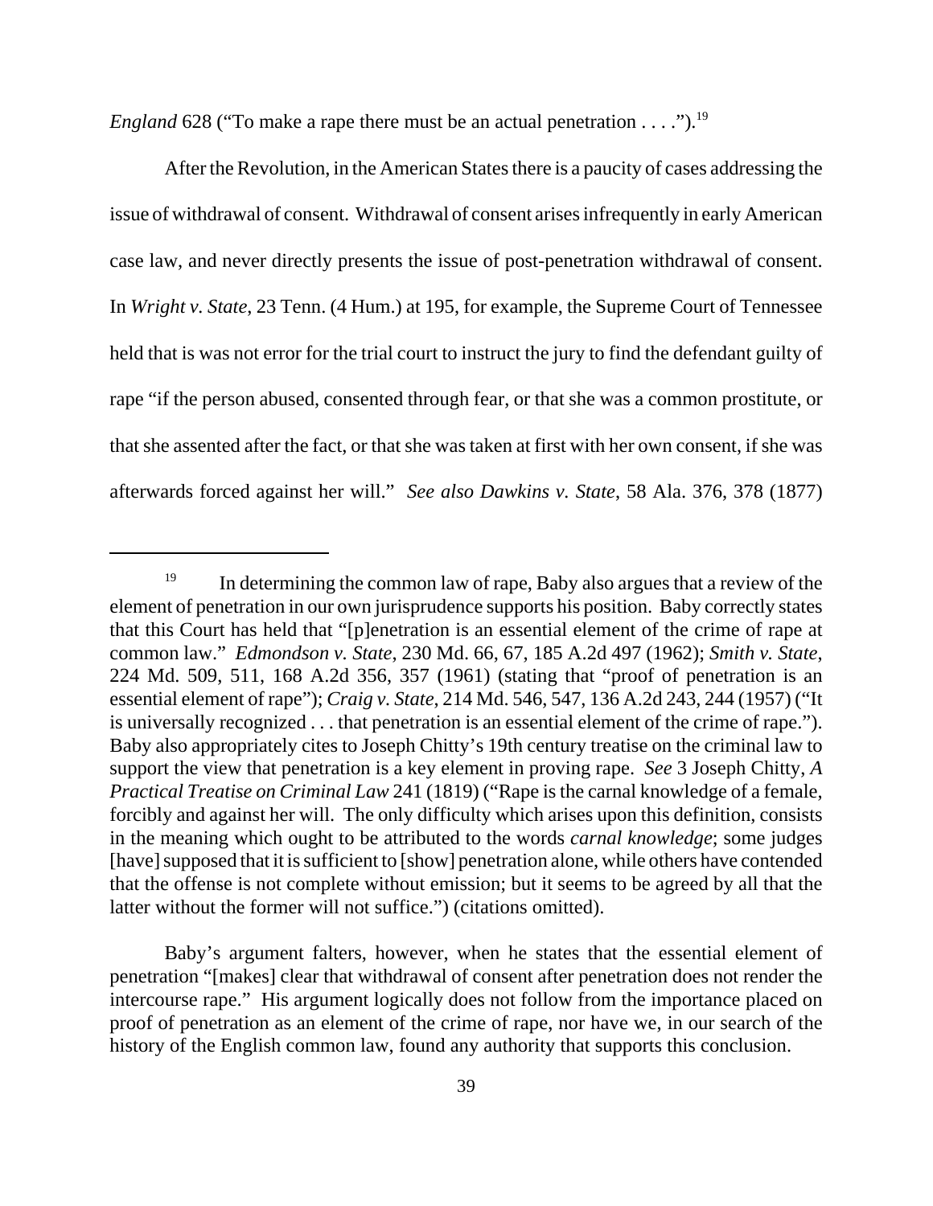*England* 628 ("To make a rape there must be an actual penetration . . . .").[19]

After the Revolution, in the American States there is a paucity of cases addressing the issue of withdrawal of consent. Withdrawal of consent arises infrequently in early American case law, and never directly presents the issue of post-penetration withdrawal of consent. In *Wright v. State*, 23 Tenn. (4 Hum.) at 195, for example, the Supreme Court of Tennessee held that is was not error for the trial court to instruct the jury to find the defendant guilty of rape "if the person abused, consented through fear, or that she was a common prostitute, or that she assented after the fact, or that she was taken at first with her own consent, if she was afterwards forced against her will." *See also Dawkins v. State*, 58 Ala. 376, 378 (1877)

---

[19] In determining the common law of rape, Baby also argues that a review of the element of penetration in our own jurisprudence supports his position. Baby correctly states that this Court has held that "[p]enetration is an essential element of the crime of rape at common law." *Edmondson v. State*, 230 Md. 66, 67, 185 A.2d 497 (1962); *Smith v. State*, 224 Md. 509, 511, 168 A.2d 356, 357 (1961) (stating that "proof of penetration is an essential element of rape"); *Craig v. State*, 214 Md. 546, 547, 136 A.2d 243, 244 (1957) ("It is universally recognized . . . that penetration is an essential element of the crime of rape."). Baby also appropriately cites to Joseph Chitty's 19th century treatise on the criminal law to support the view that penetration is a key element in proving rape. *See* 3 Joseph Chitty, *A Practical Treatise on Criminal Law* 241 (1819) ("Rape is the carnal knowledge of a female, forcibly and against her will. The only difficulty which arises upon this definition, consists in the meaning which ought to be attributed to the words *carnal knowledge*; some judges [have] supposed that it is sufficient to [show] penetration alone, while others have contended that the offense is not complete without emission; but it seems to be agreed by all that the latter without the former will not suffice.") (citations omitted).

Baby's argument falters, however, when he states that the essential element of penetration "[makes] clear that withdrawal of consent after penetration does not render the intercourse rape." His argument logically does not follow from the importance placed on proof of penetration as an element of the crime of rape, nor have we, in our search of the history of the English common law, found any authority that supports this conclusion.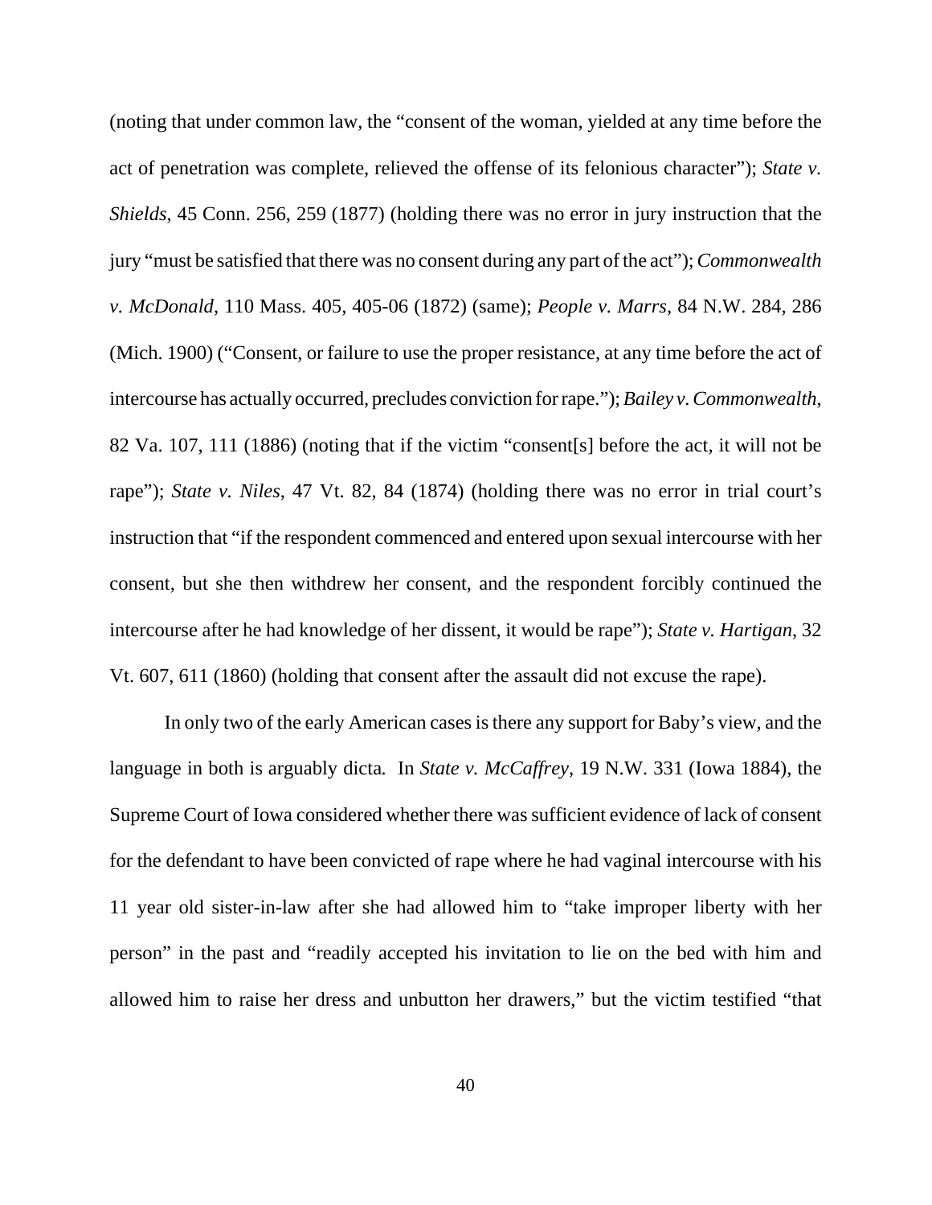(noting that under common law, the "consent of the woman, yielded at any time before the act of penetration was complete, relieved the offense of its felonious character"); *State v. Shields*, 45 Conn. 256, 259 (1877) (holding there was no error in jury instruction that the jury "must be satisfied that there was no consent during any part of the act"); *Commonwealth v. McDonald*, 110 Mass. 405, 405-06 (1872) (same); *People v. Marrs*, 84 N.W. 284, 286 (Mich. 1900) ("Consent, or failure to use the proper resistance, at any time before the act of intercourse has actually occurred, precludes conviction for rape."); *Bailey v. Commonwealth*, 82 Va. 107, 111 (1886) (noting that if the victim "consent[s] before the act, it will not be rape"); *State v. Niles*, 47 Vt. 82, 84 (1874) (holding there was no error in trial court's instruction that "if the respondent commenced and entered upon sexual intercourse with her consent, but she then withdrew her consent, and the respondent forcibly continued the intercourse after he had knowledge of her dissent, it would be rape"); *State v. Hartigan*, 32 Vt. 607, 611 (1860) (holding that consent after the assault did not excuse the rape).

In only two of the early American cases is there any support for Baby's view, and the language in both is arguably dicta. In *State v. McCaffrey*, 19 N.W. 331 (Iowa 1884), the Supreme Court of Iowa considered whether there was sufficient evidence of lack of consent for the defendant to have been convicted of rape where he had vaginal intercourse with his 11 year old sister-in-law after she had allowed him to "take improper liberty with her person" in the past and "readily accepted his invitation to lie on the bed with him and allowed him to raise her dress and unbutton her drawers," but the victim testified "that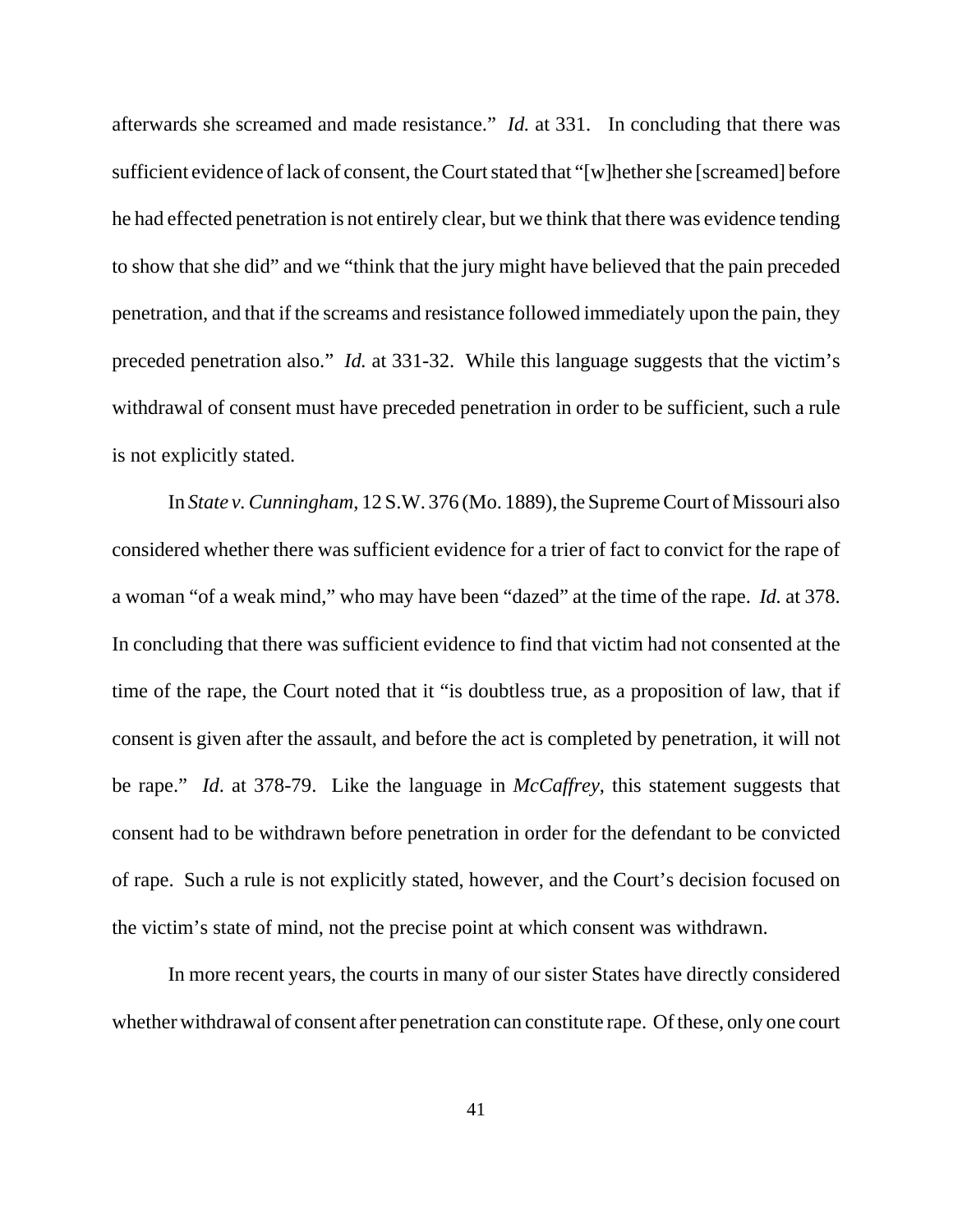afterwards she screamed and made resistance." *Id.* at 331. In concluding that there was sufficient evidence of lack of consent, the Court stated that "[w]hether she [screamed] before he had effected penetration is not entirely clear, but we think that there was evidence tending to show that she did" and we "think that the jury might have believed that the pain preceded penetration, and that if the screams and resistance followed immediately upon the pain, they preceded penetration also." *Id.* at 331-32. While this language suggests that the victim's withdrawal of consent must have preceded penetration in order to be sufficient, such a rule is not explicitly stated.

In *State v. Cunningham*, 12 S.W. 376 (Mo. 1889), the Supreme Court of Missouri also considered whether there was sufficient evidence for a trier of fact to convict for the rape of a woman "of a weak mind," who may have been "dazed" at the time of the rape. *Id.* at 378. In concluding that there was sufficient evidence to find that victim had not consented at the time of the rape, the Court noted that it "is doubtless true, as a proposition of law, that if consent is given after the assault, and before the act is completed by penetration, it will not be rape." *Id.* at 378-79. Like the language in *McCaffrey*, this statement suggests that consent had to be withdrawn before penetration in order for the defendant to be convicted of rape. Such a rule is not explicitly stated, however, and the Court's decision focused on the victim's state of mind, not the precise point at which consent was withdrawn.

In more recent years, the courts in many of our sister States have directly considered whether withdrawal of consent after penetration can constitute rape. Of these, only one court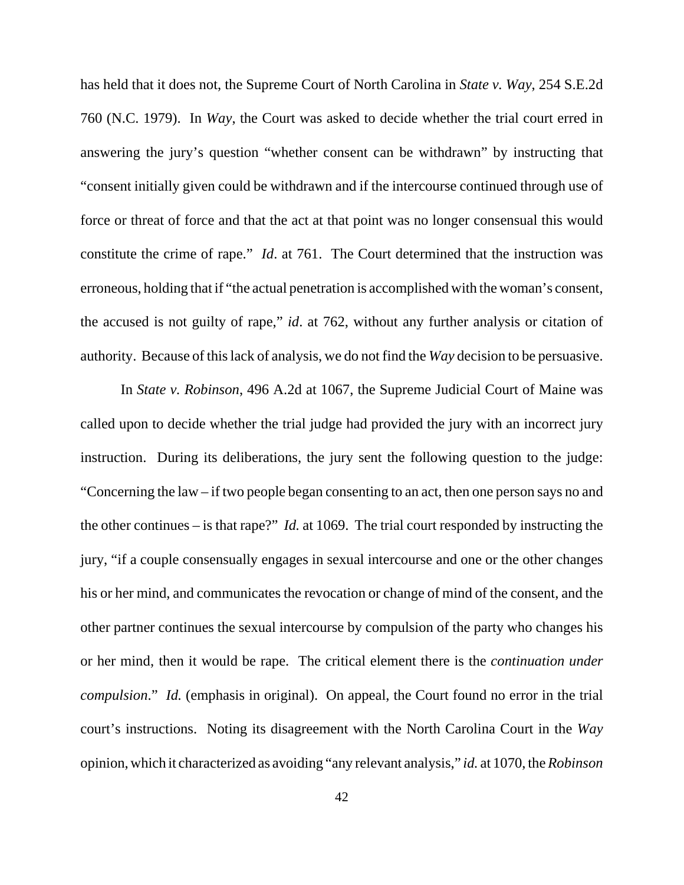has held that it does not, the Supreme Court of North Carolina in *State v. Way*, 254 S.E.2d 760 (N.C. 1979). In *Way*, the Court was asked to decide whether the trial court erred in answering the jury's question "whether consent can be withdrawn" by instructing that "consent initially given could be withdrawn and if the intercourse continued through use of force or threat of force and that the act at that point was no longer consensual this would constitute the crime of rape." *Id*. at 761. The Court determined that the instruction was erroneous, holding that if "the actual penetration is accomplished with the woman's consent, the accused is not guilty of rape," *id*. at 762, without any further analysis or citation of authority. Because of this lack of analysis, we do not find the *Way* decision to be persuasive.

In *State v. Robinson*, 496 A.2d at 1067, the Supreme Judicial Court of Maine was called upon to decide whether the trial judge had provided the jury with an incorrect jury instruction. During its deliberations, the jury sent the following question to the judge: "Concerning the law – if two people began consenting to an act, then one person says no and the other continues – is that rape?" *Id.* at 1069. The trial court responded by instructing the jury, "if a couple consensually engages in sexual intercourse and one or the other changes his or her mind, and communicates the revocation or change of mind of the consent, and the other partner continues the sexual intercourse by compulsion of the party who changes his or her mind, then it would be rape. The critical element there is the *continuation under compulsion*." *Id.* (emphasis in original). On appeal, the Court found no error in the trial court's instructions. Noting its disagreement with the North Carolina Court in the *Way* opinion, which it characterized as avoiding "any relevant analysis," *id.* at 1070, the *Robinson*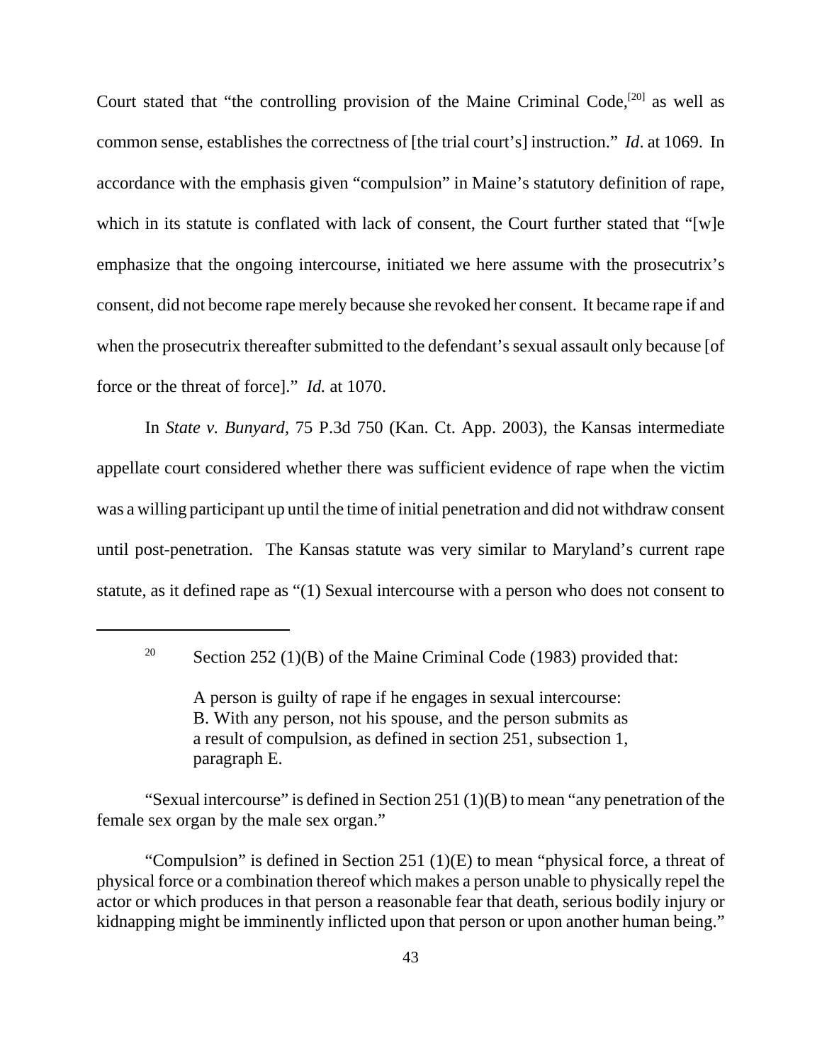Court stated that "the controlling provision of the Maine Criminal Code,[20] as well as common sense, establishes the correctness of [the trial court's] instruction." *Id*. at 1069. In accordance with the emphasis given "compulsion" in Maine's statutory definition of rape, which in its statute is conflated with lack of consent, the Court further stated that "[w]e emphasize that the ongoing intercourse, initiated we here assume with the prosecutrix's consent, did not become rape merely because she revoked her consent. It became rape if and when the prosecutrix thereafter submitted to the defendant's sexual assault only because [of force or the threat of force]." *Id.* at 1070.

In *State v. Bunyard*, 75 P.3d 750 (Kan. Ct. App. 2003), the Kansas intermediate appellate court considered whether there was sufficient evidence of rape when the victim was a willing participant up until the time of initial penetration and did not withdraw consent until post-penetration. The Kansas statute was very similar to Maryland's current rape statute, as it defined rape as "(1) Sexual intercourse with a person who does not consent to

---

[20] Section 252 (1)(B) of the Maine Criminal Code (1983) provided that:

> A person is guilty of rape if he engages in sexual intercourse:
> B. With any person, not his spouse, and the person submits as a result of compulsion, as defined in section 251, subsection 1, paragraph E.

"Sexual intercourse" is defined in Section 251 (1)(B) to mean "any penetration of the female sex organ by the male sex organ."

"Compulsion" is defined in Section 251 (1)(E) to mean "physical force, a threat of physical force or a combination thereof which makes a person unable to physically repel the actor or which produces in that person a reasonable fear that death, serious bodily injury or kidnapping might be imminently inflicted upon that person or upon another human being."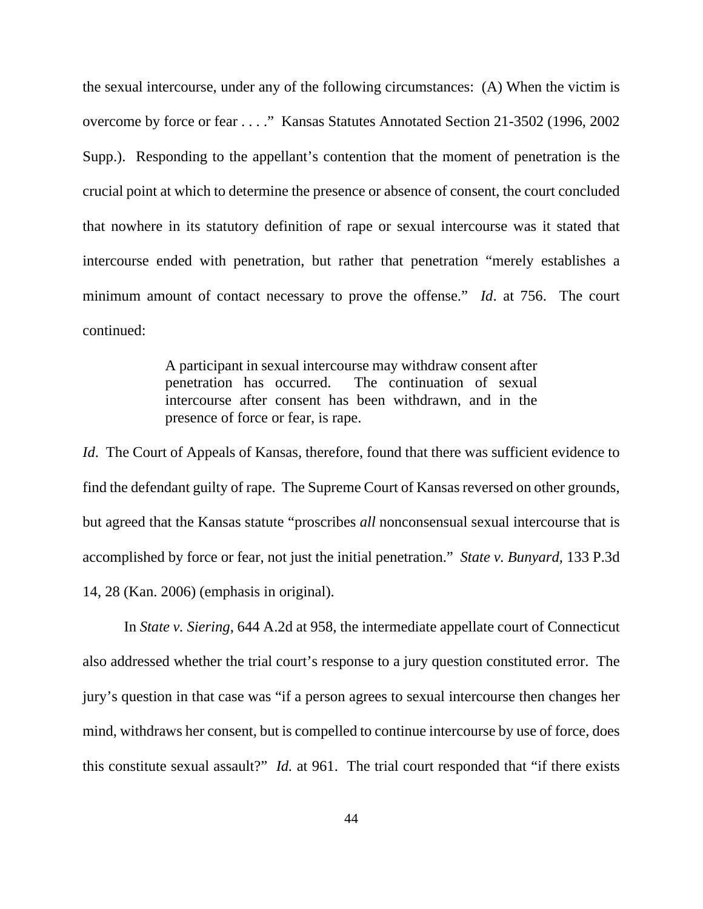the sexual intercourse, under any of the following circumstances: (A) When the victim is overcome by force or fear . . . ." Kansas Statutes Annotated Section 21-3502 (1996, 2002 Supp.). Responding to the appellant's contention that the moment of penetration is the crucial point at which to determine the presence or absence of consent, the court concluded that nowhere in its statutory definition of rape or sexual intercourse was it stated that intercourse ended with penetration, but rather that penetration "merely establishes a minimum amount of contact necessary to prove the offense." *Id*. at 756. The court continued:

> A participant in sexual intercourse may withdraw consent after penetration has occurred. The continuation of sexual intercourse after consent has been withdrawn, and in the presence of force or fear, is rape.

*Id*. The Court of Appeals of Kansas, therefore, found that there was sufficient evidence to find the defendant guilty of rape. The Supreme Court of Kansas reversed on other grounds, but agreed that the Kansas statute "proscribes *all* nonconsensual sexual intercourse that is accomplished by force or fear, not just the initial penetration." *State v. Bunyard*, 133 P.3d 14, 28 (Kan. 2006) (emphasis in original).

In *State v. Siering*, 644 A.2d at 958, the intermediate appellate court of Connecticut also addressed whether the trial court's response to a jury question constituted error. The jury's question in that case was "if a person agrees to sexual intercourse then changes her mind, withdraws her consent, but is compelled to continue intercourse by use of force, does this constitute sexual assault?" *Id.* at 961. The trial court responded that "if there exists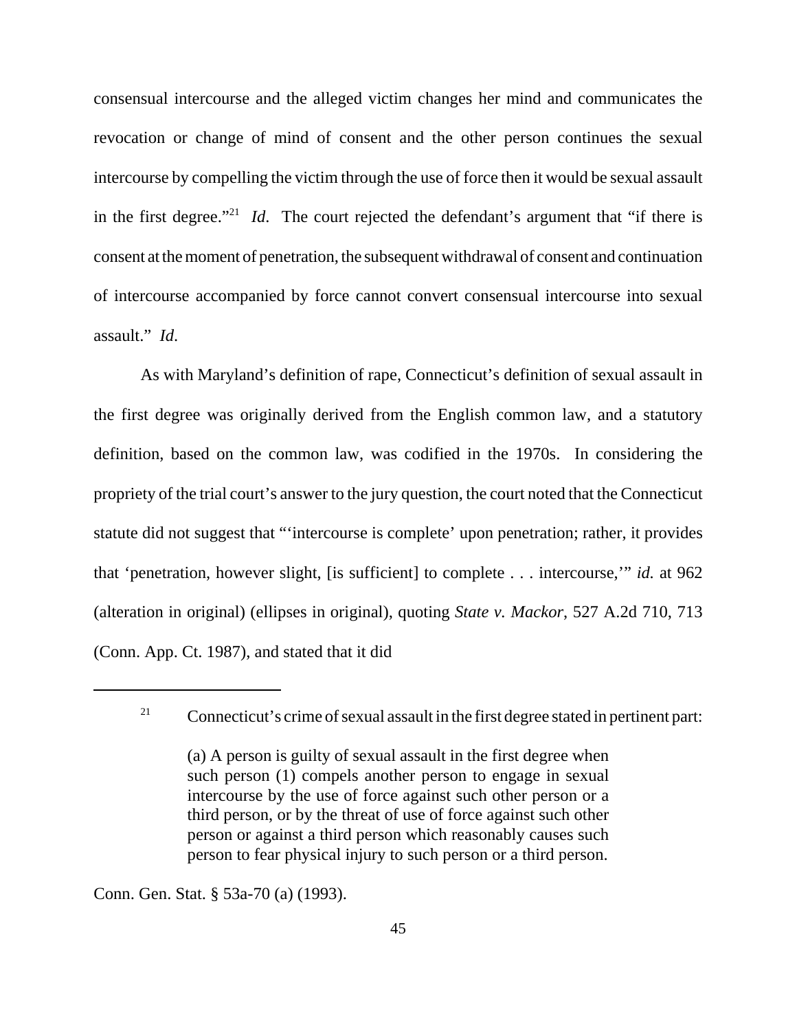consensual intercourse and the alleged victim changes her mind and communicates the revocation or change of mind of consent and the other person continues the sexual intercourse by compelling the victim through the use of force then it would be sexual assault in the first degree."[21] *Id*. The court rejected the defendant's argument that "if there is consent at the moment of penetration, the subsequent withdrawal of consent and continuation of intercourse accompanied by force cannot convert consensual intercourse into sexual assault." *Id*.

As with Maryland's definition of rape, Connecticut's definition of sexual assault in the first degree was originally derived from the English common law, and a statutory definition, based on the common law, was codified in the 1970s. In considering the propriety of the trial court's answer to the jury question, the court noted that the Connecticut statute did not suggest that "'intercourse is complete' upon penetration; rather, it provides that 'penetration, however slight, [is sufficient] to complete . . . intercourse,'" *id.* at 962 (alteration in original) (ellipses in original), quoting *State v. Mackor*, 527 A.2d 710, 713 (Conn. App. Ct. 1987), and stated that it did

---

[21] Connecticut's crime of sexual assault in the first degree stated in pertinent part:

> (a) A person is guilty of sexual assault in the first degree when such person (1) compels another person to engage in sexual intercourse by the use of force against such other person or a third person, or by the threat of use of force against such other person or against a third person which reasonably causes such person to fear physical injury to such person or a third person.

Conn. Gen. Stat. § 53a-70 (a) (1993).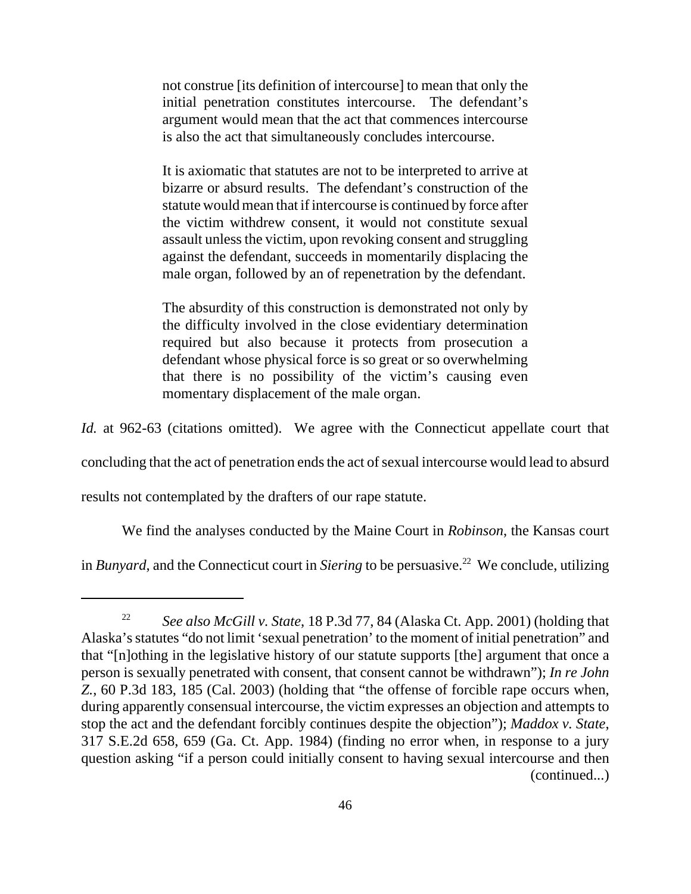> not construe [its definition of intercourse] to mean that only the initial penetration constitutes intercourse. The defendant's argument would mean that the act that commences intercourse is also the act that simultaneously concludes intercourse.
>
> It is axiomatic that statutes are not to be interpreted to arrive at bizarre or absurd results. The defendant's construction of the statute would mean that if intercourse is continued by force after the victim withdrew consent, it would not constitute sexual assault unless the victim, upon revoking consent and struggling against the defendant, succeeds in momentarily displacing the male organ, followed by an of repenetration by the defendant.
>
> The absurdity of this construction is demonstrated not only by the difficulty involved in the close evidentiary determination required but also because it protects from prosecution a defendant whose physical force is so great or so overwhelming that there is no possibility of the victim's causing even momentary displacement of the male organ.

*Id.* at 962-63 (citations omitted). We agree with the Connecticut appellate court that concluding that the act of penetration ends the act of sexual intercourse would lead to absurd results not contemplated by the drafters of our rape statute.

We find the analyses conducted by the Maine Court in *Robinson*, the Kansas court in *Bunyard*, and the Connecticut court in *Siering* to be persuasive.[22] We conclude, utilizing

---

[22] *See also McGill v. State*, 18 P.3d 77, 84 (Alaska Ct. App. 2001) (holding that Alaska's statutes "do not limit 'sexual penetration' to the moment of initial penetration" and that "[n]othing in the legislative history of our statute supports [the] argument that once a person is sexually penetrated with consent, that consent cannot be withdrawn"); *In re John Z.*, 60 P.3d 183, 185 (Cal. 2003) (holding that "the offense of forcible rape occurs when, during apparently consensual intercourse, the victim expresses an objection and attempts to stop the act and the defendant forcibly continues despite the objection"); *Maddox v. State*, 317 S.E.2d 658, 659 (Ga. Ct. App. 1984) (finding no error when, in response to a jury question asking "if a person could initially consent to having sexual intercourse and then (continued...)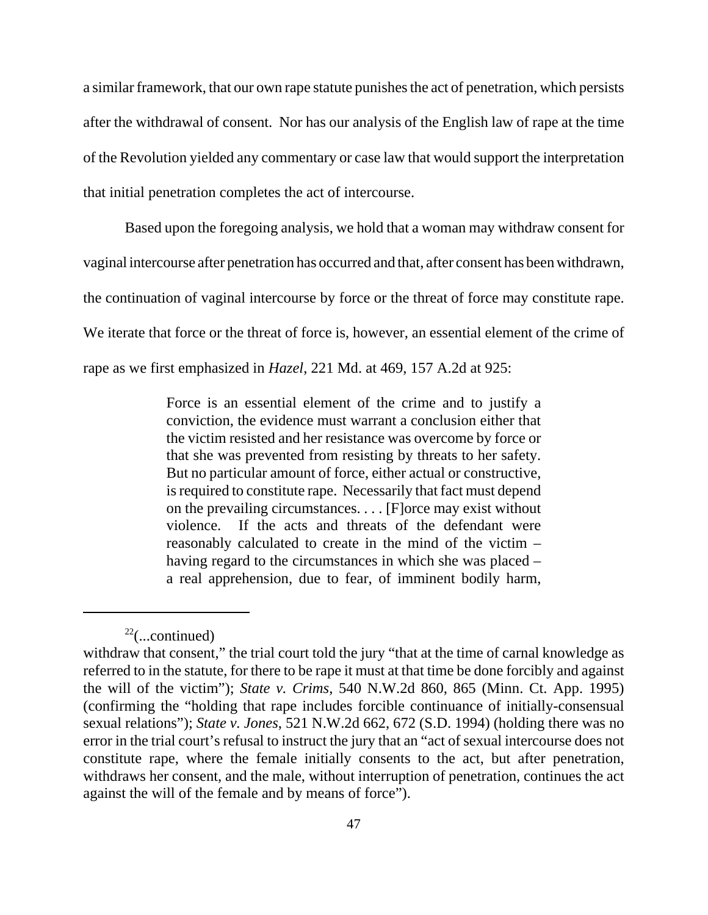a similar framework, that our own rape statute punishes the act of penetration, which persists after the withdrawal of consent. Nor has our analysis of the English law of rape at the time of the Revolution yielded any commentary or case law that would support the interpretation that initial penetration completes the act of intercourse.

Based upon the foregoing analysis, we hold that a woman may withdraw consent for vaginal intercourse after penetration has occurred and that, after consent has been withdrawn, the continuation of vaginal intercourse by force or the threat of force may constitute rape. We iterate that force or the threat of force is, however, an essential element of the crime of rape as we first emphasized in *Hazel*, 221 Md. at 469, 157 A.2d at 925:

> Force is an essential element of the crime and to justify a conviction, the evidence must warrant a conclusion either that the victim resisted and her resistance was overcome by force or that she was prevented from resisting by threats to her safety. But no particular amount of force, either actual or constructive, is required to constitute rape. Necessarily that fact must depend on the prevailing circumstances. . . . [F]orce may exist without violence. If the acts and threats of the defendant were reasonably calculated to create in the mind of the victim – having regard to the circumstances in which she was placed – a real apprehension, due to fear, of imminent bodily harm,

---

[22](...continued)
withdraw that consent," the trial court told the jury "that at the time of carnal knowledge as referred to in the statute, for there to be rape it must at that time be done forcibly and against the will of the victim"); *State v. Crims*, 540 N.W.2d 860, 865 (Minn. Ct. App. 1995) (confirming the "holding that rape includes forcible continuance of initially-consensual sexual relations"); *State v. Jones*, 521 N.W.2d 662, 672 (S.D. 1994) (holding there was no error in the trial court's refusal to instruct the jury that an "act of sexual intercourse does not constitute rape, where the female initially consents to the act, but after penetration, withdraws her consent, and the male, without interruption of penetration, continues the act against the will of the female and by means of force").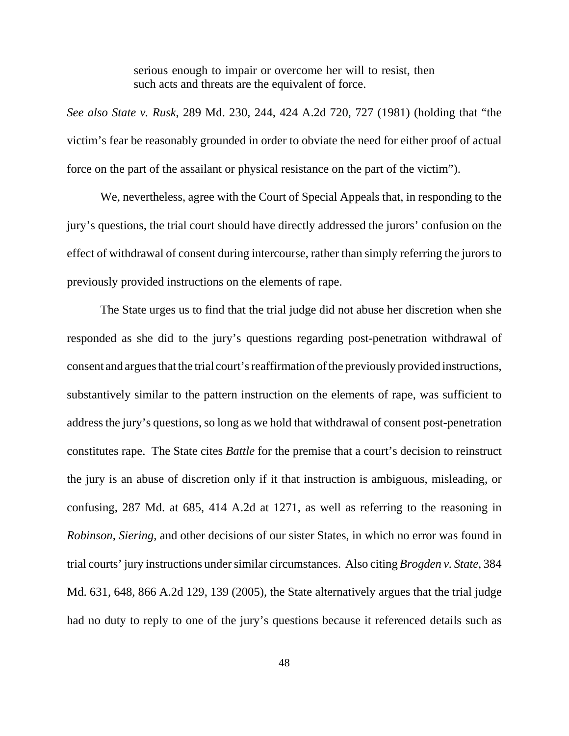> serious enough to impair or overcome her will to resist, then such acts and threats are the equivalent of force.

*See also State v. Rusk*, 289 Md. 230, 244, 424 A.2d 720, 727 (1981) (holding that "the victim's fear be reasonably grounded in order to obviate the need for either proof of actual force on the part of the assailant or physical resistance on the part of the victim").

We, nevertheless, agree with the Court of Special Appeals that, in responding to the jury's questions, the trial court should have directly addressed the jurors' confusion on the effect of withdrawal of consent during intercourse, rather than simply referring the jurors to previously provided instructions on the elements of rape.

The State urges us to find that the trial judge did not abuse her discretion when she responded as she did to the jury's questions regarding post-penetration withdrawal of consent and argues that the trial court's reaffirmation of the previously provided instructions, substantively similar to the pattern instruction on the elements of rape, was sufficient to address the jury's questions, so long as we hold that withdrawal of consent post-penetration constitutes rape. The State cites *Battle* for the premise that a court's decision to reinstruct the jury is an abuse of discretion only if it that instruction is ambiguous, misleading, or confusing, 287 Md. at 685, 414 A.2d at 1271, as well as referring to the reasoning in *Robinson*, *Siering*, and other decisions of our sister States, in which no error was found in trial courts' jury instructions under similar circumstances. Also citing *Brogden v. State*, 384 Md. 631, 648, 866 A.2d 129, 139 (2005), the State alternatively argues that the trial judge had no duty to reply to one of the jury's questions because it referenced details such as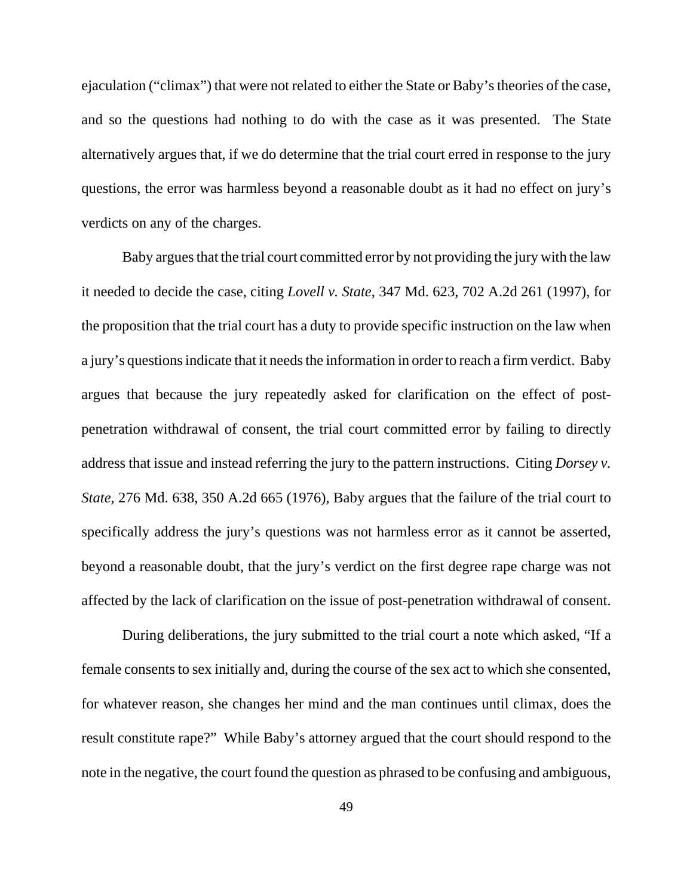ejaculation ("climax") that were not related to either the State or Baby's theories of the case, and so the questions had nothing to do with the case as it was presented. The State alternatively argues that, if we do determine that the trial court erred in response to the jury questions, the error was harmless beyond a reasonable doubt as it had no effect on jury's verdicts on any of the charges.

Baby argues that the trial court committed error by not providing the jury with the law it needed to decide the case, citing *Lovell v. State*, 347 Md. 623, 702 A.2d 261 (1997), for the proposition that the trial court has a duty to provide specific instruction on the law when a jury's questions indicate that it needs the information in order to reach a firm verdict. Baby argues that because the jury repeatedly asked for clarification on the effect of post-penetration withdrawal of consent, the trial court committed error by failing to directly address that issue and instead referring the jury to the pattern instructions. Citing *Dorsey v. State*, 276 Md. 638, 350 A.2d 665 (1976), Baby argues that the failure of the trial court to specifically address the jury's questions was not harmless error as it cannot be asserted, beyond a reasonable doubt, that the jury's verdict on the first degree rape charge was not affected by the lack of clarification on the issue of post-penetration withdrawal of consent.

During deliberations, the jury submitted to the trial court a note which asked, "If a female consents to sex initially and, during the course of the sex act to which she consented, for whatever reason, she changes her mind and the man continues until climax, does the result constitute rape?" While Baby's attorney argued that the court should respond to the note in the negative, the court found the question as phrased to be confusing and ambiguous,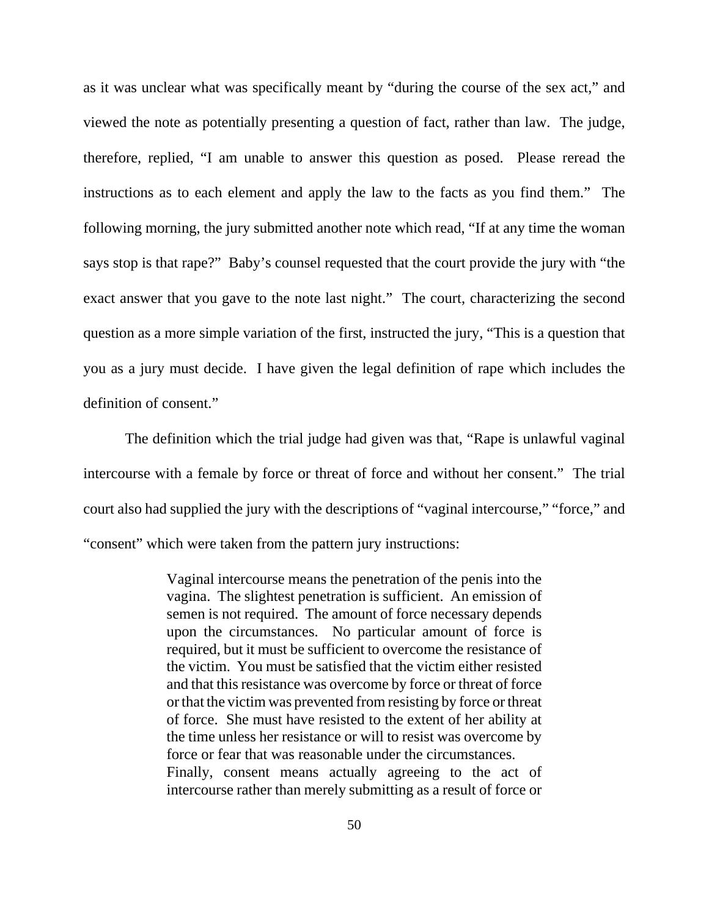as it was unclear what was specifically meant by "during the course of the sex act," and viewed the note as potentially presenting a question of fact, rather than law. The judge, therefore, replied, "I am unable to answer this question as posed. Please reread the instructions as to each element and apply the law to the facts as you find them." The following morning, the jury submitted another note which read, "If at any time the woman says stop is that rape?" Baby's counsel requested that the court provide the jury with "the exact answer that you gave to the note last night." The court, characterizing the second question as a more simple variation of the first, instructed the jury, "This is a question that you as a jury must decide. I have given the legal definition of rape which includes the definition of consent."

The definition which the trial judge had given was that, "Rape is unlawful vaginal intercourse with a female by force or threat of force and without her consent." The trial court also had supplied the jury with the descriptions of "vaginal intercourse," "force," and "consent" which were taken from the pattern jury instructions:

> Vaginal intercourse means the penetration of the penis into the vagina. The slightest penetration is sufficient. An emission of semen is not required. The amount of force necessary depends upon the circumstances. No particular amount of force is required, but it must be sufficient to overcome the resistance of the victim. You must be satisfied that the victim either resisted and that this resistance was overcome by force or threat of force or that the victim was prevented from resisting by force or threat of force. She must have resisted to the extent of her ability at the time unless her resistance or will to resist was overcome by force or fear that was reasonable under the circumstances.
> Finally, consent means actually agreeing to the act of intercourse rather than merely submitting as a result of force or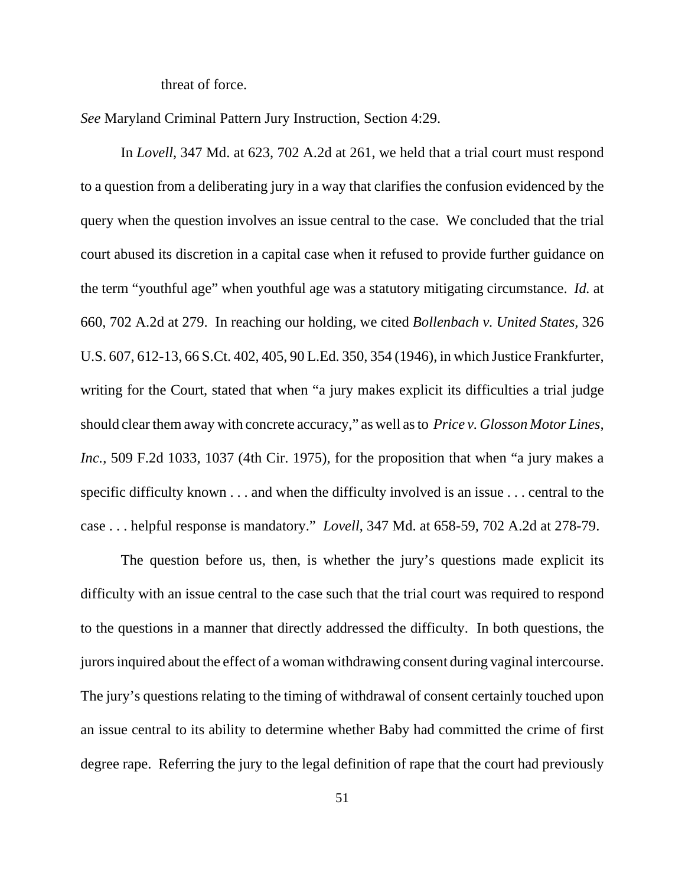threat of force.

*See* Maryland Criminal Pattern Jury Instruction, Section 4:29.

In *Lovell*, 347 Md. at 623, 702 A.2d at 261, we held that a trial court must respond to a question from a deliberating jury in a way that clarifies the confusion evidenced by the query when the question involves an issue central to the case. We concluded that the trial court abused its discretion in a capital case when it refused to provide further guidance on the term "youthful age" when youthful age was a statutory mitigating circumstance. *Id.* at 660, 702 A.2d at 279. In reaching our holding, we cited *Bollenbach v. United States,* 326 U.S. 607, 612-13, 66 S.Ct. 402, 405, 90 L.Ed. 350, 354 (1946), in which Justice Frankfurter, writing for the Court, stated that when "a jury makes explicit its difficulties a trial judge should clear them away with concrete accuracy," as well as to *Price v. Glosson Motor Lines, Inc.*, 509 F.2d 1033, 1037 (4th Cir. 1975), for the proposition that when "a jury makes a specific difficulty known . . . and when the difficulty involved is an issue . . . central to the case . . . helpful response is mandatory." *Lovell*, 347 Md. at 658-59, 702 A.2d at 278-79.

The question before us, then, is whether the jury's questions made explicit its difficulty with an issue central to the case such that the trial court was required to respond to the questions in a manner that directly addressed the difficulty. In both questions, the jurors inquired about the effect of a woman withdrawing consent during vaginal intercourse. The jury's questions relating to the timing of withdrawal of consent certainly touched upon an issue central to its ability to determine whether Baby had committed the crime of first degree rape. Referring the jury to the legal definition of rape that the court had previously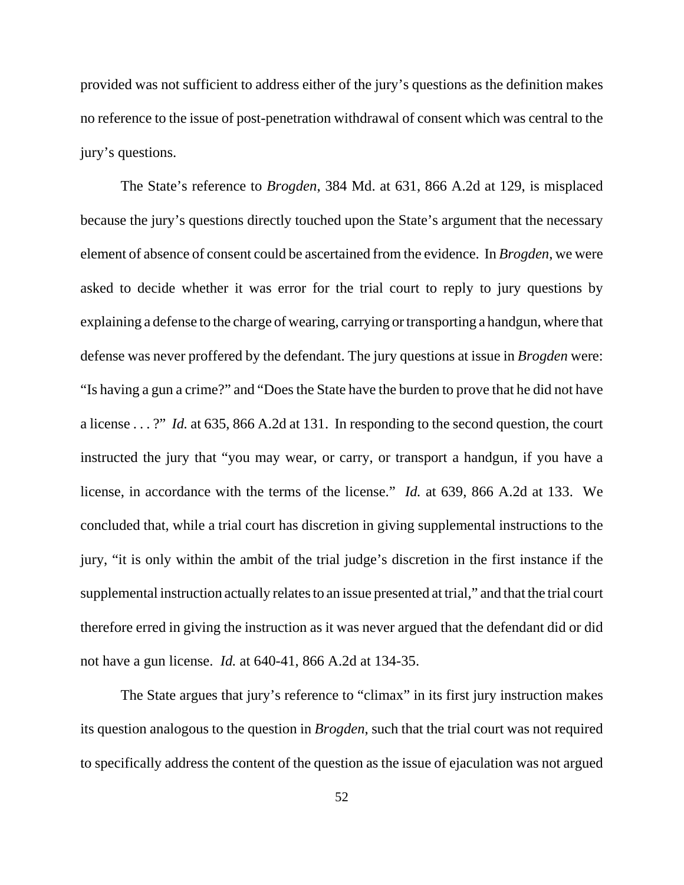provided was not sufficient to address either of the jury's questions as the definition makes no reference to the issue of post-penetration withdrawal of consent which was central to the jury's questions.

The State's reference to *Brogden*, 384 Md. at 631, 866 A.2d at 129, is misplaced because the jury's questions directly touched upon the State's argument that the necessary element of absence of consent could be ascertained from the evidence. In *Brogden*, we were asked to decide whether it was error for the trial court to reply to jury questions by explaining a defense to the charge of wearing, carrying or transporting a handgun, where that defense was never proffered by the defendant. The jury questions at issue in *Brogden* were: "Is having a gun a crime?" and "Does the State have the burden to prove that he did not have a license . . . ?" *Id.* at 635, 866 A.2d at 131. In responding to the second question, the court instructed the jury that "you may wear, or carry, or transport a handgun, if you have a license, in accordance with the terms of the license." *Id.* at 639, 866 A.2d at 133. We concluded that, while a trial court has discretion in giving supplemental instructions to the jury, "it is only within the ambit of the trial judge's discretion in the first instance if the supplemental instruction actually relates to an issue presented at trial," and that the trial court therefore erred in giving the instruction as it was never argued that the defendant did or did not have a gun license. *Id.* at 640-41, 866 A.2d at 134-35.

The State argues that jury's reference to "climax" in its first jury instruction makes its question analogous to the question in *Brogden*, such that the trial court was not required to specifically address the content of the question as the issue of ejaculation was not argued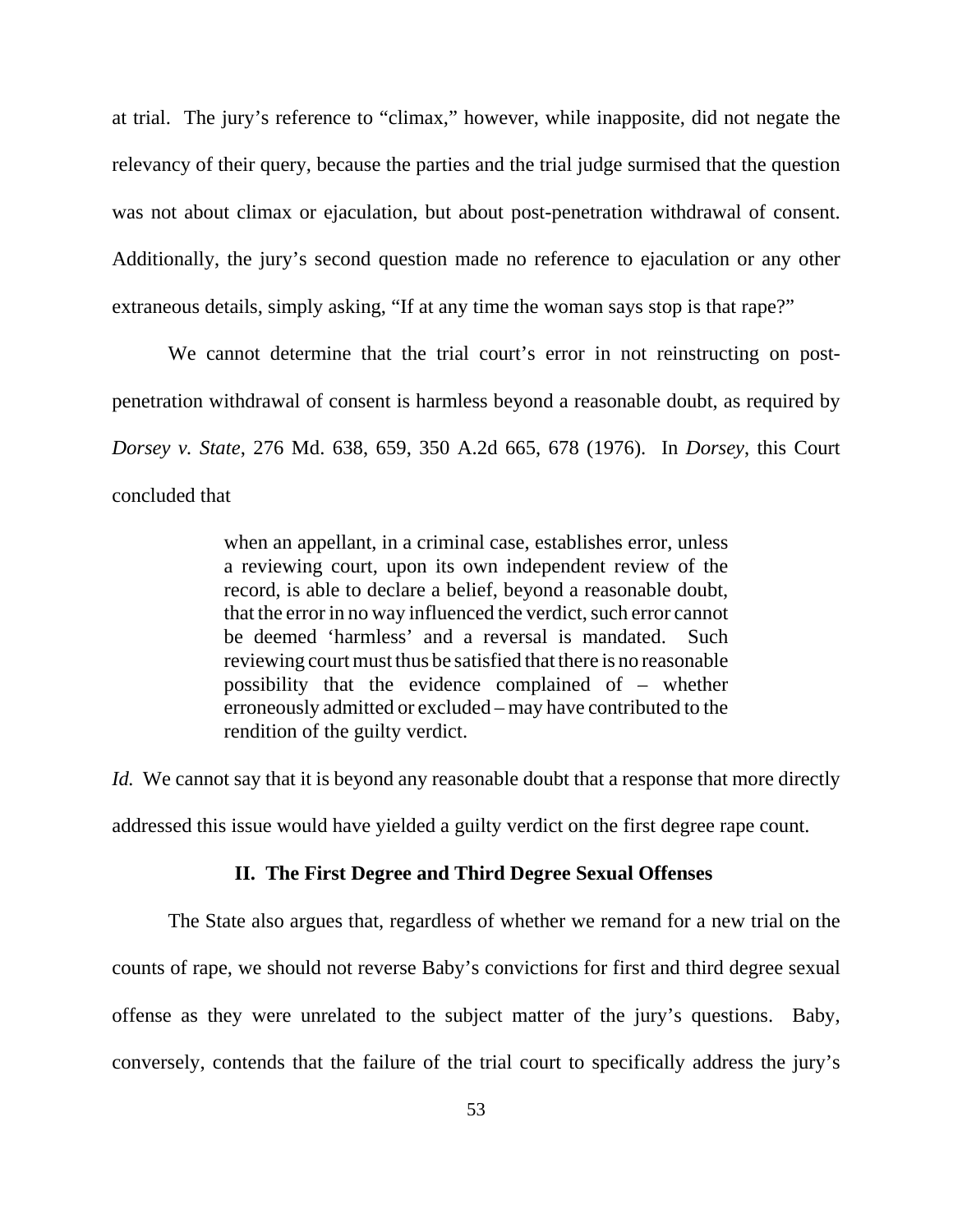at trial. The jury's reference to "climax," however, while inapposite, did not negate the relevancy of their query, because the parties and the trial judge surmised that the question was not about climax or ejaculation, but about post-penetration withdrawal of consent. Additionally, the jury's second question made no reference to ejaculation or any other extraneous details, simply asking, "If at any time the woman says stop is that rape?"

We cannot determine that the trial court's error in not reinstructing on post-penetration withdrawal of consent is harmless beyond a reasonable doubt, as required by *Dorsey v. State*, 276 Md. 638, 659, 350 A.2d 665, 678 (1976). In *Dorsey*, this Court concluded that

> when an appellant, in a criminal case, establishes error, unless a reviewing court, upon its own independent review of the record, is able to declare a belief, beyond a reasonable doubt, that the error in no way influenced the verdict, such error cannot be deemed 'harmless' and a reversal is mandated. Such reviewing court must thus be satisfied that there is no reasonable possibility that the evidence complained of – whether erroneously admitted or excluded – may have contributed to the rendition of the guilty verdict.

*Id.* We cannot say that it is beyond any reasonable doubt that a response that more directly addressed this issue would have yielded a guilty verdict on the first degree rape count.

## II. The First Degree and Third Degree Sexual Offenses

The State also argues that, regardless of whether we remand for a new trial on the counts of rape, we should not reverse Baby's convictions for first and third degree sexual offense as they were unrelated to the subject matter of the jury's questions. Baby, conversely, contends that the failure of the trial court to specifically address the jury's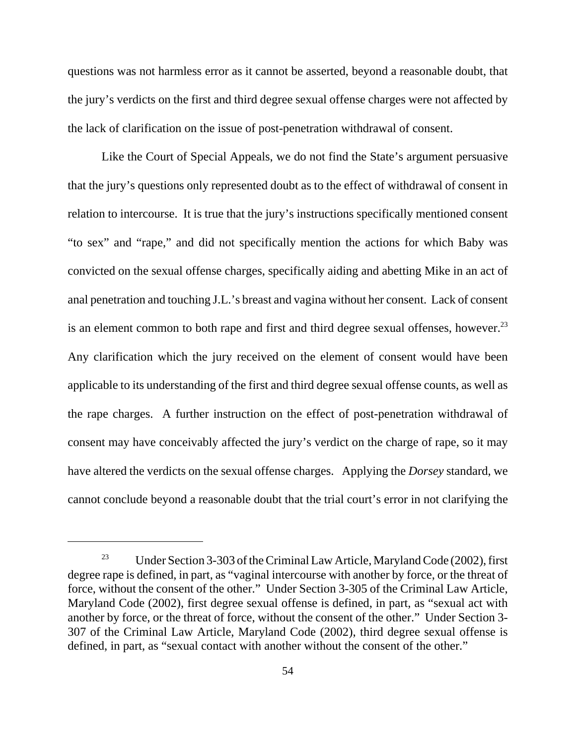questions was not harmless error as it cannot be asserted, beyond a reasonable doubt, that the jury's verdicts on the first and third degree sexual offense charges were not affected by the lack of clarification on the issue of post-penetration withdrawal of consent.

Like the Court of Special Appeals, we do not find the State's argument persuasive that the jury's questions only represented doubt as to the effect of withdrawal of consent in relation to intercourse. It is true that the jury's instructions specifically mentioned consent "to sex" and "rape," and did not specifically mention the actions for which Baby was convicted on the sexual offense charges, specifically aiding and abetting Mike in an act of anal penetration and touching J.L.'s breast and vagina without her consent. Lack of consent is an element common to both rape and first and third degree sexual offenses, however.[23] Any clarification which the jury received on the element of consent would have been applicable to its understanding of the first and third degree sexual offense counts, as well as the rape charges. A further instruction on the effect of post-penetration withdrawal of consent may have conceivably affected the jury's verdict on the charge of rape, so it may have altered the verdicts on the sexual offense charges. Applying the *Dorsey* standard, we cannot conclude beyond a reasonable doubt that the trial court's error in not clarifying the

---

[23] Under Section 3-303 of the Criminal Law Article, Maryland Code (2002), first degree rape is defined, in part, as "vaginal intercourse with another by force, or the threat of force, without the consent of the other." Under Section 3-305 of the Criminal Law Article, Maryland Code (2002), first degree sexual offense is defined, in part, as "sexual act with another by force, or the threat of force, without the consent of the other." Under Section 3-307 of the Criminal Law Article, Maryland Code (2002), third degree sexual offense is defined, in part, as "sexual contact with another without the consent of the other."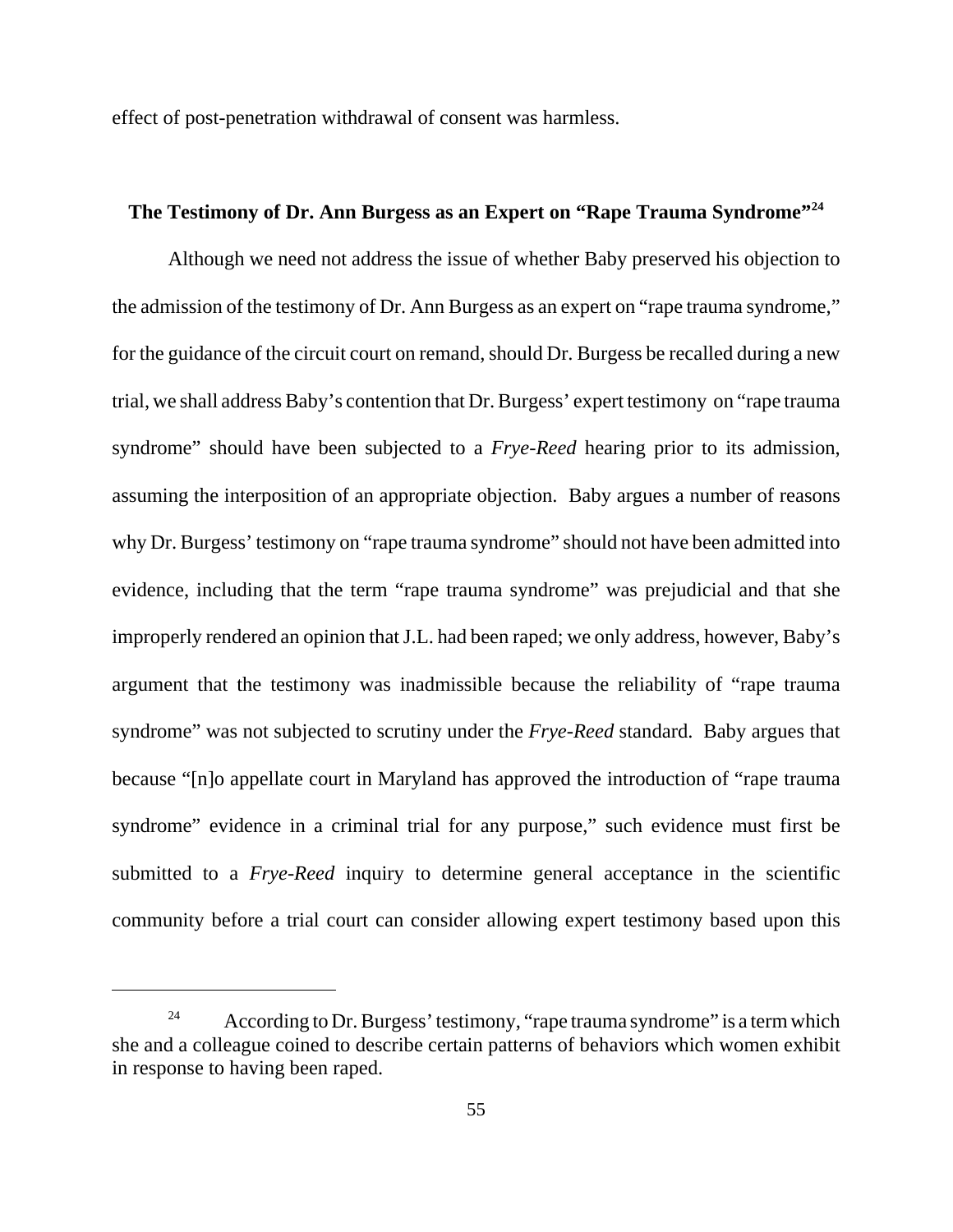effect of post-penetration withdrawal of consent was harmless.

### The Testimony of Dr. Ann Burgess as an Expert on "Rape Trauma Syndrome"[24]

Although we need not address the issue of whether Baby preserved his objection to the admission of the testimony of Dr. Ann Burgess as an expert on "rape trauma syndrome," for the guidance of the circuit court on remand, should Dr. Burgess be recalled during a new trial, we shall address Baby's contention that Dr. Burgess' expert testimony on "rape trauma syndrome" should have been subjected to a *Frye-Reed* hearing prior to its admission, assuming the interposition of an appropriate objection. Baby argues a number of reasons why Dr. Burgess' testimony on "rape trauma syndrome" should not have been admitted into evidence, including that the term "rape trauma syndrome" was prejudicial and that she improperly rendered an opinion that J.L. had been raped; we only address, however, Baby's argument that the testimony was inadmissible because the reliability of "rape trauma syndrome" was not subjected to scrutiny under the *Frye-Reed* standard. Baby argues that because "[n]o appellate court in Maryland has approved the introduction of "rape trauma syndrome" evidence in a criminal trial for any purpose," such evidence must first be submitted to a *Frye-Reed* inquiry to determine general acceptance in the scientific community before a trial court can consider allowing expert testimony based upon this

---

[24] According to Dr. Burgess' testimony, "rape trauma syndrome" is a term which she and a colleague coined to describe certain patterns of behaviors which women exhibit in response to having been raped.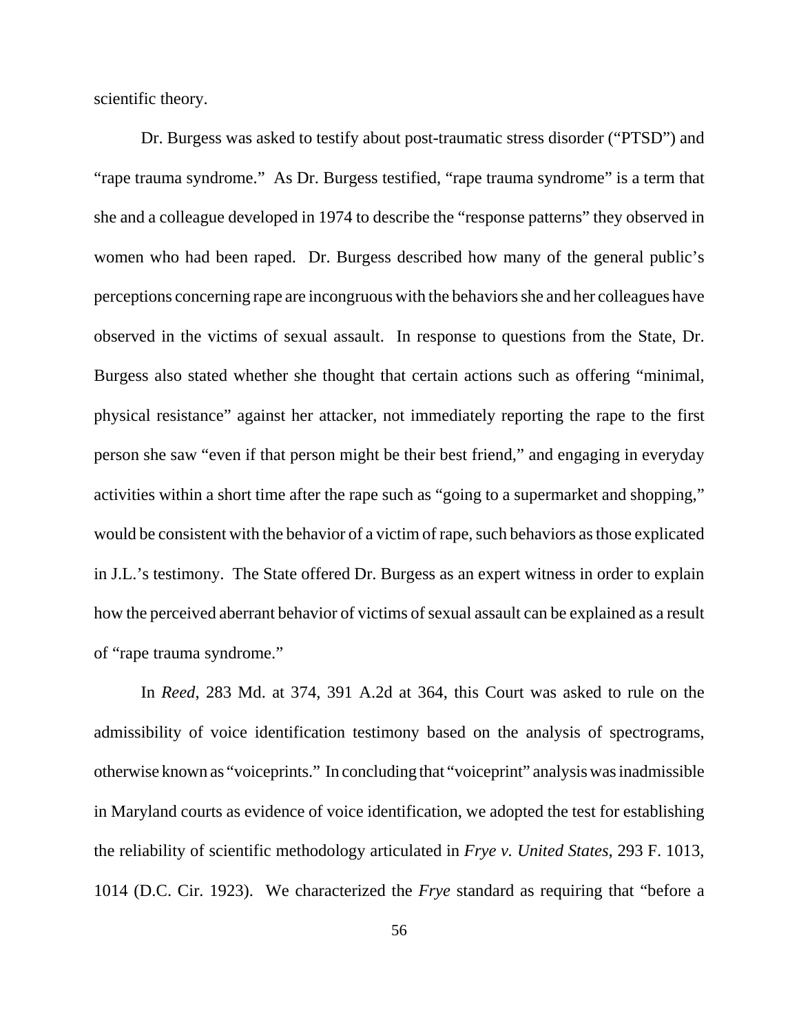scientific theory.

Dr. Burgess was asked to testify about post-traumatic stress disorder ("PTSD") and "rape trauma syndrome." As Dr. Burgess testified, "rape trauma syndrome" is a term that she and a colleague developed in 1974 to describe the "response patterns" they observed in women who had been raped. Dr. Burgess described how many of the general public's perceptions concerning rape are incongruous with the behaviors she and her colleagues have observed in the victims of sexual assault. In response to questions from the State, Dr. Burgess also stated whether she thought that certain actions such as offering "minimal, physical resistance" against her attacker, not immediately reporting the rape to the first person she saw "even if that person might be their best friend," and engaging in everyday activities within a short time after the rape such as "going to a supermarket and shopping," would be consistent with the behavior of a victim of rape, such behaviors as those explicated in J.L.'s testimony. The State offered Dr. Burgess as an expert witness in order to explain how the perceived aberrant behavior of victims of sexual assault can be explained as a result of "rape trauma syndrome."

In *Reed*, 283 Md. at 374, 391 A.2d at 364, this Court was asked to rule on the admissibility of voice identification testimony based on the analysis of spectrograms, otherwise known as "voiceprints." In concluding that "voiceprint" analysis was inadmissible in Maryland courts as evidence of voice identification, we adopted the test for establishing the reliability of scientific methodology articulated in *Frye v. United States*, 293 F. 1013, 1014 (D.C. Cir. 1923). We characterized the *Frye* standard as requiring that "before a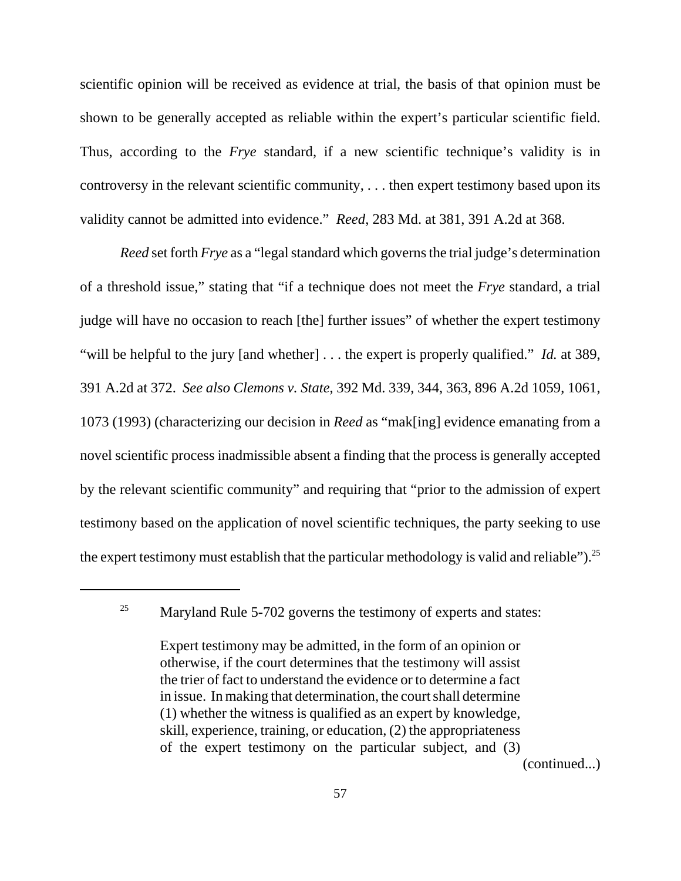scientific opinion will be received as evidence at trial, the basis of that opinion must be shown to be generally accepted as reliable within the expert's particular scientific field. Thus, according to the *Frye* standard, if a new scientific technique's validity is in controversy in the relevant scientific community, . . . then expert testimony based upon its validity cannot be admitted into evidence." *Reed*, 283 Md. at 381, 391 A.2d at 368.

*Reed* set forth *Frye* as a "legal standard which governs the trial judge's determination of a threshold issue," stating that "if a technique does not meet the *Frye* standard, a trial judge will have no occasion to reach [the] further issues" of whether the expert testimony "will be helpful to the jury [and whether] . . . the expert is properly qualified." *Id.* at 389, 391 A.2d at 372. *See also Clemons v. State*, 392 Md. 339, 344, 363, 896 A.2d 1059, 1061, 1073 (1993) (characterizing our decision in *Reed* as "mak[ing] evidence emanating from a novel scientific process inadmissible absent a finding that the process is generally accepted by the relevant scientific community" and requiring that "prior to the admission of expert testimony based on the application of novel scientific techniques, the party seeking to use the expert testimony must establish that the particular methodology is valid and reliable").[25]

---

[25] Maryland Rule 5-702 governs the testimony of experts and states:

> Expert testimony may be admitted, in the form of an opinion or otherwise, if the court determines that the testimony will assist the trier of fact to understand the evidence or to determine a fact in issue. In making that determination, the court shall determine (1) whether the witness is qualified as an expert by knowledge, skill, experience, training, or education, (2) the appropriateness of the expert testimony on the particular subject, and (3)

(continued...)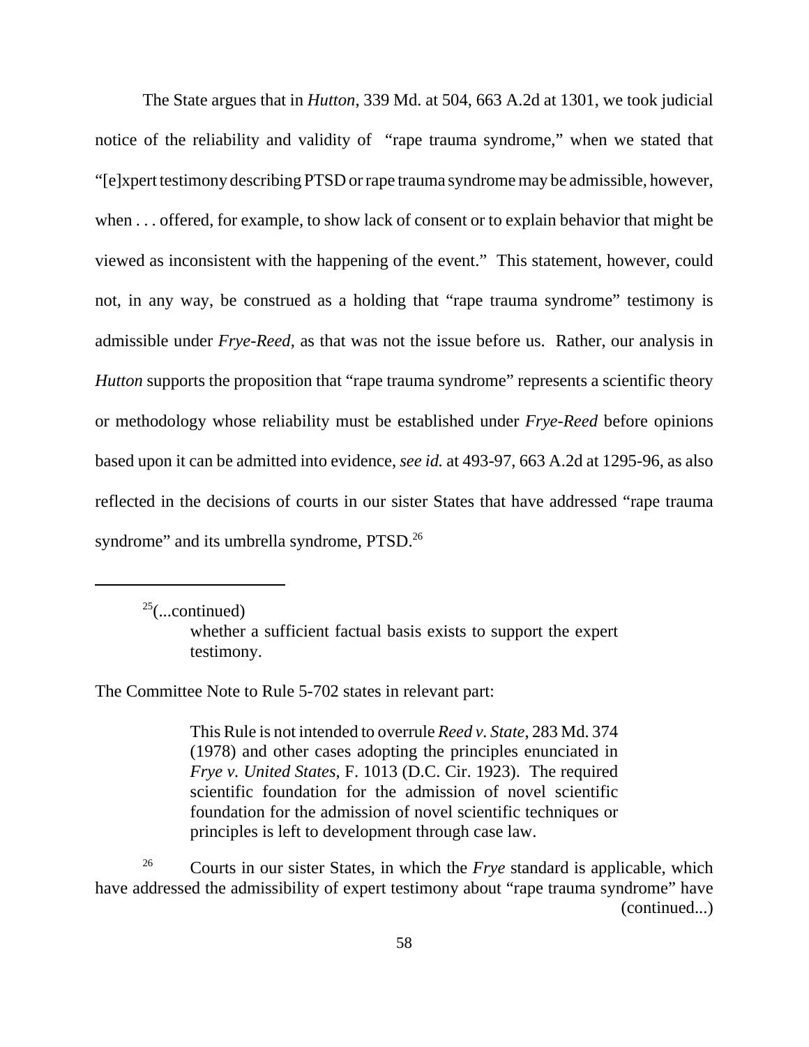The State argues that in *Hutton*, 339 Md. at 504, 663 A.2d at 1301, we took judicial notice of the reliability and validity of "rape trauma syndrome," when we stated that "[e]xpert testimony describing PTSD or rape trauma syndrome may be admissible, however, when . . . offered, for example, to show lack of consent or to explain behavior that might be viewed as inconsistent with the happening of the event." This statement, however, could not, in any way, be construed as a holding that "rape trauma syndrome" testimony is admissible under *Frye-Reed*, as that was not the issue before us. Rather, our analysis in *Hutton* supports the proposition that "rape trauma syndrome" represents a scientific theory or methodology whose reliability must be established under *Frye-Reed* before opinions based upon it can be admitted into evidence, *see id.* at 493-97, 663 A.2d at 1295-96, as also reflected in the decisions of courts in our sister States that have addressed "rape trauma syndrome" and its umbrella syndrome, PTSD.[26]

---

[25](...continued)

> whether a sufficient factual basis exists to support the expert testimony.

The Committee Note to Rule 5-702 states in relevant part:

> This Rule is not intended to overrule *Reed v. State*, 283 Md. 374 (1978) and other cases adopting the principles enunciated in *Frye v. United States*, F. 1013 (D.C. Cir. 1923). The required scientific foundation for the admission of novel scientific foundation for the admission of novel scientific techniques or principles is left to development through case law.

[26] Courts in our sister States, in which the *Frye* standard is applicable, which have addressed the admissibility of expert testimony about "rape trauma syndrome" have (continued...)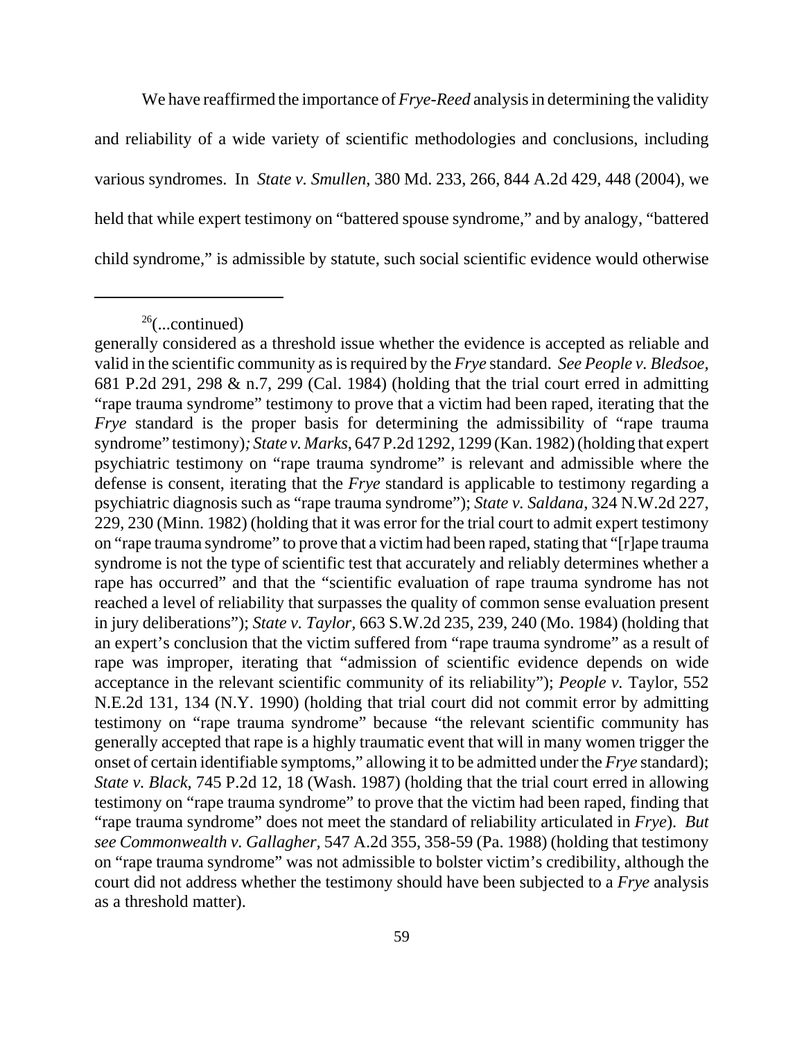We have reaffirmed the importance of *Frye-Reed* analysis in determining the validity and reliability of a wide variety of scientific methodologies and conclusions, including various syndromes. In *State v. Smullen*, 380 Md. 233, 266, 844 A.2d 429, 448 (2004), we held that while expert testimony on "battered spouse syndrome," and by analogy, "battered child syndrome," is admissible by statute, such social scientific evidence would otherwise

---

[26](...continued)

generally considered as a threshold issue whether the evidence is accepted as reliable and valid in the scientific community as is required by the *Frye* standard. *See People v. Bledsoe*, 681 P.2d 291, 298 & n.7, 299 (Cal. 1984) (holding that the trial court erred in admitting "rape trauma syndrome" testimony to prove that a victim had been raped, iterating that the *Frye* standard is the proper basis for determining the admissibility of "rape trauma syndrome" testimony)*; State v. Marks*, 647 P.2d 1292, 1299 (Kan. 1982) (holding that expert psychiatric testimony on "rape trauma syndrome" is relevant and admissible where the defense is consent, iterating that the *Frye* standard is applicable to testimony regarding a psychiatric diagnosis such as "rape trauma syndrome"); *State v. Saldana*, 324 N.W.2d 227, 229, 230 (Minn. 1982) (holding that it was error for the trial court to admit expert testimony on "rape trauma syndrome" to prove that a victim had been raped, stating that "[r]ape trauma syndrome is not the type of scientific test that accurately and reliably determines whether a rape has occurred" and that the "scientific evaluation of rape trauma syndrome has not reached a level of reliability that surpasses the quality of common sense evaluation present in jury deliberations"); *State v. Taylor*, 663 S.W.2d 235, 239, 240 (Mo. 1984) (holding that an expert's conclusion that the victim suffered from "rape trauma syndrome" as a result of rape was improper, iterating that "admission of scientific evidence depends on wide acceptance in the relevant scientific community of its reliability"); *People v.* Taylor, 552 N.E.2d 131, 134 (N.Y. 1990) (holding that trial court did not commit error by admitting testimony on "rape trauma syndrome" because "the relevant scientific community has generally accepted that rape is a highly traumatic event that will in many women trigger the onset of certain identifiable symptoms," allowing it to be admitted under the *Frye* standard); *State v. Black*, 745 P.2d 12, 18 (Wash. 1987) (holding that the trial court erred in allowing testimony on "rape trauma syndrome" to prove that the victim had been raped, finding that "rape trauma syndrome" does not meet the standard of reliability articulated in *Frye*). *But see Commonwealth v. Gallagher*, 547 A.2d 355, 358-59 (Pa. 1988) (holding that testimony on "rape trauma syndrome" was not admissible to bolster victim's credibility, although the court did not address whether the testimony should have been subjected to a *Frye* analysis as a threshold matter).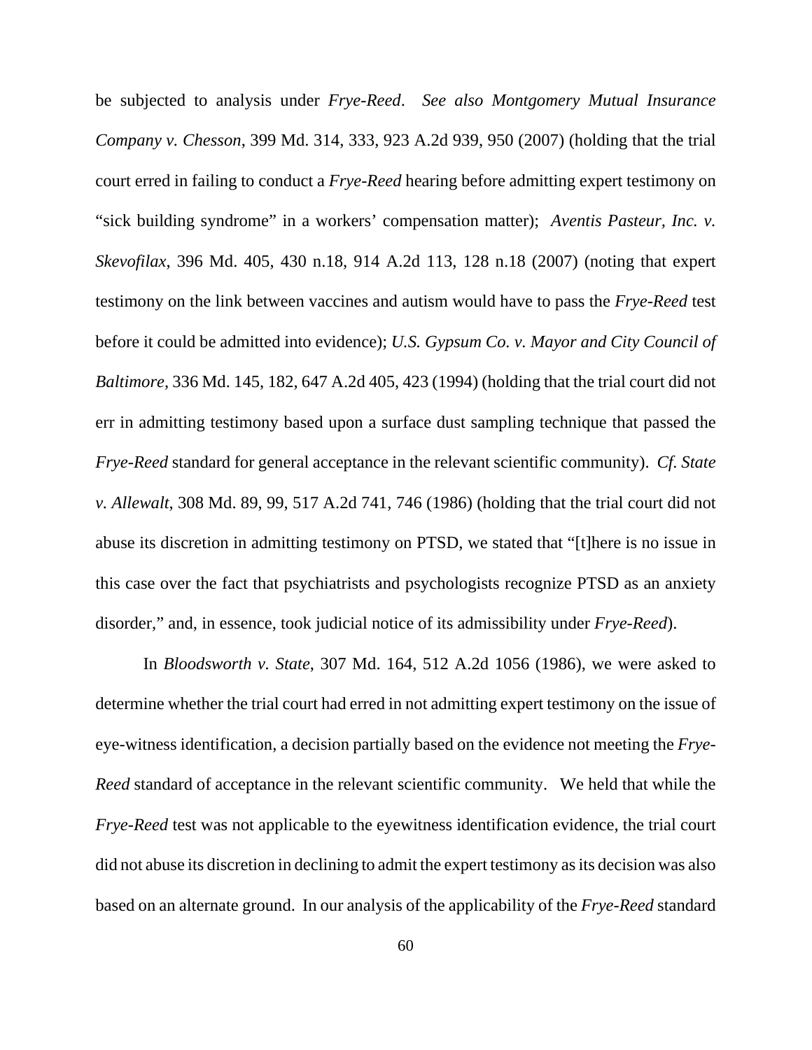be subjected to analysis under *Frye-Reed*. *See also Montgomery Mutual Insurance Company v. Chesson*, 399 Md. 314, 333, 923 A.2d 939, 950 (2007) (holding that the trial court erred in failing to conduct a *Frye-Reed* hearing before admitting expert testimony on "sick building syndrome" in a workers' compensation matter); *Aventis Pasteur, Inc. v. Skevofilax*, 396 Md. 405, 430 n.18, 914 A.2d 113, 128 n.18 (2007) (noting that expert testimony on the link between vaccines and autism would have to pass the *Frye-Reed* test before it could be admitted into evidence); *U.S. Gypsum Co. v. Mayor and City Council of Baltimore*, 336 Md. 145, 182, 647 A.2d 405, 423 (1994) (holding that the trial court did not err in admitting testimony based upon a surface dust sampling technique that passed the *Frye-Reed* standard for general acceptance in the relevant scientific community). *Cf. State v. Allewalt*, 308 Md. 89, 99, 517 A.2d 741, 746 (1986) (holding that the trial court did not abuse its discretion in admitting testimony on PTSD, we stated that "[t]here is no issue in this case over the fact that psychiatrists and psychologists recognize PTSD as an anxiety disorder," and, in essence, took judicial notice of its admissibility under *Frye-Reed*).

In *Bloodsworth v. State*, 307 Md. 164, 512 A.2d 1056 (1986), we were asked to determine whether the trial court had erred in not admitting expert testimony on the issue of eye-witness identification, a decision partially based on the evidence not meeting the *Frye-Reed* standard of acceptance in the relevant scientific community. We held that while the *Frye-Reed* test was not applicable to the eyewitness identification evidence, the trial court did not abuse its discretion in declining to admit the expert testimony as its decision was also based on an alternate ground. In our analysis of the applicability of the *Frye-Reed* standard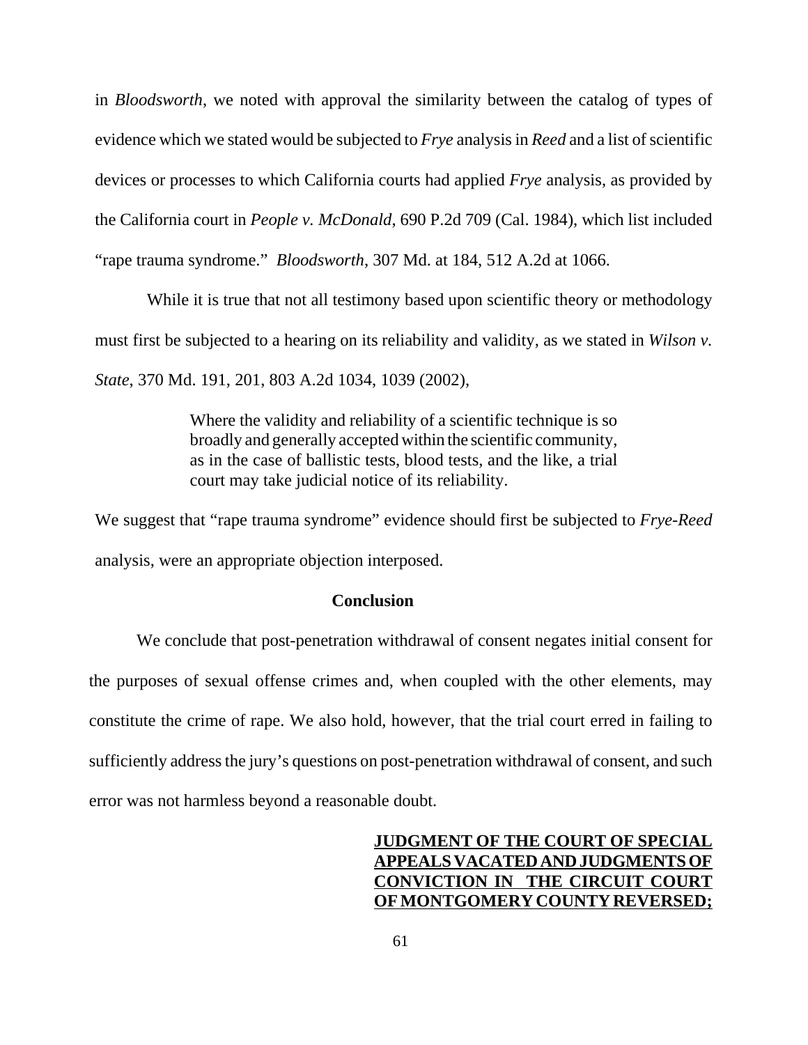in *Bloodsworth*, we noted with approval the similarity between the catalog of types of evidence which we stated would be subjected to *Frye* analysis in *Reed* and a list of scientific devices or processes to which California courts had applied *Frye* analysis, as provided by the California court in *People v. McDonald*, 690 P.2d 709 (Cal. 1984), which list included "rape trauma syndrome." *Bloodsworth*, 307 Md. at 184, 512 A.2d at 1066.

While it is true that not all testimony based upon scientific theory or methodology must first be subjected to a hearing on its reliability and validity, as we stated in *Wilson v. State*, 370 Md. 191, 201, 803 A.2d 1034, 1039 (2002),

> Where the validity and reliability of a scientific technique is so broadly and generally accepted within the scientific community, as in the case of ballistic tests, blood tests, and the like, a trial court may take judicial notice of its reliability.

We suggest that "rape trauma syndrome" evidence should first be subjected to *Frye-Reed* analysis, were an appropriate objection interposed.

## Conclusion

We conclude that post-penetration withdrawal of consent negates initial consent for the purposes of sexual offense crimes and, when coupled with the other elements, may constitute the crime of rape. We also hold, however, that the trial court erred in failing to sufficiently address the jury's questions on post-penetration withdrawal of consent, and such error was not harmless beyond a reasonable doubt.

**JUDGMENT OF THE COURT OF SPECIAL APPEALS VACATED AND JUDGMENTS OF CONVICTION IN THE CIRCUIT COURT OF MONTGOMERY COUNTY REVERSED;**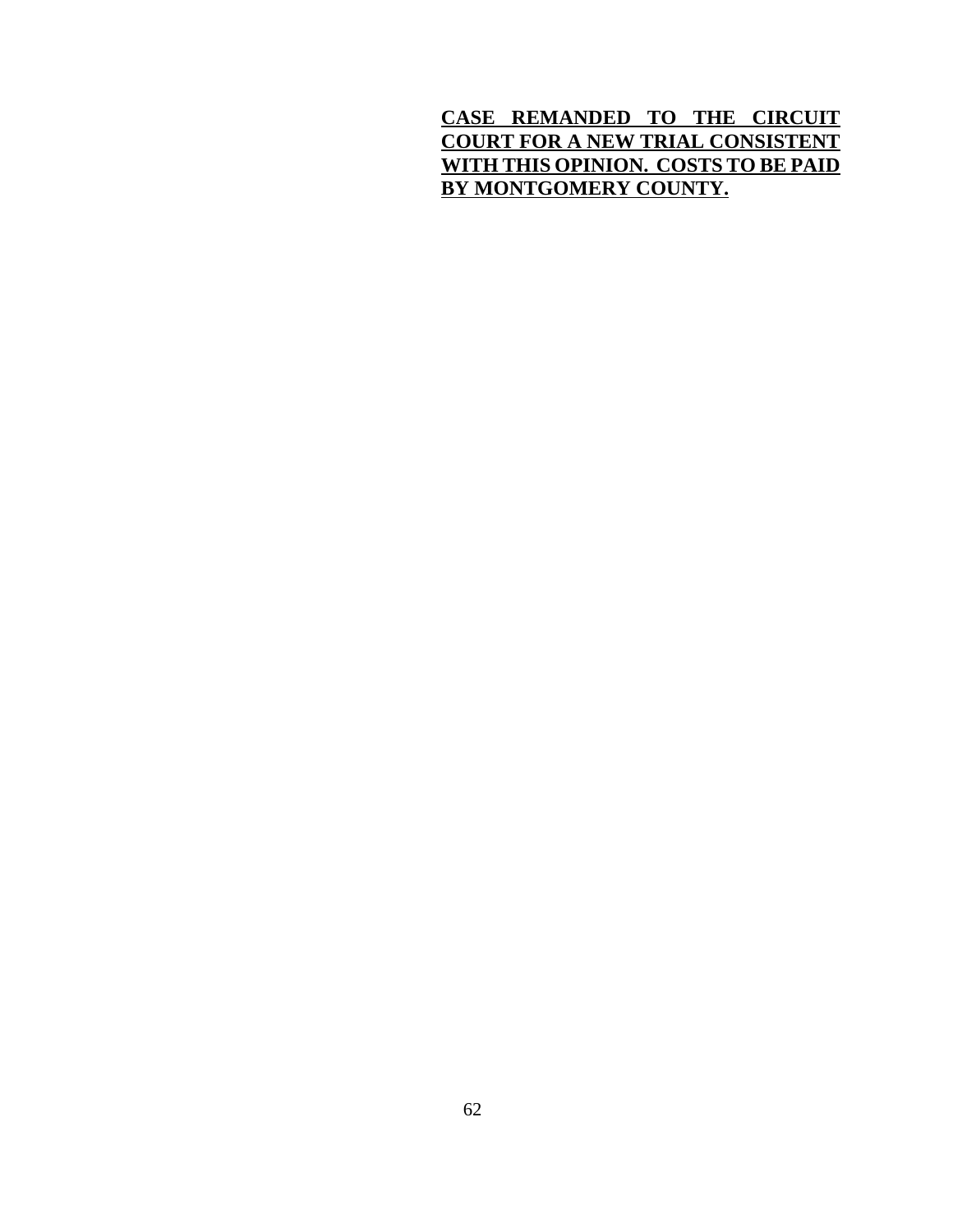**<u>CASE REMANDED TO THE CIRCUIT COURT FOR A NEW TRIAL CONSISTENT WITH THIS OPINION. COSTS TO BE PAID BY MONTGOMERY COUNTY.</u>**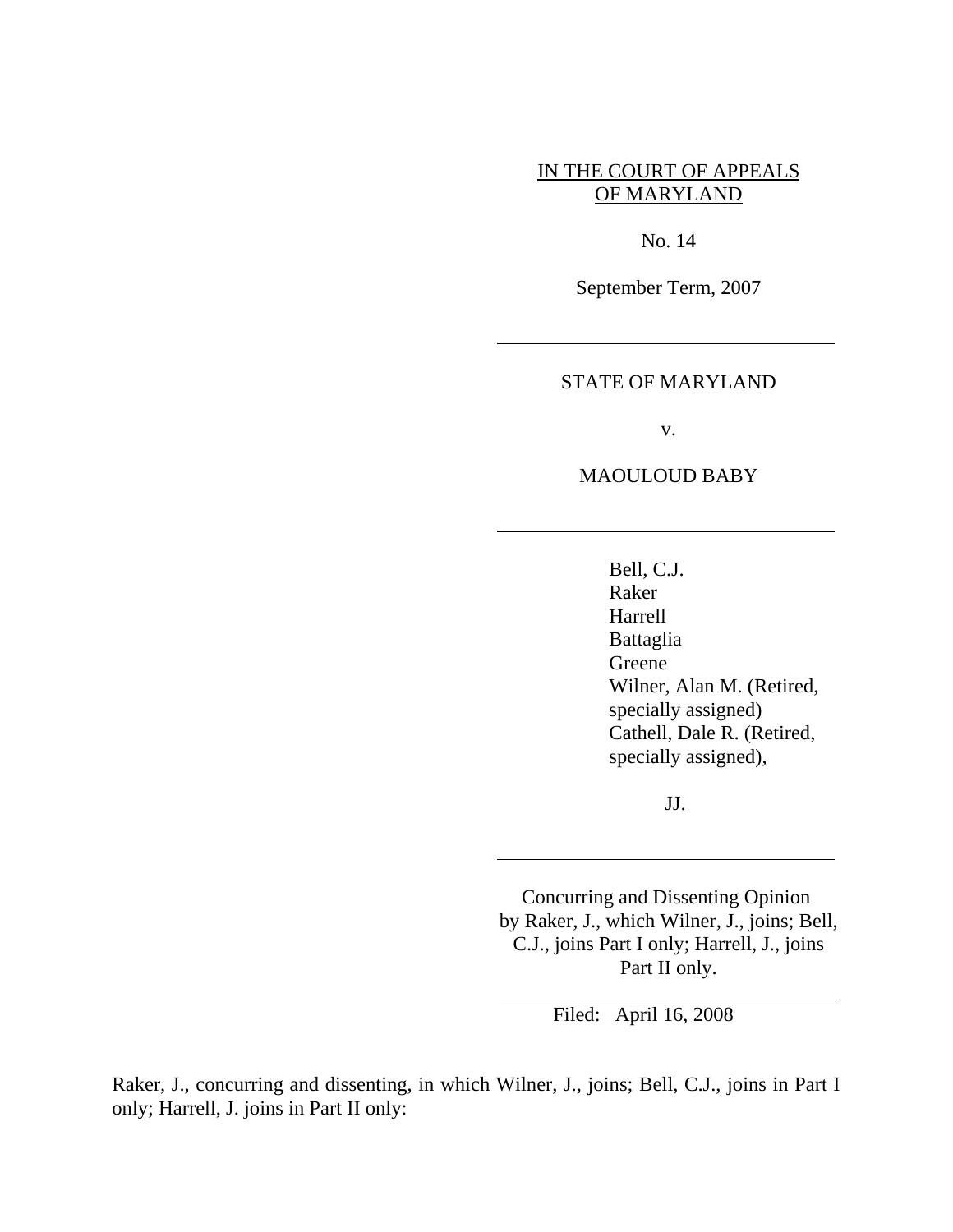IN THE COURT OF APPEALS
OF MARYLAND

No. 14

September Term, 2007

---

STATE OF MARYLAND

v.

MAOULOUD BABY

---

Bell, C.J.
Raker
Harrell
Battaglia
Greene
Wilner, Alan M. (Retired, specially assigned)
Cathell, Dale R. (Retired, specially assigned),

JJ.

---

Concurring and Dissenting Opinion by Raker, J., which Wilner, J., joins; Bell, C.J., joins Part I only; Harrell, J., joins Part II only.

---

Filed: April 16, 2008

Raker, J., concurring and dissenting, in which Wilner, J., joins; Bell, C.J., joins in Part I only; Harrell, J. joins in Part II only: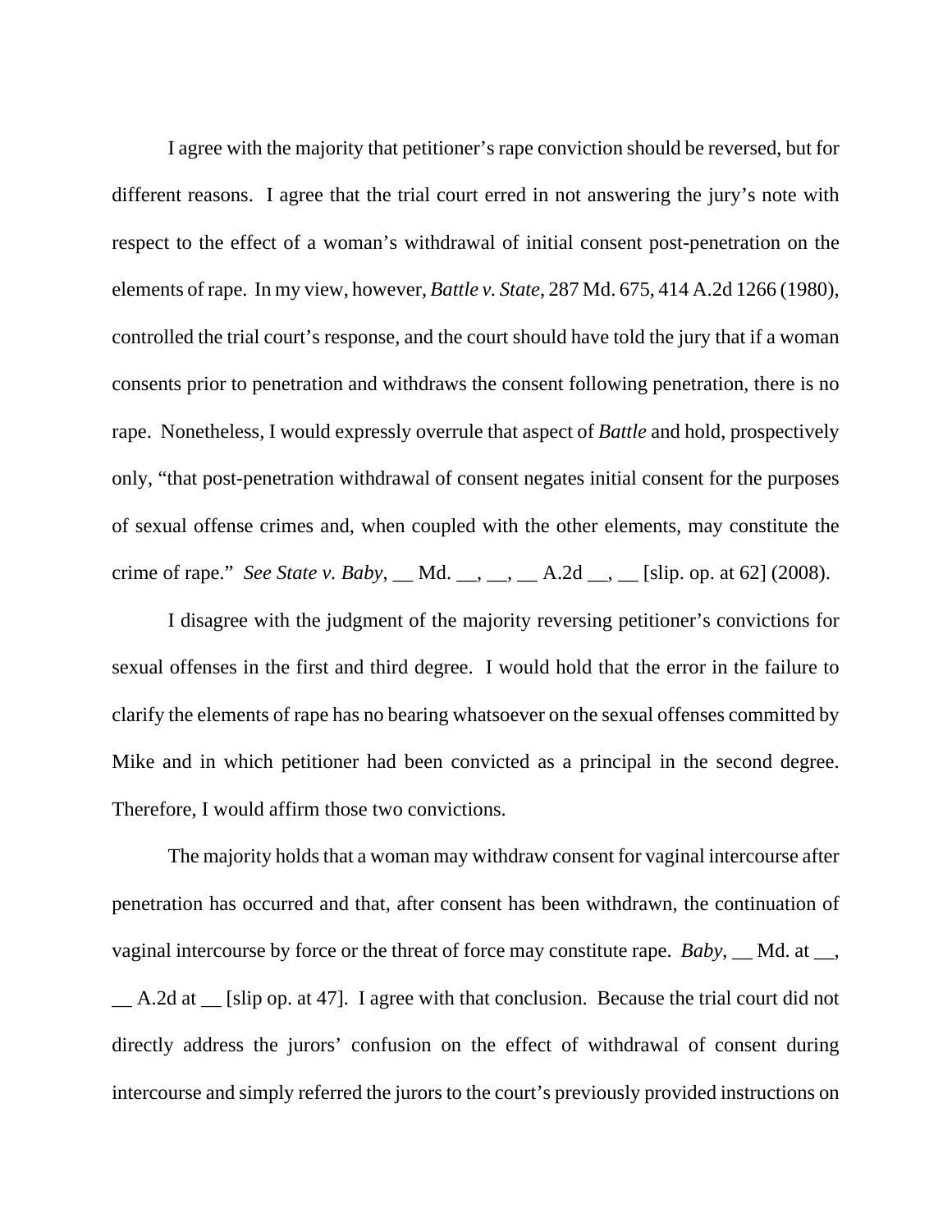I agree with the majority that petitioner's rape conviction should be reversed, but for different reasons. I agree that the trial court erred in not answering the jury's note with respect to the effect of a woman's withdrawal of initial consent post-penetration on the elements of rape. In my view, however, *Battle v. State*, 287 Md. 675, 414 A.2d 1266 (1980), controlled the trial court's response, and the court should have told the jury that if a woman consents prior to penetration and withdraws the consent following penetration, there is no rape. Nonetheless, I would expressly overrule that aspect of *Battle* and hold, prospectively only, "that post-penetration withdrawal of consent negates initial consent for the purposes of sexual offense crimes and, when coupled with the other elements, may constitute the crime of rape." *See State v. Baby*, __ Md. __, __, __ A.2d __, __ [slip. op. at 62] (2008).

I disagree with the judgment of the majority reversing petitioner's convictions for sexual offenses in the first and third degree. I would hold that the error in the failure to clarify the elements of rape has no bearing whatsoever on the sexual offenses committed by Mike and in which petitioner had been convicted as a principal in the second degree. Therefore, I would affirm those two convictions.

The majority holds that a woman may withdraw consent for vaginal intercourse after penetration has occurred and that, after consent has been withdrawn, the continuation of vaginal intercourse by force or the threat of force may constitute rape. *Baby*, __ Md. at __, __ A.2d at __ [slip op. at 47]. I agree with that conclusion. Because the trial court did not directly address the jurors' confusion on the effect of withdrawal of consent during intercourse and simply referred the jurors to the court's previously provided instructions on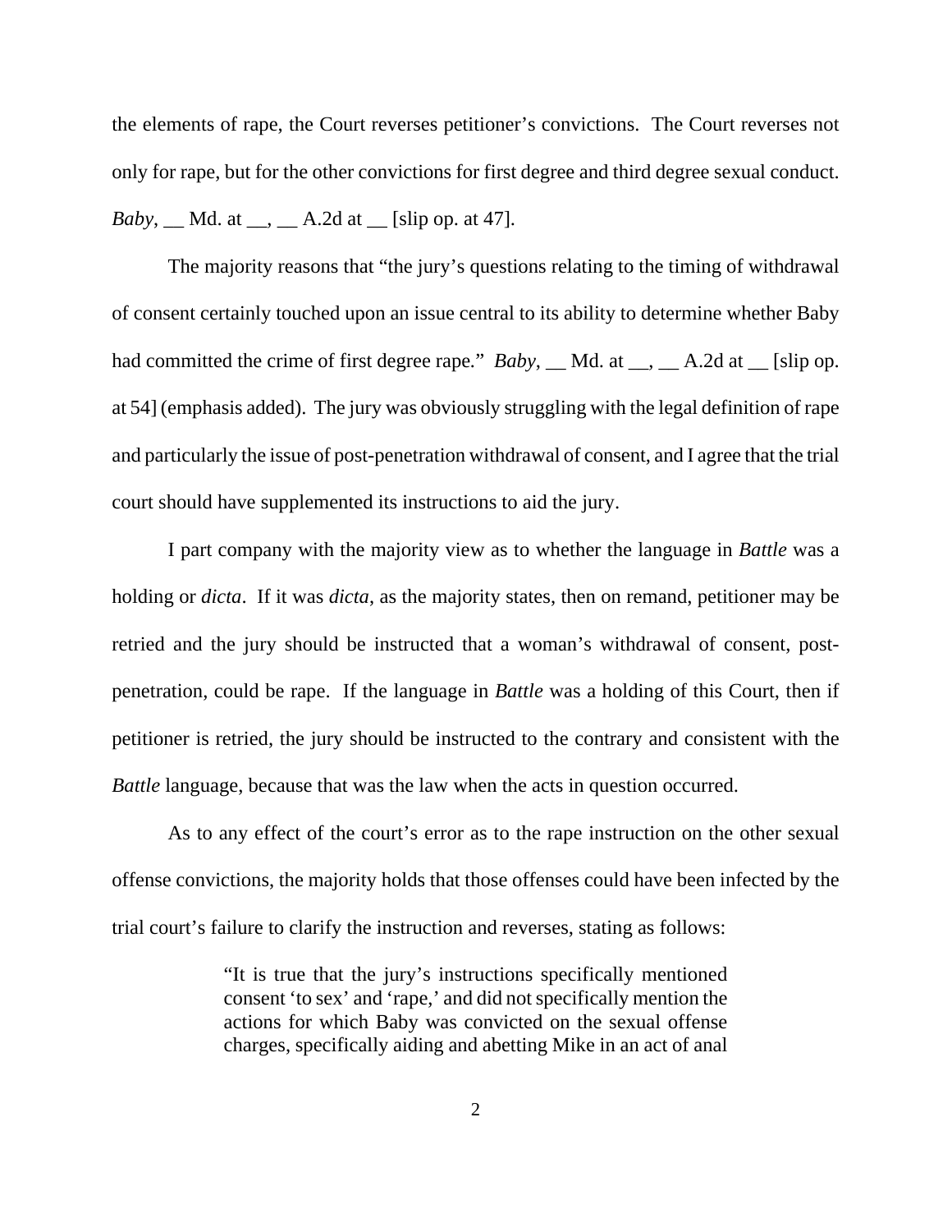the elements of rape, the Court reverses petitioner's convictions. The Court reverses not only for rape, but for the other convictions for first degree and third degree sexual conduct. *Baby*, __ Md. at __, __ A.2d at __ [slip op. at 47].

The majority reasons that "the jury's questions relating to the timing of withdrawal of consent certainly touched upon an issue central to its ability to determine whether Baby had committed the crime of first degree rape." *Baby*, __ Md. at __, __ A.2d at __ [slip op. at 54] (emphasis added). The jury was obviously struggling with the legal definition of rape and particularly the issue of post-penetration withdrawal of consent, and I agree that the trial court should have supplemented its instructions to aid the jury.

I part company with the majority view as to whether the language in *Battle* was a holding or *dicta*. If it was *dicta*, as the majority states, then on remand, petitioner may be retried and the jury should be instructed that a woman's withdrawal of consent, post-penetration, could be rape. If the language in *Battle* was a holding of this Court, then if petitioner is retried, the jury should be instructed to the contrary and consistent with the *Battle* language, because that was the law when the acts in question occurred.

As to any effect of the court's error as to the rape instruction on the other sexual offense convictions, the majority holds that those offenses could have been infected by the trial court's failure to clarify the instruction and reverses, stating as follows:

> "It is true that the jury's instructions specifically mentioned consent 'to sex' and 'rape,' and did not specifically mention the actions for which Baby was convicted on the sexual offense charges, specifically aiding and abetting Mike in an act of anal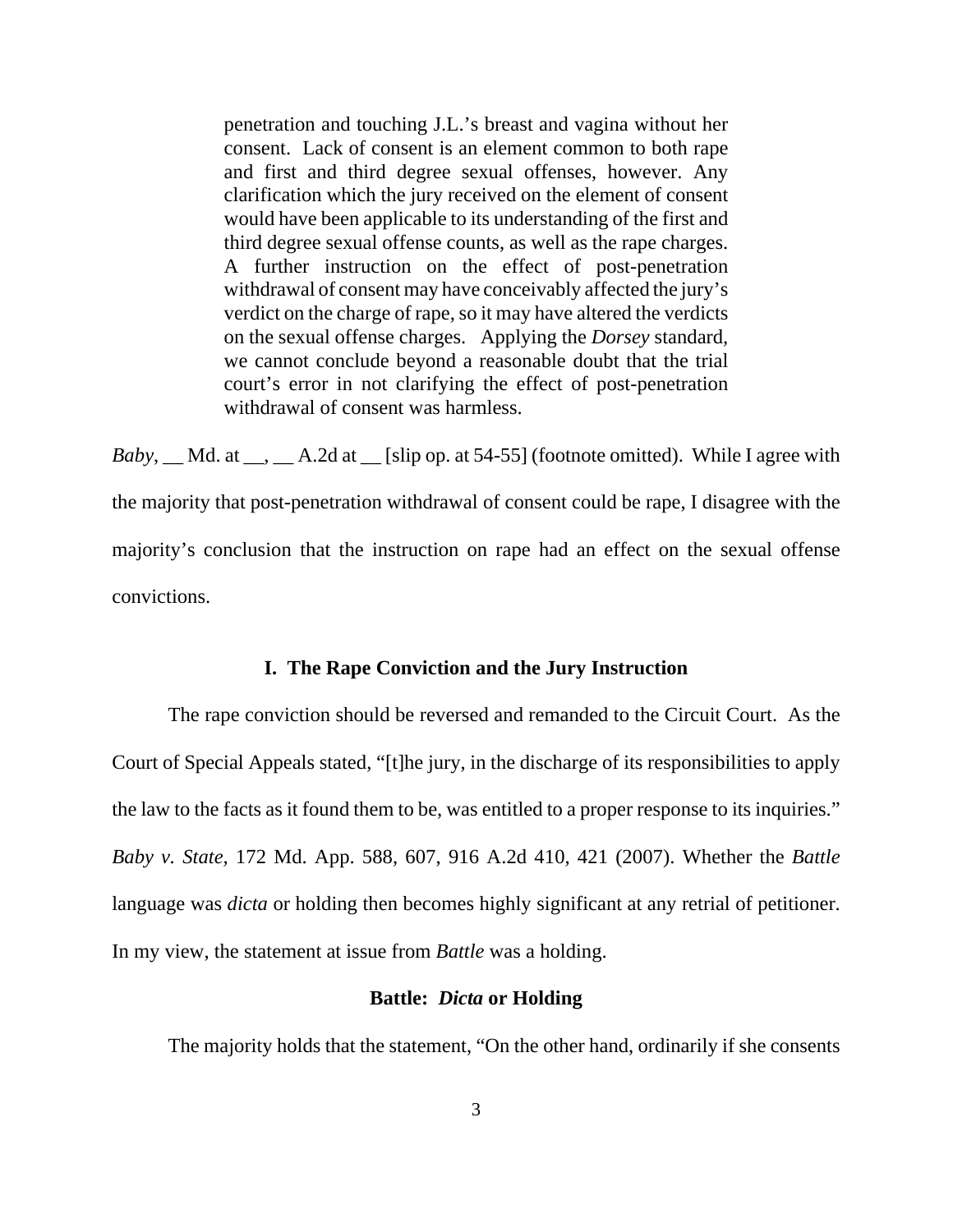> penetration and touching J.L.'s breast and vagina without her consent. Lack of consent is an element common to both rape and first and third degree sexual offenses, however. Any clarification which the jury received on the element of consent would have been applicable to its understanding of the first and third degree sexual offense counts, as well as the rape charges. A further instruction on the effect of post-penetration withdrawal of consent may have conceivably affected the jury's verdict on the charge of rape, so it may have altered the verdicts on the sexual offense charges. Applying the *Dorsey* standard, we cannot conclude beyond a reasonable doubt that the trial court's error in not clarifying the effect of post-penetration withdrawal of consent was harmless.

*Baby*, __ Md. at __, __ A.2d at __ [slip op. at 54-55] (footnote omitted). While I agree with the majority that post-penetration withdrawal of consent could be rape, I disagree with the majority's conclusion that the instruction on rape had an effect on the sexual offense convictions.

## I. The Rape Conviction and the Jury Instruction

The rape conviction should be reversed and remanded to the Circuit Court. As the Court of Special Appeals stated, "[t]he jury, in the discharge of its responsibilities to apply the law to the facts as it found them to be, was entitled to a proper response to its inquiries." *Baby v. State*, 172 Md. App. 588, 607, 916 A.2d 410, 421 (2007). Whether the *Battle* language was *dicta* or holding then becomes highly significant at any retrial of petitioner. In my view, the statement at issue from *Battle* was a holding.

### Battle: *Dicta* or Holding

The majority holds that the statement, "On the other hand, ordinarily if she consents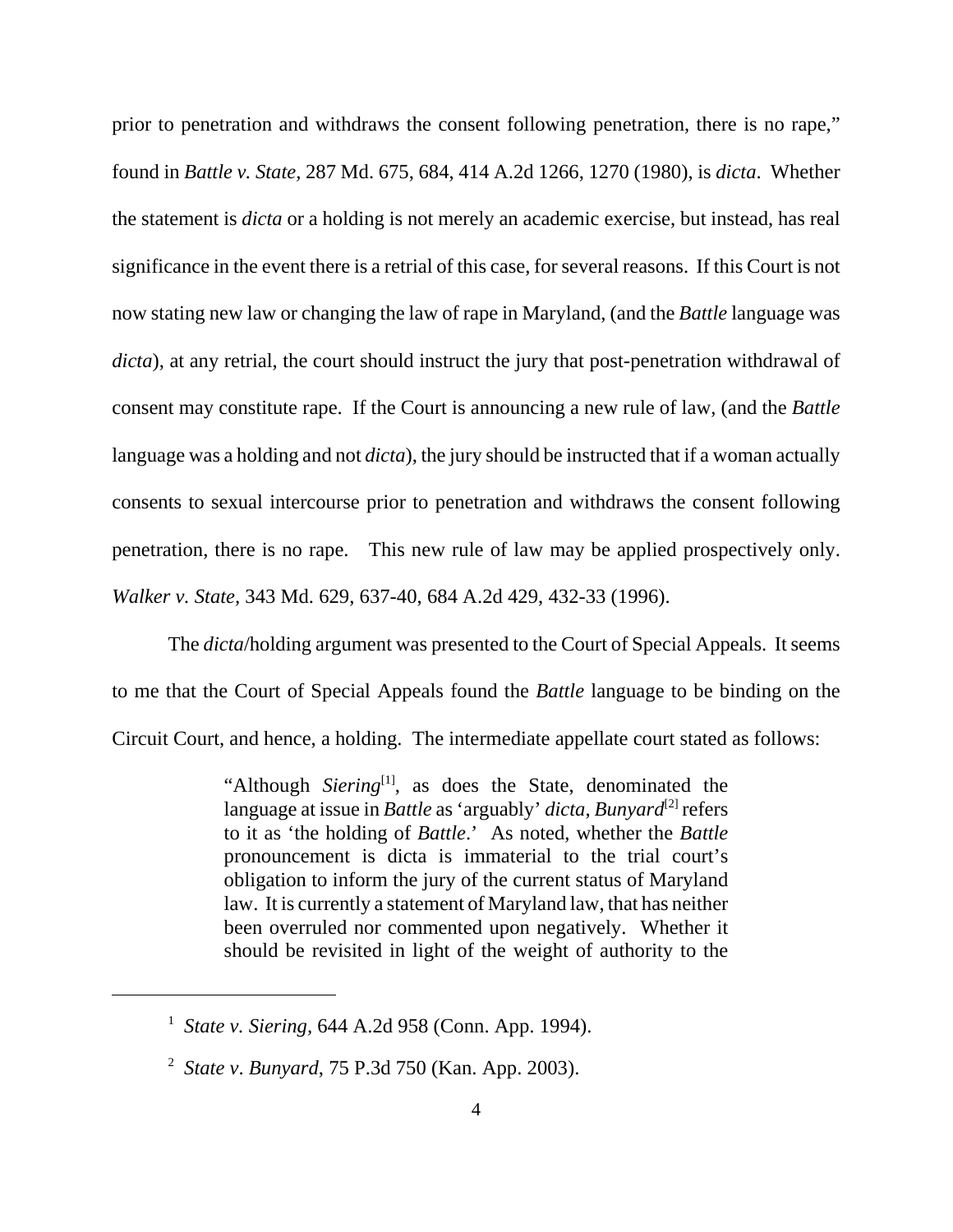prior to penetration and withdraws the consent following penetration, there is no rape," found in *Battle v. State*, 287 Md. 675, 684, 414 A.2d 1266, 1270 (1980), is *dicta*. Whether the statement is *dicta* or a holding is not merely an academic exercise, but instead, has real significance in the event there is a retrial of this case, for several reasons. If this Court is not now stating new law or changing the law of rape in Maryland, (and the *Battle* language was *dicta*), at any retrial, the court should instruct the jury that post-penetration withdrawal of consent may constitute rape. If the Court is announcing a new rule of law, (and the *Battle* language was a holding and not *dicta*), the jury should be instructed that if a woman actually consents to sexual intercourse prior to penetration and withdraws the consent following penetration, there is no rape. This new rule of law may be applied prospectively only. *Walker v. State*, 343 Md. 629, 637-40, 684 A.2d 429, 432-33 (1996).

The *dicta*/holding argument was presented to the Court of Special Appeals. It seems to me that the Court of Special Appeals found the *Battle* language to be binding on the Circuit Court, and hence, a holding. The intermediate appellate court stated as follows:

> "Although *Siering*[1], as does the State, denominated the language at issue in *Battle* as 'arguably' *dicta*, *Bunyard*[2] refers to it as 'the holding of *Battle*.' As noted, whether the *Battle* pronouncement is dicta is immaterial to the trial court's obligation to inform the jury of the current status of Maryland law. It is currently a statement of Maryland law, that has neither been overruled nor commented upon negatively. Whether it should be revisited in light of the weight of authority to the

---

[1] *State v. Siering*, 644 A.2d 958 (Conn. App. 1994).

[2] *State v. Bunyard*, 75 P.3d 750 (Kan. App. 2003).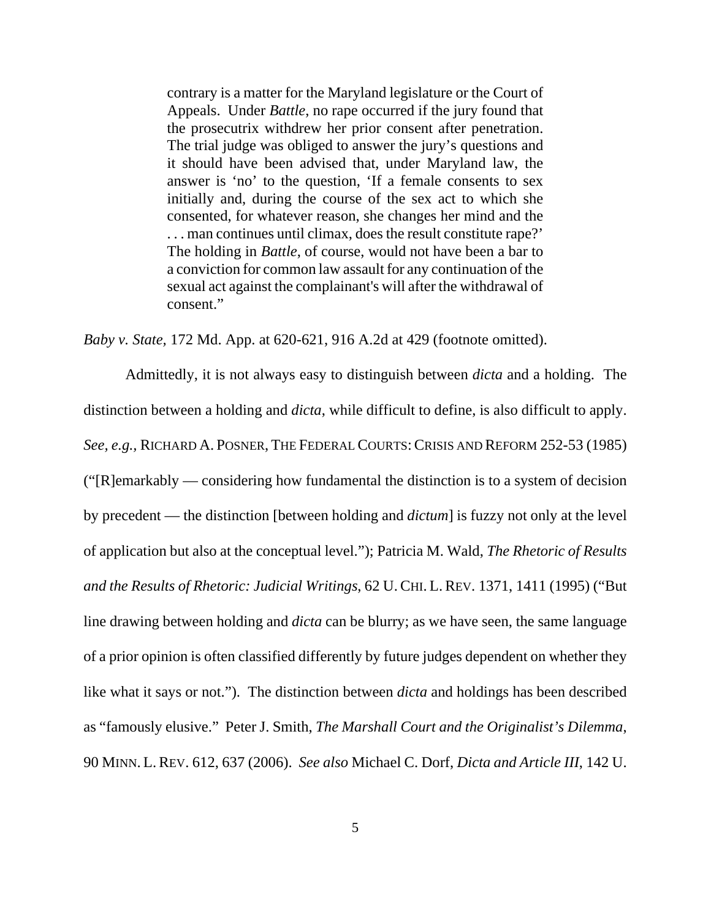> contrary is a matter for the Maryland legislature or the Court of Appeals. Under *Battle*, no rape occurred if the jury found that the prosecutrix withdrew her prior consent after penetration. The trial judge was obliged to answer the jury's questions and it should have been advised that, under Maryland law, the answer is 'no' to the question, 'If a female consents to sex initially and, during the course of the sex act to which she consented, for whatever reason, she changes her mind and the . . . man continues until climax, does the result constitute rape?' The holding in *Battle*, of course, would not have been a bar to a conviction for common law assault for any continuation of the sexual act against the complainant's will after the withdrawal of consent."

*Baby v. State*, 172 Md. App. at 620-621, 916 A.2d at 429 (footnote omitted).

Admittedly, it is not always easy to distinguish between *dicta* and a holding. The distinction between a holding and *dicta*, while difficult to define, is also difficult to apply. *See, e.g.*, RICHARD A. POSNER, THE FEDERAL COURTS: CRISIS AND REFORM 252-53 (1985) ("[R]emarkably — considering how fundamental the distinction is to a system of decision by precedent — the distinction [between holding and *dictum*] is fuzzy not only at the level of application but also at the conceptual level."); Patricia M. Wald, *The Rhetoric of Results and the Results of Rhetoric: Judicial Writings*, 62 U. CHI. L. REV. 1371, 1411 (1995) ("But line drawing between holding and *dicta* can be blurry; as we have seen, the same language of a prior opinion is often classified differently by future judges dependent on whether they like what it says or not."). The distinction between *dicta* and holdings has been described as "famously elusive." Peter J. Smith, *The Marshall Court and the Originalist's Dilemma*, 90 MINN. L. REV. 612, 637 (2006). *See also* Michael C. Dorf, *Dicta and Article III*, 142 U.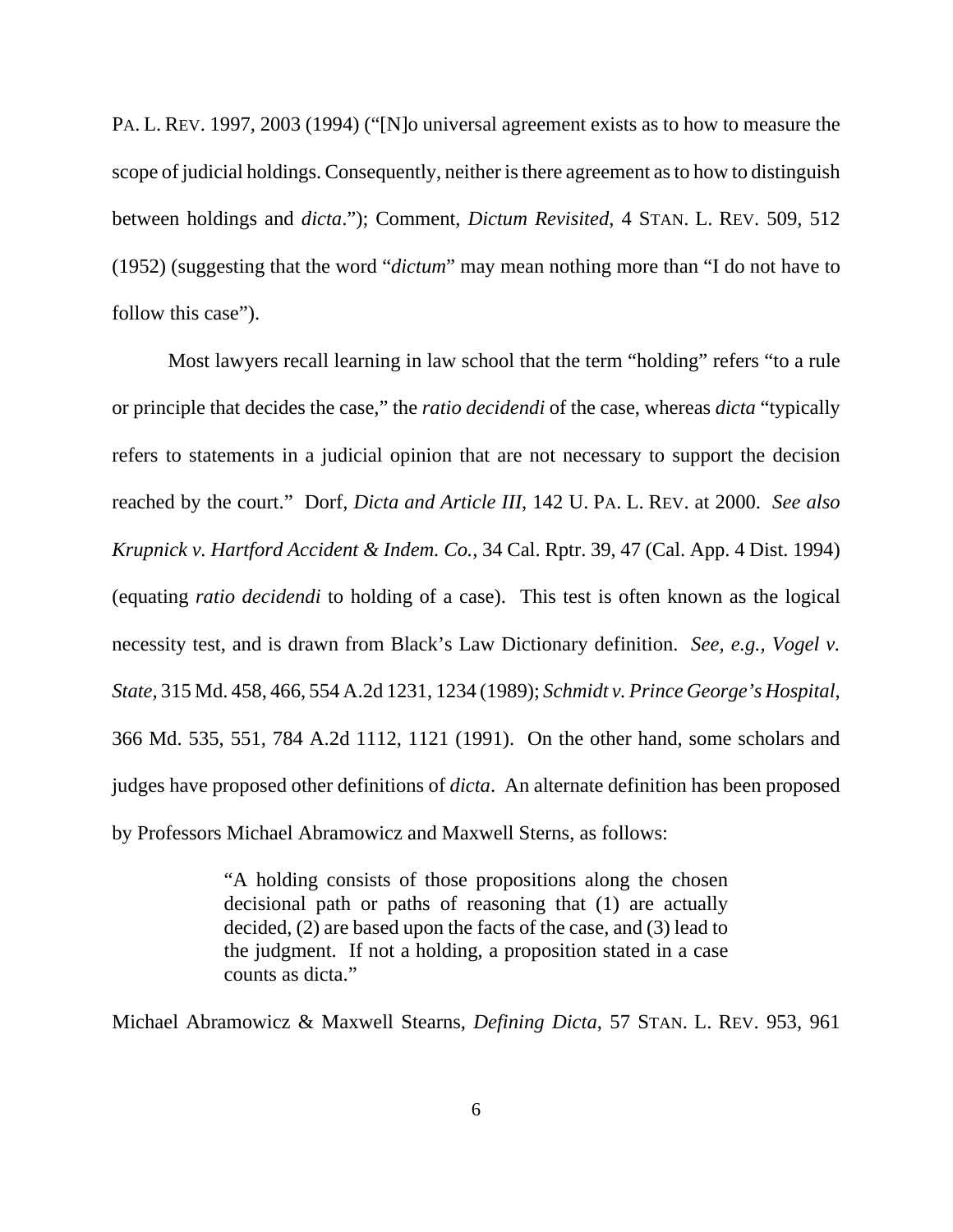PA. L. REV. 1997, 2003 (1994) ("[N]o universal agreement exists as to how to measure the scope of judicial holdings. Consequently, neither is there agreement as to how to distinguish between holdings and *dicta*."); Comment, *Dictum Revisited*, 4 STAN. L. REV. 509, 512 (1952) (suggesting that the word "*dictum*" may mean nothing more than "I do not have to follow this case").

Most lawyers recall learning in law school that the term "holding" refers "to a rule or principle that decides the case," the *ratio decidendi* of the case, whereas *dicta* "typically refers to statements in a judicial opinion that are not necessary to support the decision reached by the court." Dorf, *Dicta and Article III*, 142 U. PA. L. REV. at 2000. *See also Krupnick v. Hartford Accident & Indem. Co.*, 34 Cal. Rptr. 39, 47 (Cal. App. 4 Dist. 1994) (equating *ratio decidendi* to holding of a case). This test is often known as the logical necessity test, and is drawn from Black's Law Dictionary definition. *See, e.g., Vogel v. State*, 315 Md. 458, 466, 554 A.2d 1231, 1234 (1989); *Schmidt v. Prince George's Hospital*, 366 Md. 535, 551, 784 A.2d 1112, 1121 (1991). On the other hand, some scholars and judges have proposed other definitions of *dicta*. An alternate definition has been proposed by Professors Michael Abramowicz and Maxwell Sterns, as follows:

> "A holding consists of those propositions along the chosen decisional path or paths of reasoning that (1) are actually decided, (2) are based upon the facts of the case, and (3) lead to the judgment. If not a holding, a proposition stated in a case counts as dicta."

Michael Abramowicz & Maxwell Stearns, *Defining Dicta*, 57 STAN. L. REV. 953, 961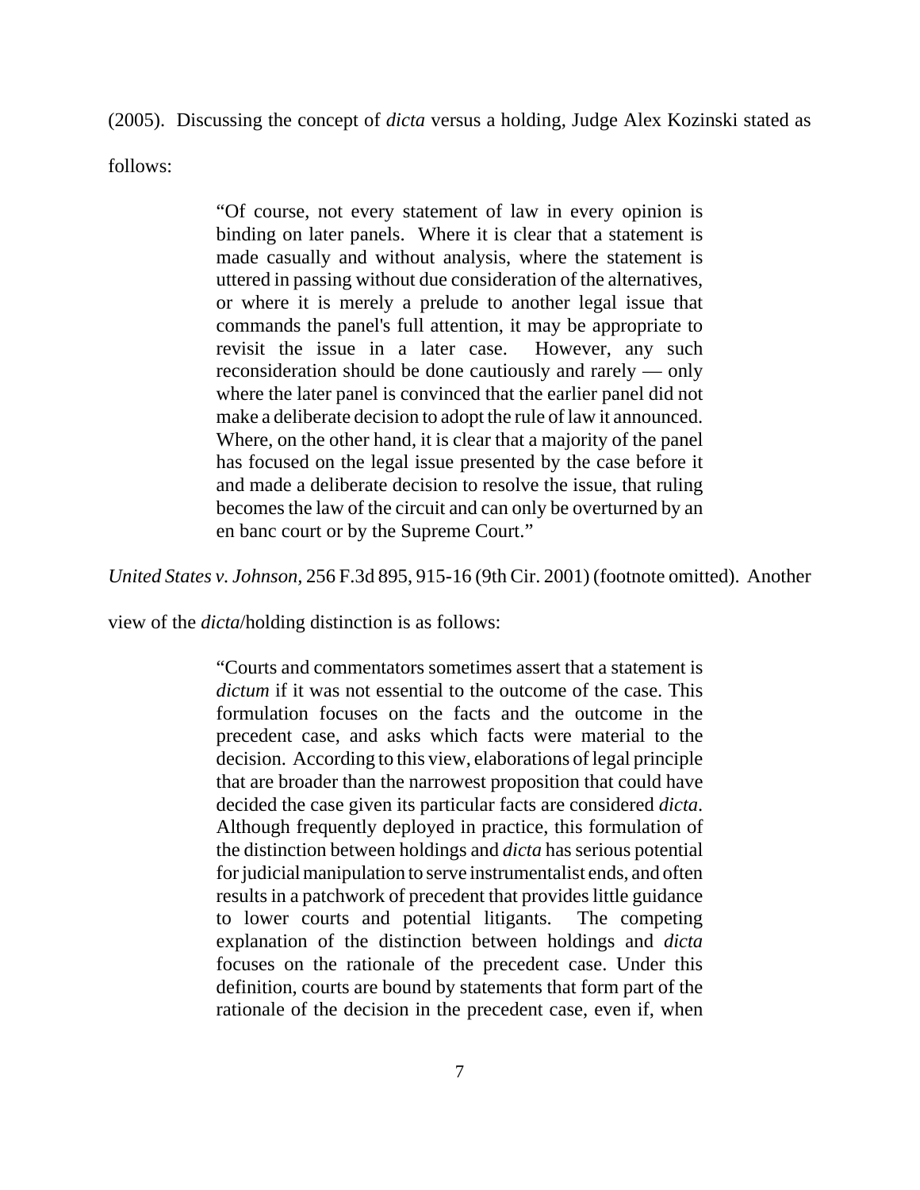(2005). Discussing the concept of *dicta* versus a holding, Judge Alex Kozinski stated as follows:

> "Of course, not every statement of law in every opinion is binding on later panels. Where it is clear that a statement is made casually and without analysis, where the statement is uttered in passing without due consideration of the alternatives, or where it is merely a prelude to another legal issue that commands the panel's full attention, it may be appropriate to revisit the issue in a later case. However, any such reconsideration should be done cautiously and rarely — only where the later panel is convinced that the earlier panel did not make a deliberate decision to adopt the rule of law it announced. Where, on the other hand, it is clear that a majority of the panel has focused on the legal issue presented by the case before it and made a deliberate decision to resolve the issue, that ruling becomes the law of the circuit and can only be overturned by an en banc court or by the Supreme Court."

*United States v. Johnson*, 256 F.3d 895, 915-16 (9th Cir. 2001) (footnote omitted). Another view of the *dicta*/holding distinction is as follows:

> "Courts and commentators sometimes assert that a statement is *dictum* if it was not essential to the outcome of the case. This formulation focuses on the facts and the outcome in the precedent case, and asks which facts were material to the decision. According to this view, elaborations of legal principle that are broader than the narrowest proposition that could have decided the case given its particular facts are considered *dicta*. Although frequently deployed in practice, this formulation of the distinction between holdings and *dicta* has serious potential for judicial manipulation to serve instrumentalist ends, and often results in a patchwork of precedent that provides little guidance to lower courts and potential litigants. The competing explanation of the distinction between holdings and *dicta* focuses on the rationale of the precedent case. Under this definition, courts are bound by statements that form part of the rationale of the decision in the precedent case, even if, when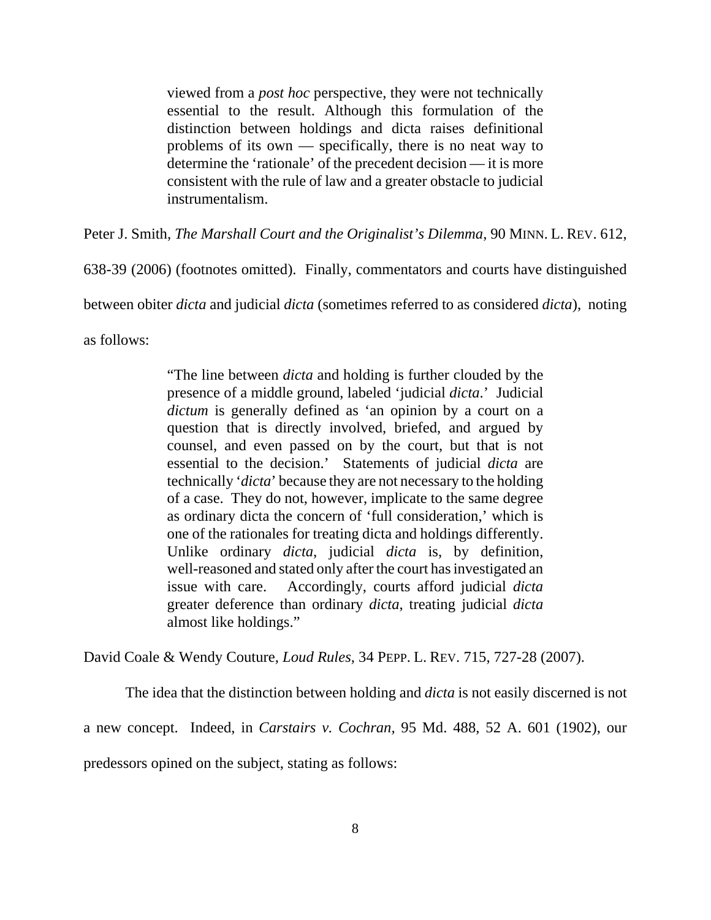> viewed from a *post hoc* perspective, they were not technically essential to the result. Although this formulation of the distinction between holdings and dicta raises definitional problems of its own — specifically, there is no neat way to determine the 'rationale' of the precedent decision — it is more consistent with the rule of law and a greater obstacle to judicial instrumentalism.

Peter J. Smith, *The Marshall Court and the Originalist's Dilemma*, 90 MINN. L. REV. 612, 638-39 (2006) (footnotes omitted). Finally, commentators and courts have distinguished between obiter *dicta* and judicial *dicta* (sometimes referred to as considered *dicta*), noting as follows:

> "The line between *dicta* and holding is further clouded by the presence of a middle ground, labeled 'judicial *dicta*.' Judicial *dictum* is generally defined as 'an opinion by a court on a question that is directly involved, briefed, and argued by counsel, and even passed on by the court, but that is not essential to the decision.' Statements of judicial *dicta* are technically '*dicta*' because they are not necessary to the holding of a case. They do not, however, implicate to the same degree as ordinary dicta the concern of 'full consideration,' which is one of the rationales for treating dicta and holdings differently. Unlike ordinary *dicta*, judicial *dicta* is, by definition, well-reasoned and stated only after the court has investigated an issue with care. Accordingly, courts afford judicial *dicta* greater deference than ordinary *dicta*, treating judicial *dicta* almost like holdings."

David Coale & Wendy Couture, *Loud Rules*, 34 PEPP. L. REV. 715, 727-28 (2007).

The idea that the distinction between holding and *dicta* is not easily discerned is not a new concept. Indeed, in *Carstairs v. Cochran*, 95 Md. 488, 52 A. 601 (1902), our predessors opined on the subject, stating as follows: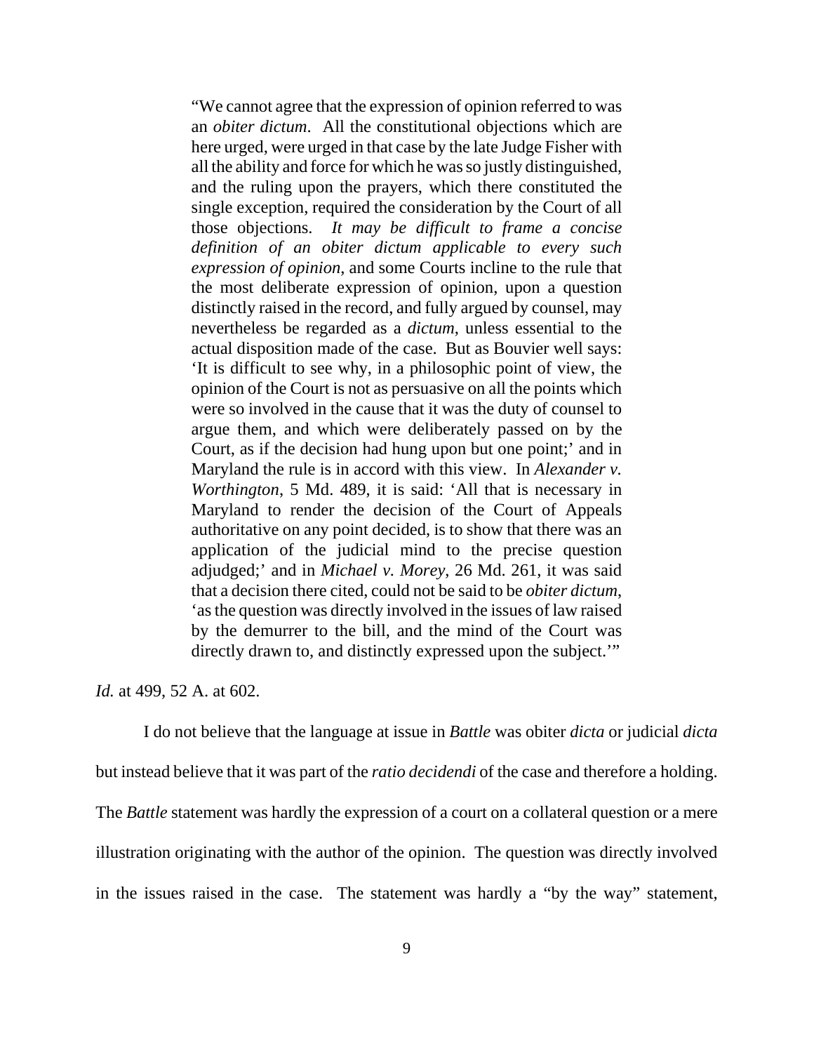> "We cannot agree that the expression of opinion referred to was an *obiter dictum*. All the constitutional objections which are here urged, were urged in that case by the late Judge Fisher with all the ability and force for which he was so justly distinguished, and the ruling upon the prayers, which there constituted the single exception, required the consideration by the Court of all those objections. *It may be difficult to frame a concise definition of an obiter dictum applicable to every such expression of opinion*, and some Courts incline to the rule that the most deliberate expression of opinion, upon a question distinctly raised in the record, and fully argued by counsel, may nevertheless be regarded as a *dictum*, unless essential to the actual disposition made of the case. But as Bouvier well says: 'It is difficult to see why, in a philosophic point of view, the opinion of the Court is not as persuasive on all the points which were so involved in the cause that it was the duty of counsel to argue them, and which were deliberately passed on by the Court, as if the decision had hung upon but one point;' and in Maryland the rule is in accord with this view. In *Alexander v. Worthington*, 5 Md. 489, it is said: 'All that is necessary in Maryland to render the decision of the Court of Appeals authoritative on any point decided, is to show that there was an application of the judicial mind to the precise question adjudged;' and in *Michael v. Morey*, 26 Md. 261, it was said that a decision there cited, could not be said to be *obiter dictum*, 'as the question was directly involved in the issues of law raised by the demurrer to the bill, and the mind of the Court was directly drawn to, and distinctly expressed upon the subject.'"

*Id.* at 499, 52 A. at 602.

I do not believe that the language at issue in *Battle* was obiter *dicta* or judicial *dicta* but instead believe that it was part of the *ratio decidendi* of the case and therefore a holding. The *Battle* statement was hardly the expression of a court on a collateral question or a mere illustration originating with the author of the opinion. The question was directly involved in the issues raised in the case. The statement was hardly a "by the way" statement,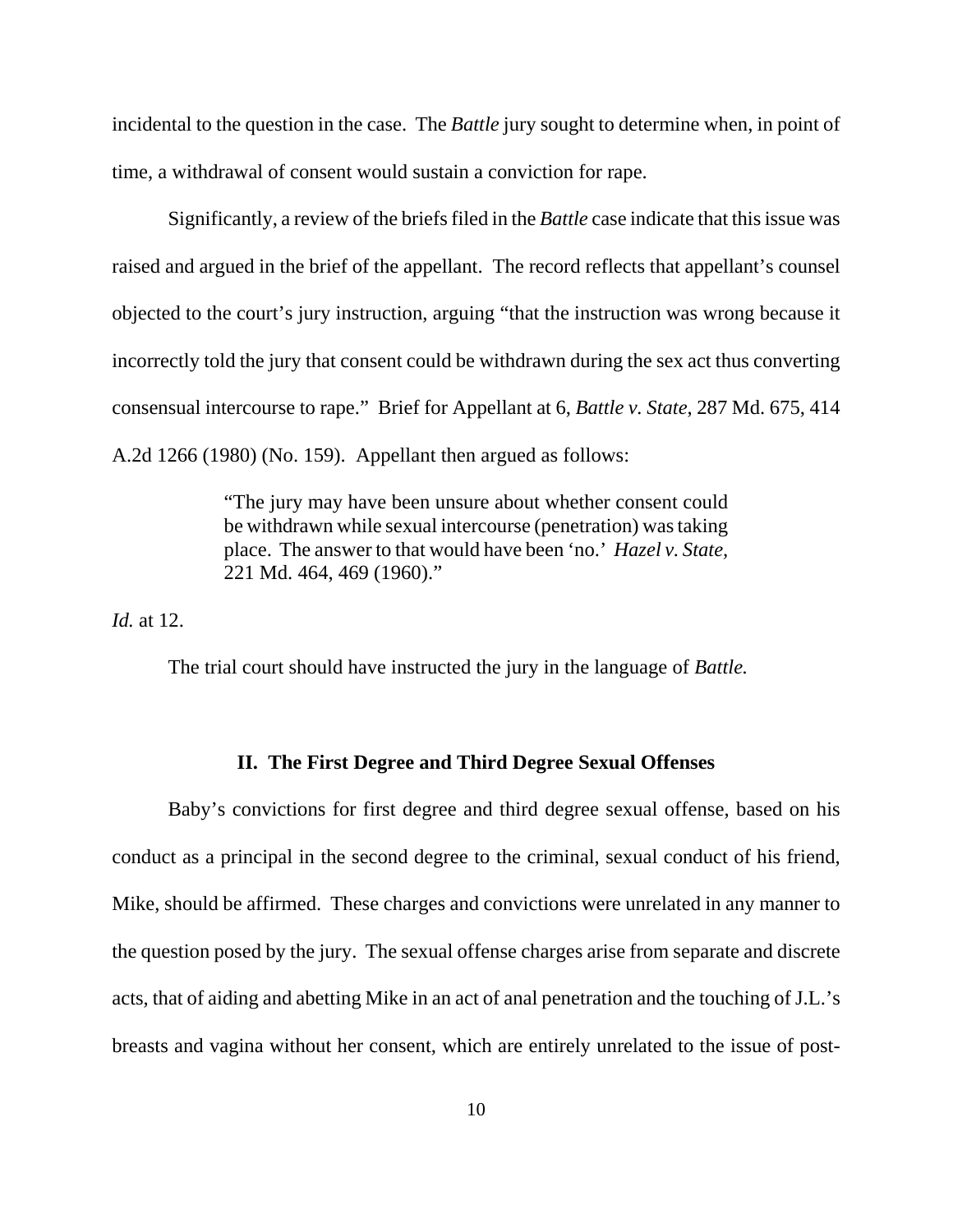incidental to the question in the case. The *Battle* jury sought to determine when, in point of time, a withdrawal of consent would sustain a conviction for rape.

Significantly, a review of the briefs filed in the *Battle* case indicate that this issue was raised and argued in the brief of the appellant. The record reflects that appellant's counsel objected to the court's jury instruction, arguing "that the instruction was wrong because it incorrectly told the jury that consent could be withdrawn during the sex act thus converting consensual intercourse to rape." Brief for Appellant at 6, *Battle v. State*, 287 Md. 675, 414 A.2d 1266 (1980) (No. 159). Appellant then argued as follows:

> "The jury may have been unsure about whether consent could be withdrawn while sexual intercourse (penetration) was taking place. The answer to that would have been 'no.' *Hazel v. State*, 221 Md. 464, 469 (1960)."

*Id.* at 12.

The trial court should have instructed the jury in the language of *Battle.*

## II. The First Degree and Third Degree Sexual Offenses

Baby's convictions for first degree and third degree sexual offense, based on his conduct as a principal in the second degree to the criminal, sexual conduct of his friend, Mike, should be affirmed. These charges and convictions were unrelated in any manner to the question posed by the jury. The sexual offense charges arise from separate and discrete acts, that of aiding and abetting Mike in an act of anal penetration and the touching of J.L.'s breasts and vagina without her consent, which are entirely unrelated to the issue of post-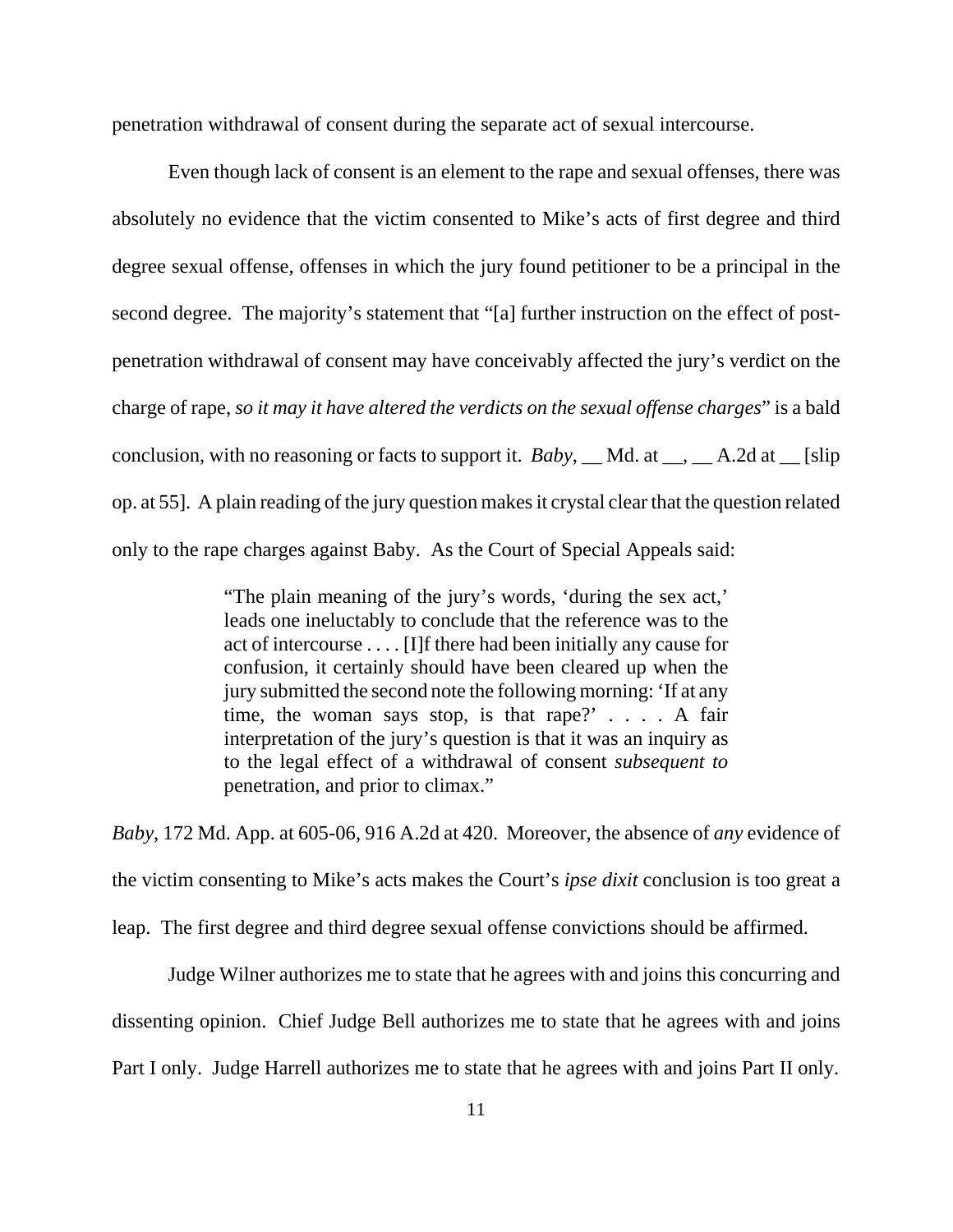penetration withdrawal of consent during the separate act of sexual intercourse.

Even though lack of consent is an element to the rape and sexual offenses, there was absolutely no evidence that the victim consented to Mike's acts of first degree and third degree sexual offense, offenses in which the jury found petitioner to be a principal in the second degree. The majority's statement that "[a] further instruction on the effect of post-penetration withdrawal of consent may have conceivably affected the jury's verdict on the charge of rape, *so it may it have altered the verdicts on the sexual offense charges*" is a bald conclusion, with no reasoning or facts to support it. *Baby*, __ Md. at __, __ A.2d at __ [slip op. at 55]. A plain reading of the jury question makes it crystal clear that the question related only to the rape charges against Baby. As the Court of Special Appeals said:

> "The plain meaning of the jury's words, 'during the sex act,' leads one ineluctably to conclude that the reference was to the act of intercourse . . . . [I]f there had been initially any cause for confusion, it certainly should have been cleared up when the jury submitted the second note the following morning: 'If at any time, the woman says stop, is that rape?' . . . . A fair interpretation of the jury's question is that it was an inquiry as to the legal effect of a withdrawal of consent *subsequent to* penetration, and prior to climax."

*Baby*, 172 Md. App. at 605-06, 916 A.2d at 420. Moreover, the absence of *any* evidence of the victim consenting to Mike's acts makes the Court's *ipse dixit* conclusion is too great a leap. The first degree and third degree sexual offense convictions should be affirmed.

Judge Wilner authorizes me to state that he agrees with and joins this concurring and dissenting opinion. Chief Judge Bell authorizes me to state that he agrees with and joins Part I only. Judge Harrell authorizes me to state that he agrees with and joins Part II only.